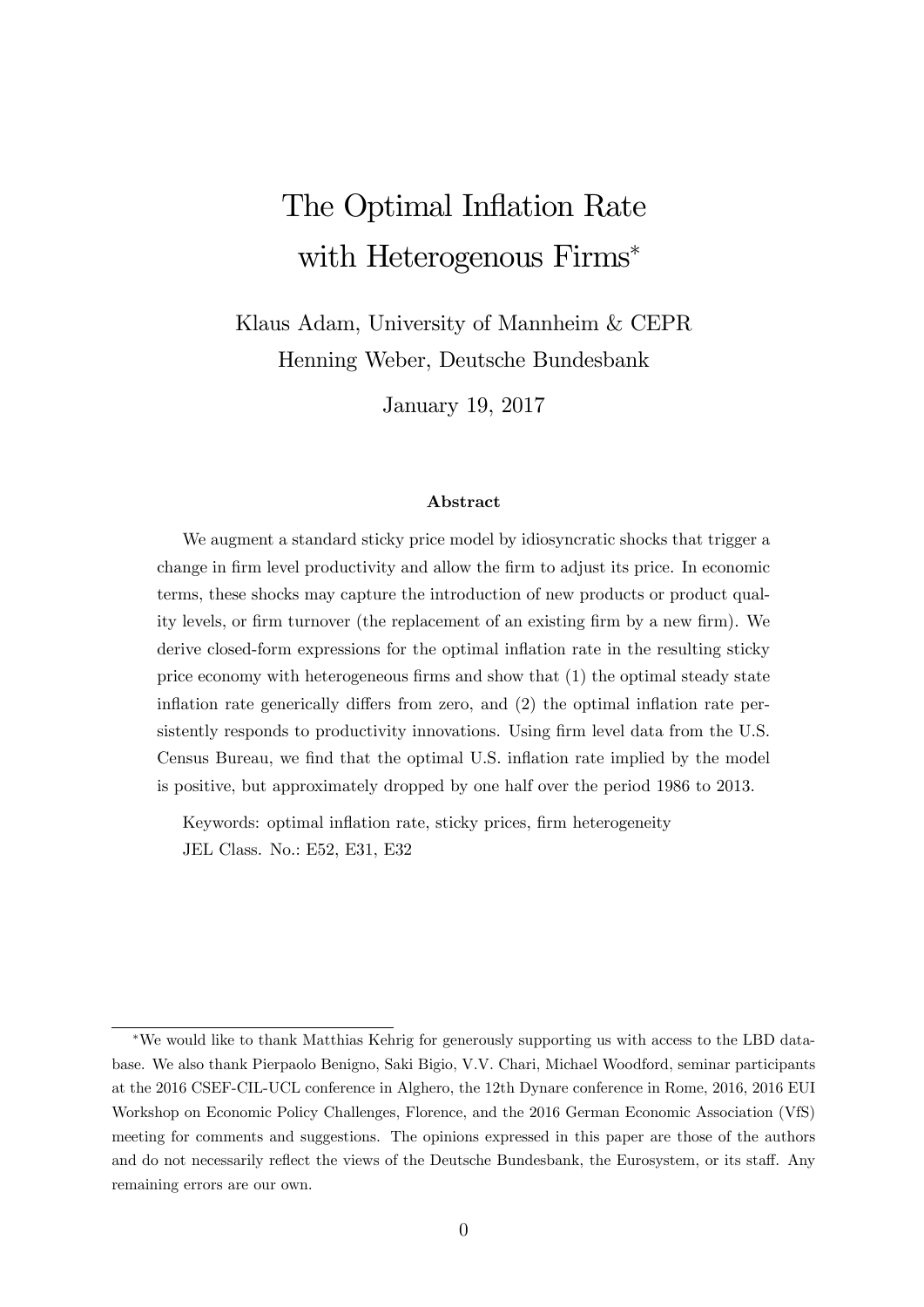# The Optimal Inflation Rate with Heterogenous Firms*

Klaus Adam, University of Mannheim & CEPR

Henning Weber, Deutsche Bundesbank

January 19, 2017

### Abstract

We augment a standard sticky price model by idiosyncratic shocks that trigger a change in firm level productivity and allow the firm to adjust its price. In economic terms, these shocks may capture the introduction of new products or product quality levels, or firm turnover (the replacement of an existing firm by a new firm). We derive closed-form expressions for the optimal inflation rate in the resulting sticky price economy with heterogeneous firms and show that (1) the optimal steady state inflation rate generically differs from zero, and (2) the optimal inflation rate persistently responds to productivity innovations. Using firm level data from the U.S. Census Bureau, we find that the optimal U.S. inflation rate implied by the model is positive, but approximately dropped by one half over the period 1986 to 2013.

Keywords: optimal inflation rate, sticky prices, firm heterogeneity

JEL Class. No.: E52, E31, E32

---

*We would like to thank Matthias Kehrig for generously supporting us with access to the LBD database. We also thank Pierpaolo Benigno, Saki Bigio, V.V. Chari, Michael Woodford, seminar participants at the 2016 CSEF-CIL-UCL conference in Alghero, the 12th Dynare conference in Rome, 2016, 2016 EUI Workshop on Economic Policy Challenges, Florence, and the 2016 German Economic Association (VfS) meeting for comments and suggestions. The opinions expressed in this paper are those of the authors and do not necessarily reflect the views of the Deutsche Bundesbank, the Eurosystem, or its staff. Any remaining errors are our own.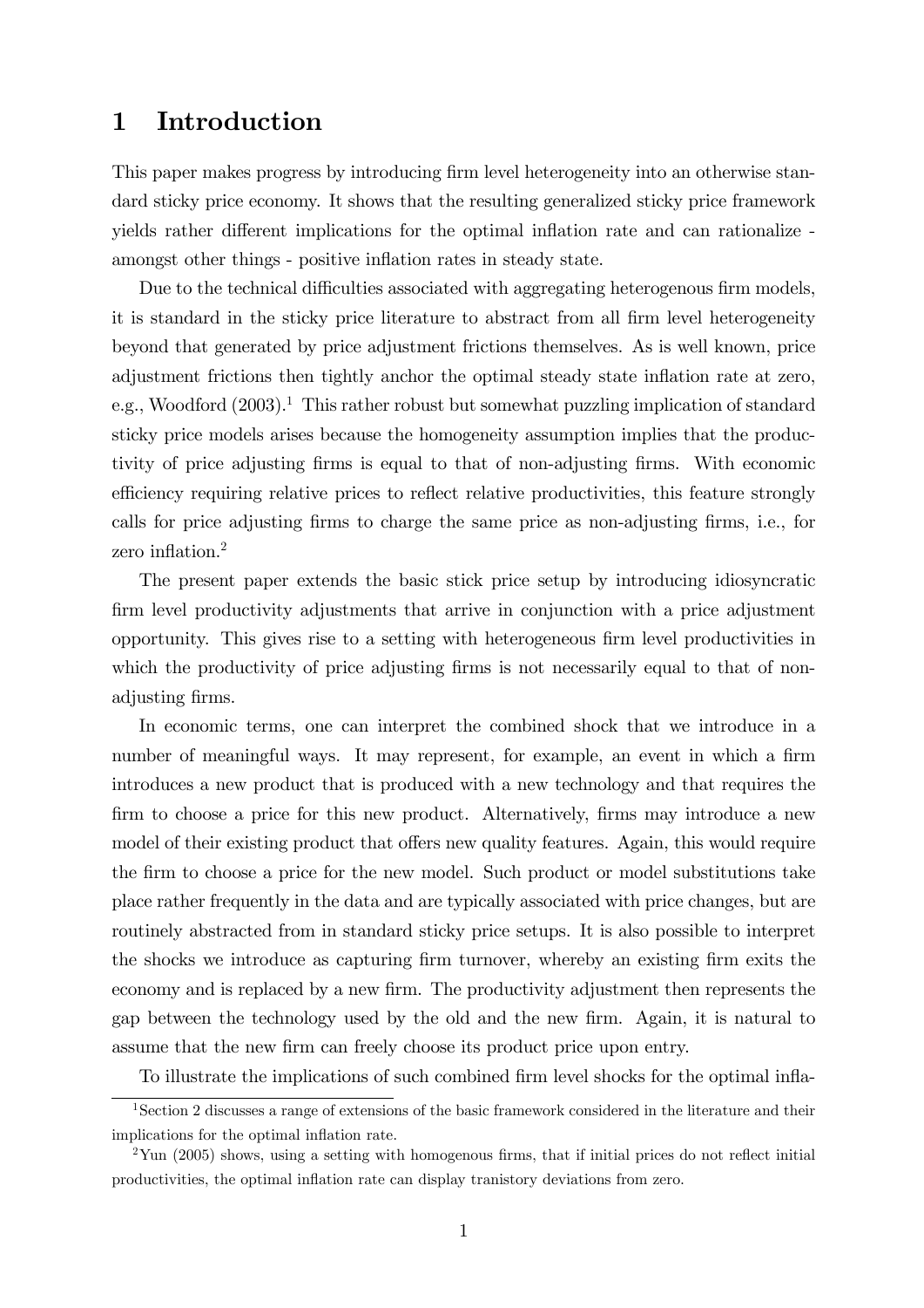# 1 Introduction

This paper makes progress by introducing firm level heterogeneity into an otherwise standard sticky price economy. It shows that the resulting generalized sticky price framework yields rather different implications for the optimal inflation rate and can rationalize - amongst other things - positive inflation rates in steady state.

Due to the technical difficulties associated with aggregating heterogenous firm models, it is standard in the sticky price literature to abstract from all firm level heterogeneity beyond that generated by price adjustment frictions themselves. As is well known, price adjustment frictions then tightly anchor the optimal steady state inflation rate at zero, e.g., Woodford (2003).[1] This rather robust but somewhat puzzling implication of standard sticky price models arises because the homogeneity assumption implies that the productivity of price adjusting firms is equal to that of non-adjusting firms. With economic efficiency requiring relative prices to reflect relative productivities, this feature strongly calls for price adjusting firms to charge the same price as non-adjusting firms, i.e., for zero inflation.[2]

The present paper extends the basic stick price setup by introducing idiosyncratic firm level productivity adjustments that arrive in conjunction with a price adjustment opportunity. This gives rise to a setting with heterogeneous firm level productivities in which the productivity of price adjusting firms is not necessarily equal to that of non-adjusting firms.

In economic terms, one can interpret the combined shock that we introduce in a number of meaningful ways. It may represent, for example, an event in which a firm introduces a new product that is produced with a new technology and that requires the firm to choose a price for this new product. Alternatively, firms may introduce a new model of their existing product that offers new quality features. Again, this would require the firm to choose a price for the new model. Such product or model substitutions take place rather frequently in the data and are typically associated with price changes, but are routinely abstracted from in standard sticky price setups. It is also possible to interpret the shocks we introduce as capturing firm turnover, whereby an existing firm exits the economy and is replaced by a new firm. The productivity adjustment then represents the gap between the technology used by the old and the new firm. Again, it is natural to assume that the new firm can freely choose its product price upon entry.

To illustrate the implications of such combined firm level shocks for the optimal infla-

[1] Section 2 discusses a range of extensions of the basic framework considered in the literature and their implications for the optimal inflation rate.

[2] Yun (2005) shows, using a setting with homogenous firms, that if initial prices do not reflect initial productivities, the optimal inflation rate can display tranistory deviations from zero.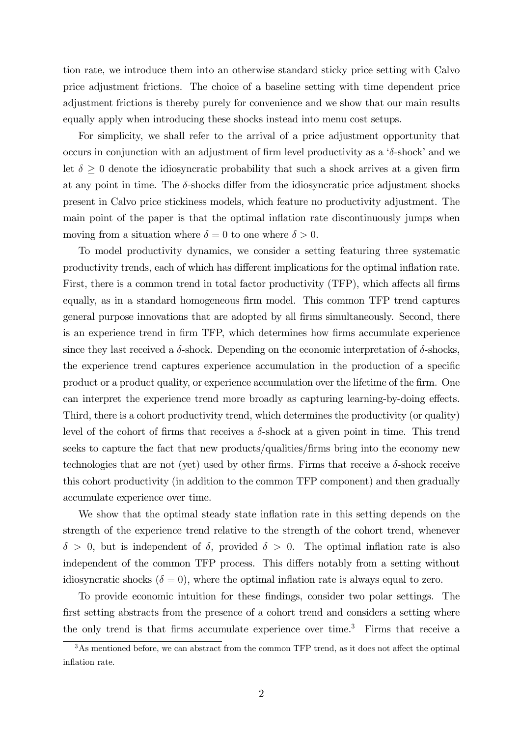tion rate, we introduce them into an otherwise standard sticky price setting with Calvo price adjustment frictions. The choice of a baseline setting with time dependent price adjustment frictions is thereby purely for convenience and we show that our main results equally apply when introducing these shocks instead into menu cost setups.

For simplicity, we shall refer to the arrival of a price adjustment opportunity that occurs in conjunction with an adjustment of firm level productivity as a '$\delta$-shock' and we let $\delta \geq 0$ denote the idiosyncratic probability that such a shock arrives at a given firm at any point in time. The $\delta$-shocks differ from the idiosyncratic price adjustment shocks present in Calvo price stickiness models, which feature no productivity adjustment. The main point of the paper is that the optimal inflation rate discontinuously jumps when moving from a situation where $\delta = 0$ to one where $\delta > 0$.

To model productivity dynamics, we consider a setting featuring three systematic productivity trends, each of which has different implications for the optimal inflation rate. First, there is a common trend in total factor productivity (TFP), which affects all firms equally, as in a standard homogeneous firm model. This common TFP trend captures general purpose innovations that are adopted by all firms simultaneously. Second, there is an experience trend in firm TFP, which determines how firms accumulate experience since they last received a $\delta$-shock. Depending on the economic interpretation of $\delta$-shocks, the experience trend captures experience accumulation in the production of a specific product or a product quality, or experience accumulation over the lifetime of the firm. One can interpret the experience trend more broadly as capturing learning-by-doing effects. Third, there is a cohort productivity trend, which determines the productivity (or quality) level of the cohort of firms that receives a $\delta$-shock at a given point in time. This trend seeks to capture the fact that new products/qualities/firms bring into the economy new technologies that are not (yet) used by other firms. Firms that receive a $\delta$-shock receive this cohort productivity (in addition to the common TFP component) and then gradually accumulate experience over time.

We show that the optimal steady state inflation rate in this setting depends on the strength of the experience trend relative to the strength of the cohort trend, whenever $\delta > 0$, but is independent of $\delta$, provided $\delta > 0$. The optimal inflation rate is also independent of the common TFP process. This differs notably from a setting without idiosyncratic shocks ($\delta = 0$), where the optimal inflation rate is always equal to zero.

To provide economic intuition for these findings, consider two polar settings. The first setting abstracts from the presence of a cohort trend and considers a setting where the only trend is that firms accumulate experience over time.[3] Firms that receive a

[3] As mentioned before, we can abstract from the common TFP trend, as it does not affect the optimal inflation rate.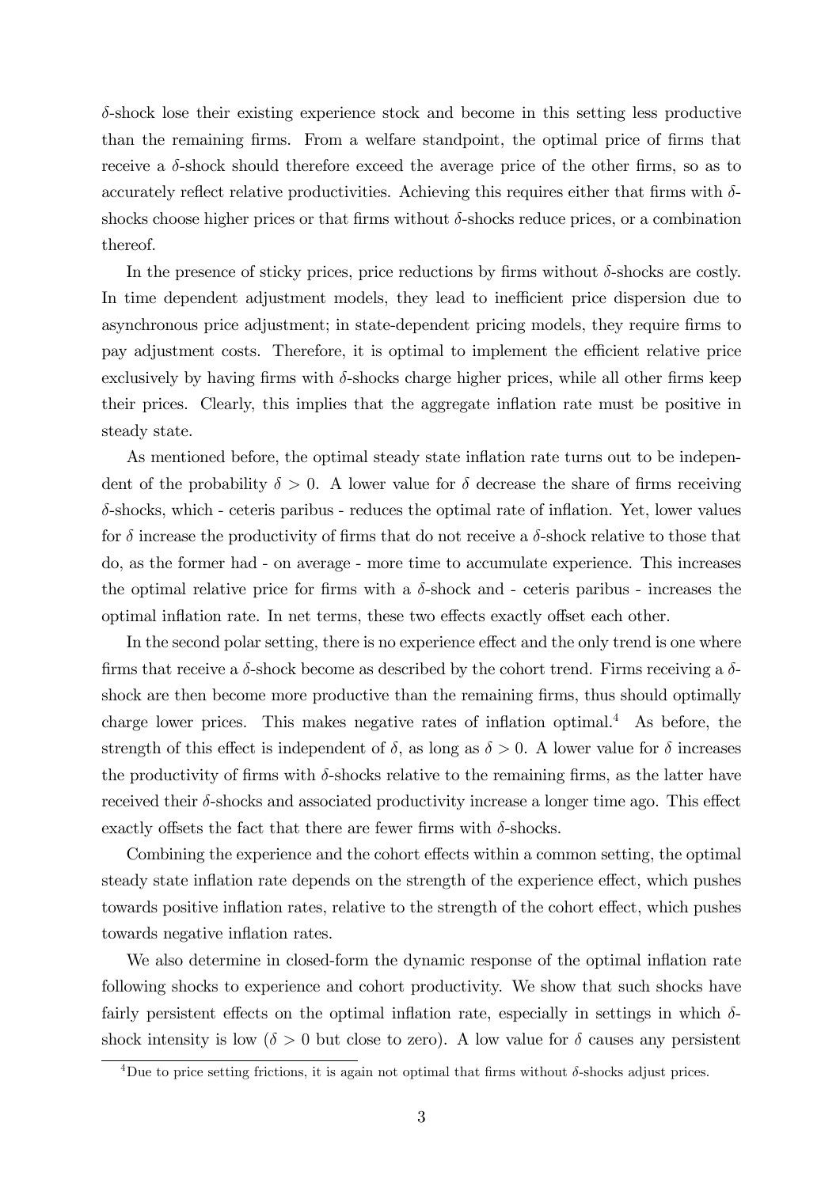$\delta$-shock lose their existing experience stock and become in this setting less productive than the remaining firms. From a welfare standpoint, the optimal price of firms that receive a $\delta$-shock should therefore exceed the average price of the other firms, so as to accurately reflect relative productivities. Achieving this requires either that firms with $\delta$-shocks choose higher prices or that firms without $\delta$-shocks reduce prices, or a combination thereof.

In the presence of sticky prices, price reductions by firms without $\delta$-shocks are costly. In time dependent adjustment models, they lead to inefficient price dispersion due to asynchronous price adjustment; in state-dependent pricing models, they require firms to pay adjustment costs. Therefore, it is optimal to implement the efficient relative price exclusively by having firms with $\delta$-shocks charge higher prices, while all other firms keep their prices. Clearly, this implies that the aggregate inflation rate must be positive in steady state.

As mentioned before, the optimal steady state inflation rate turns out to be independent of the probability $\delta > 0$. A lower value for $\delta$ decrease the share of firms receiving $\delta$-shocks, which - ceteris paribus - reduces the optimal rate of inflation. Yet, lower values for $\delta$ increase the productivity of firms that do not receive a $\delta$-shock relative to those that do, as the former had - on average - more time to accumulate experience. This increases the optimal relative price for firms with a $\delta$-shock and - ceteris paribus - increases the optimal inflation rate. In net terms, these two effects exactly offset each other.

In the second polar setting, there is no experience effect and the only trend is one where firms that receive a $\delta$-shock become as described by the cohort trend. Firms receiving a $\delta$-shock are then become more productive than the remaining firms, thus should optimally charge lower prices. This makes negative rates of inflation optimal.[4] As before, the strength of this effect is independent of $\delta$, as long as $\delta > 0$. A lower value for $\delta$ increases the productivity of firms with $\delta$-shocks relative to the remaining firms, as the latter have received their $\delta$-shocks and associated productivity increase a longer time ago. This effect exactly offsets the fact that there are fewer firms with $\delta$-shocks.

Combining the experience and the cohort effects within a common setting, the optimal steady state inflation rate depends on the strength of the experience effect, which pushes towards positive inflation rates, relative to the strength of the cohort effect, which pushes towards negative inflation rates.

We also determine in closed-form the dynamic response of the optimal inflation rate following shocks to experience and cohort productivity. We show that such shocks have fairly persistent effects on the optimal inflation rate, especially in settings in which $\delta$-shock intensity is low ($\delta > 0$ but close to zero). A low value for $\delta$ causes any persistent

[4] Due to price setting frictions, it is again not optimal that firms without $\delta$-shocks adjust prices.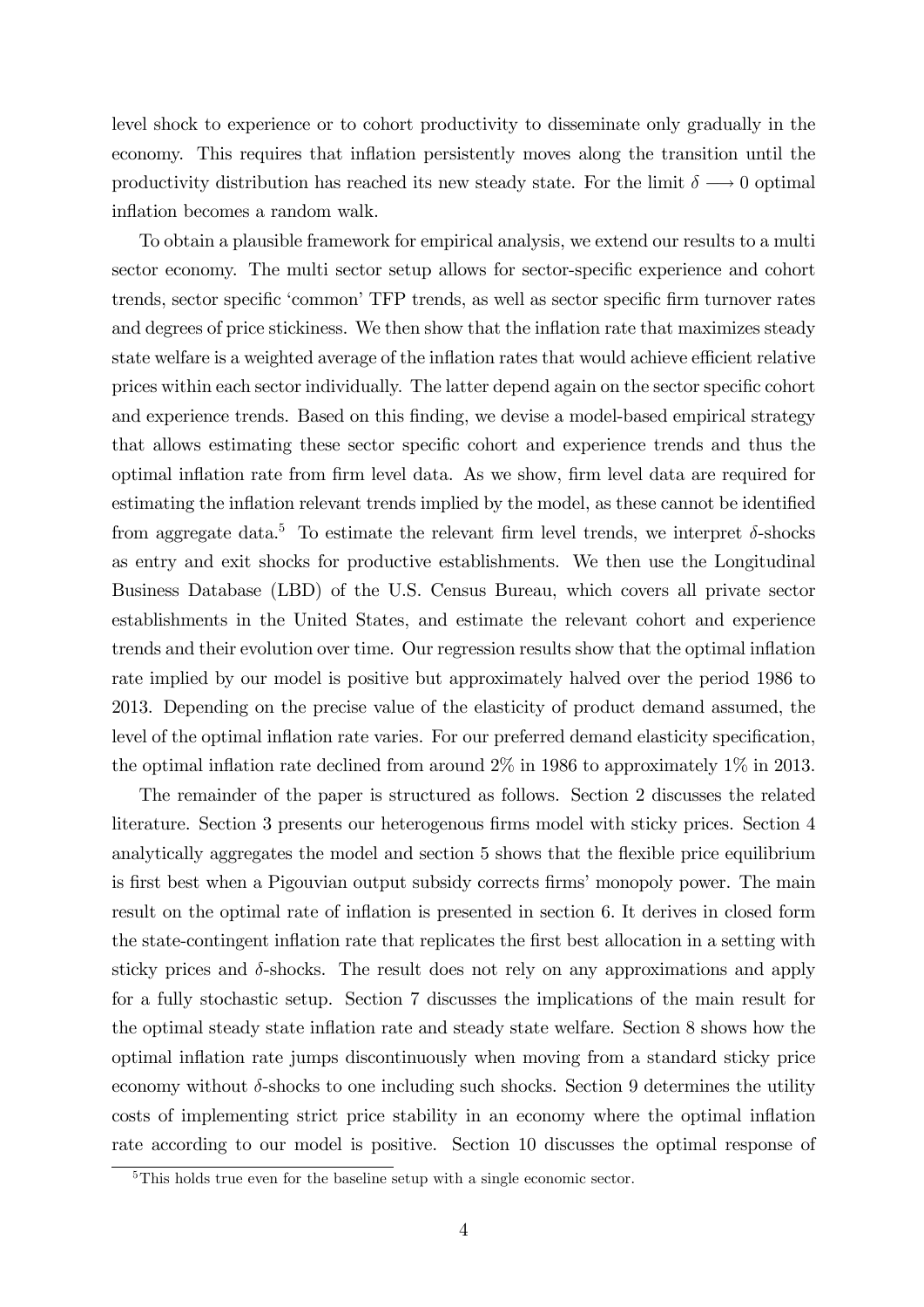level shock to experience or to cohort productivity to disseminate only gradually in the economy. This requires that inflation persistently moves along the transition until the productivity distribution has reached its new steady state. For the limit $\delta \longrightarrow 0$ optimal inflation becomes a random walk.

To obtain a plausible framework for empirical analysis, we extend our results to a multi sector economy. The multi sector setup allows for sector-specific experience and cohort trends, sector specific 'common' TFP trends, as well as sector specific firm turnover rates and degrees of price stickiness. We then show that the inflation rate that maximizes steady state welfare is a weighted average of the inflation rates that would achieve efficient relative prices within each sector individually. The latter depend again on the sector specific cohort and experience trends. Based on this finding, we devise a model-based empirical strategy that allows estimating these sector specific cohort and experience trends and thus the optimal inflation rate from firm level data. As we show, firm level data are required for estimating the inflation relevant trends implied by the model, as these cannot be identified from aggregate data.[5] To estimate the relevant firm level trends, we interpret $\delta$-shocks as entry and exit shocks for productive establishments. We then use the Longitudinal Business Database (LBD) of the U.S. Census Bureau, which covers all private sector establishments in the United States, and estimate the relevant cohort and experience trends and their evolution over time. Our regression results show that the optimal inflation rate implied by our model is positive but approximately halved over the period 1986 to 2013. Depending on the precise value of the elasticity of product demand assumed, the level of the optimal inflation rate varies. For our preferred demand elasticity specification, the optimal inflation rate declined from around 2% in 1986 to approximately 1% in 2013.

The remainder of the paper is structured as follows. Section 2 discusses the related literature. Section 3 presents our heterogenous firms model with sticky prices. Section 4 analytically aggregates the model and section 5 shows that the flexible price equilibrium is first best when a Pigouvian output subsidy corrects firms' monopoly power. The main result on the optimal rate of inflation is presented in section 6. It derives in closed form the state-contingent inflation rate that replicates the first best allocation in a setting with sticky prices and $\delta$-shocks. The result does not rely on any approximations and apply for a fully stochastic setup. Section 7 discusses the implications of the main result for the optimal steady state inflation rate and steady state welfare. Section 8 shows how the optimal inflation rate jumps discontinuously when moving from a standard sticky price economy without $\delta$-shocks to one including such shocks. Section 9 determines the utility costs of implementing strict price stability in an economy where the optimal inflation rate according to our model is positive. Section 10 discusses the optimal response of

[5] This holds true even for the baseline setup with a single economic sector.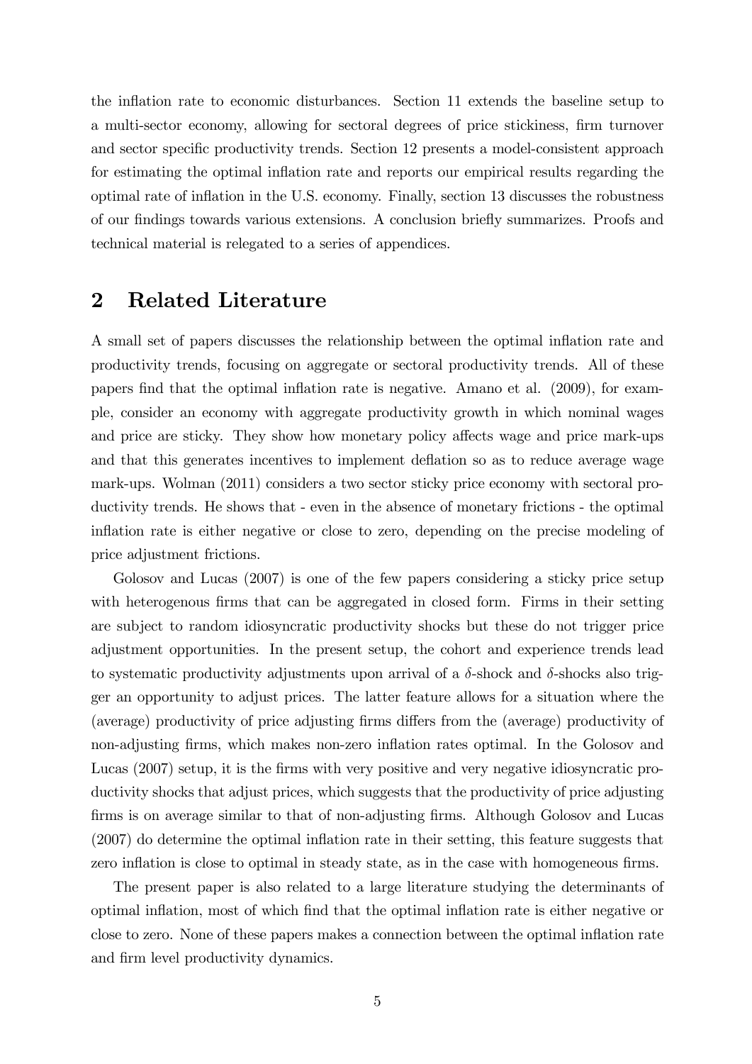the inflation rate to economic disturbances. Section 11 extends the baseline setup to a multi-sector economy, allowing for sectoral degrees of price stickiness, firm turnover and sector specific productivity trends. Section 12 presents a model-consistent approach for estimating the optimal inflation rate and reports our empirical results regarding the optimal rate of inflation in the U.S. economy. Finally, section 13 discusses the robustness of our findings towards various extensions. A conclusion briefly summarizes. Proofs and technical material is relegated to a series of appendices.

## 2 Related Literature

A small set of papers discusses the relationship between the optimal inflation rate and productivity trends, focusing on aggregate or sectoral productivity trends. All of these papers find that the optimal inflation rate is negative. Amano et al. (2009), for example, consider an economy with aggregate productivity growth in which nominal wages and price are sticky. They show how monetary policy affects wage and price mark-ups and that this generates incentives to implement deflation so as to reduce average wage mark-ups. Wolman (2011) considers a two sector sticky price economy with sectoral productivity trends. He shows that - even in the absence of monetary frictions - the optimal inflation rate is either negative or close to zero, depending on the precise modeling of price adjustment frictions.

Golosov and Lucas (2007) is one of the few papers considering a sticky price setup with heterogenous firms that can be aggregated in closed form. Firms in their setting are subject to random idiosyncratic productivity shocks but these do not trigger price adjustment opportunities. In the present setup, the cohort and experience trends lead to systematic productivity adjustments upon arrival of a $\delta$-shock and $\delta$-shocks also trigger an opportunity to adjust prices. The latter feature allows for a situation where the (average) productivity of price adjusting firms differs from the (average) productivity of non-adjusting firms, which makes non-zero inflation rates optimal. In the Golosov and Lucas (2007) setup, it is the firms with very positive and very negative idiosyncratic productivity shocks that adjust prices, which suggests that the productivity of price adjusting firms is on average similar to that of non-adjusting firms. Although Golosov and Lucas (2007) do determine the optimal inflation rate in their setting, this feature suggests that zero inflation is close to optimal in steady state, as in the case with homogeneous firms.

The present paper is also related to a large literature studying the determinants of optimal inflation, most of which find that the optimal inflation rate is either negative or close to zero. None of these papers makes a connection between the optimal inflation rate and firm level productivity dynamics.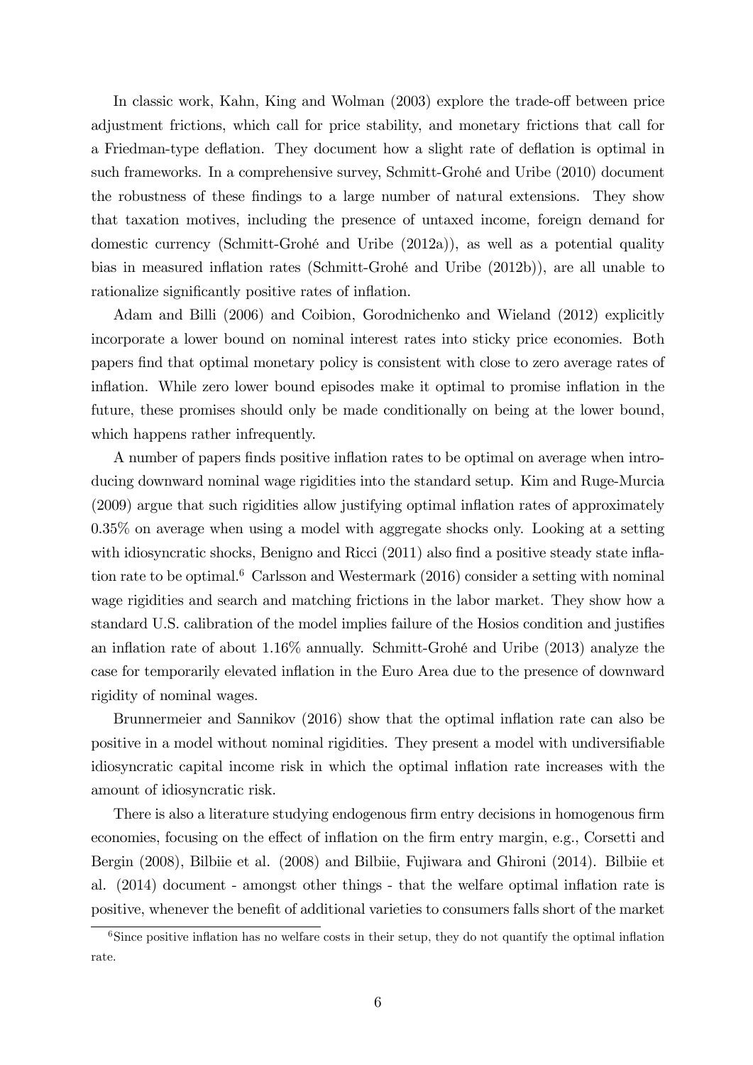In classic work, Kahn, King and Wolman (2003) explore the trade-off between price adjustment frictions, which call for price stability, and monetary frictions that call for a Friedman-type deflation. They document how a slight rate of deflation is optimal in such frameworks. In a comprehensive survey, Schmitt-Grohé and Uribe (2010) document the robustness of these findings to a large number of natural extensions. They show that taxation motives, including the presence of untaxed income, foreign demand for domestic currency (Schmitt-Grohé and Uribe (2012a)), as well as a potential quality bias in measured inflation rates (Schmitt-Grohé and Uribe (2012b)), are all unable to rationalize significantly positive rates of inflation.

Adam and Billi (2006) and Coibion, Gorodnichenko and Wieland (2012) explicitly incorporate a lower bound on nominal interest rates into sticky price economies. Both papers find that optimal monetary policy is consistent with close to zero average rates of inflation. While zero lower bound episodes make it optimal to promise inflation in the future, these promises should only be made conditionally on being at the lower bound, which happens rather infrequently.

A number of papers finds positive inflation rates to be optimal on average when introducing downward nominal wage rigidities into the standard setup. Kim and Ruge-Murcia (2009) argue that such rigidities allow justifying optimal inflation rates of approximately 0.35% on average when using a model with aggregate shocks only. Looking at a setting with idiosyncratic shocks, Benigno and Ricci (2011) also find a positive steady state inflation rate to be optimal.[6] Carlsson and Westermark (2016) consider a setting with nominal wage rigidities and search and matching frictions in the labor market. They show how a standard U.S. calibration of the model implies failure of the Hosios condition and justifies an inflation rate of about 1.16% annually. Schmitt-Grohé and Uribe (2013) analyze the case for temporarily elevated inflation in the Euro Area due to the presence of downward rigidity of nominal wages.

Brunnermeier and Sannikov (2016) show that the optimal inflation rate can also be positive in a model without nominal rigidities. They present a model with undiversifiable idiosyncratic capital income risk in which the optimal inflation rate increases with the amount of idiosyncratic risk.

There is also a literature studying endogenous firm entry decisions in homogenous firm economies, focusing on the effect of inflation on the firm entry margin, e.g., Corsetti and Bergin (2008), Bilbiie et al. (2008) and Bilbiie, Fujiwara and Ghironi (2014). Bilbiie et al. (2014) document - amongst other things - that the welfare optimal inflation rate is positive, whenever the benefit of additional varieties to consumers falls short of the market

[6] Since positive inflation has no welfare costs in their setup, they do not quantify the optimal inflation rate.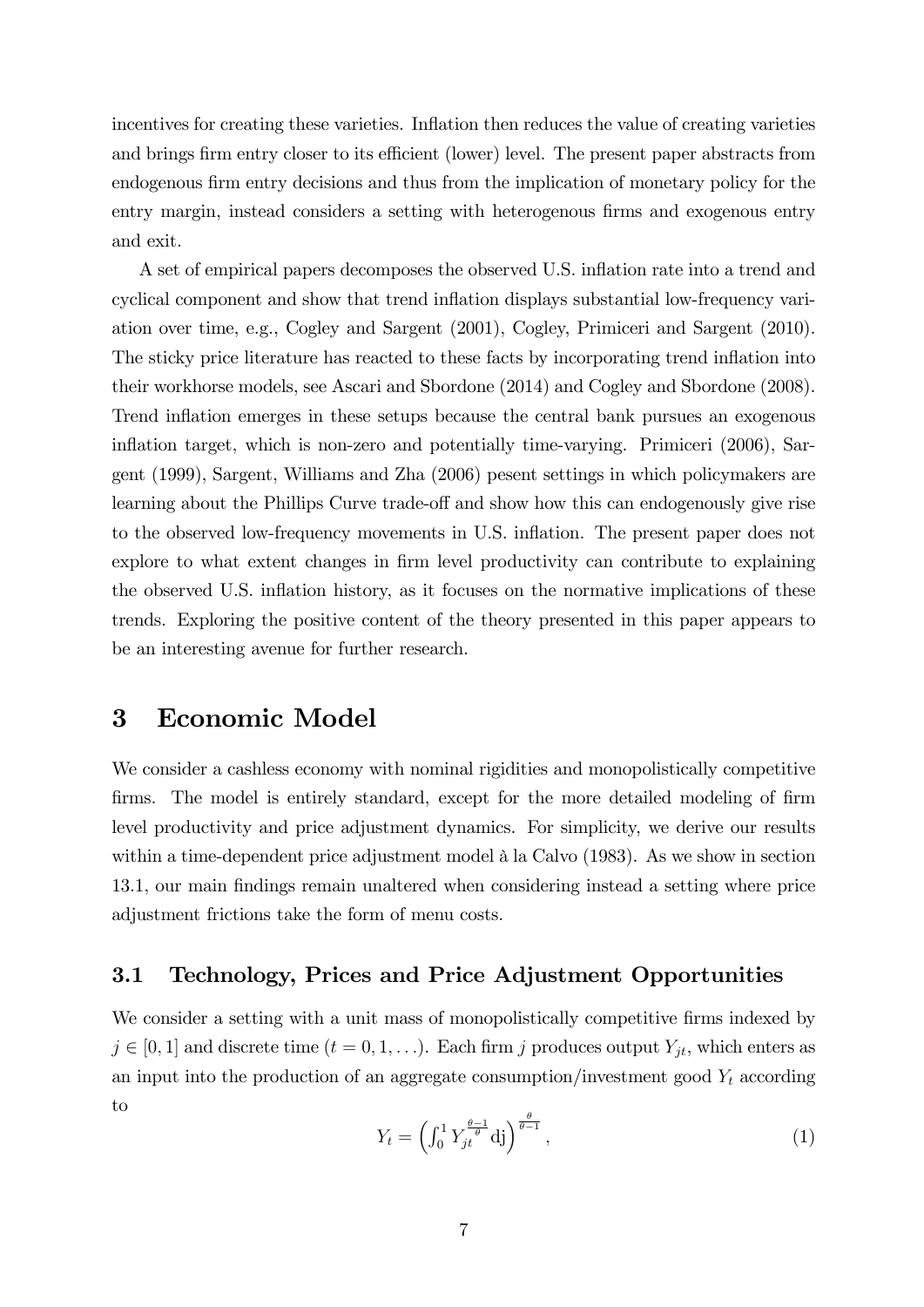incentives for creating these varieties. Inflation then reduces the value of creating varieties and brings firm entry closer to its efficient (lower) level. The present paper abstracts from endogenous firm entry decisions and thus from the implication of monetary policy for the entry margin, instead considers a setting with heterogenous firms and exogenous entry and exit.

A set of empirical papers decomposes the observed U.S. inflation rate into a trend and cyclical component and show that trend inflation displays substantial low-frequency variation over time, e.g., Cogley and Sargent (2001), Cogley, Primiceri and Sargent (2010). The sticky price literature has reacted to these facts by incorporating trend inflation into their workhorse models, see Ascari and Sbordone (2014) and Cogley and Sbordone (2008). Trend inflation emerges in these setups because the central bank pursues an exogenous inflation target, which is non-zero and potentially time-varying. Primiceri (2006), Sargent (1999), Sargent, Williams and Zha (2006) pesent settings in which policymakers are learning about the Phillips Curve trade-off and show how this can endogenously give rise to the observed low-frequency movements in U.S. inflation. The present paper does not explore to what extent changes in firm level productivity can contribute to explaining the observed U.S. inflation history, as it focuses on the normative implications of these trends. Exploring the positive content of the theory presented in this paper appears to be an interesting avenue for further research.

# 3 Economic Model

We consider a cashless economy with nominal rigidities and monopolistically competitive firms. The model is entirely standard, except for the more detailed modeling of firm level productivity and price adjustment dynamics. For simplicity, we derive our results within a time-dependent price adjustment model à la Calvo (1983). As we show in section 13.1, our main findings remain unaltered when considering instead a setting where price adjustment frictions take the form of menu costs.

## 3.1 Technology, Prices and Price Adjustment Opportunities

We consider a setting with a unit mass of monopolistically competitive firms indexed by $j \in [0, 1]$ and discrete time ($t = 0, 1, \ldots$). Each firm $j$ produces output $Y_{jt}$, which enters as an input into the production of an aggregate consumption/investment good $Y_t$ according to

$$Y_t = \left( \int_0^1 Y_{jt}^{\frac{\theta-1}{\theta}} \mathrm{dj} \right)^{\frac{\theta}{\theta-1}}, \tag{1}$$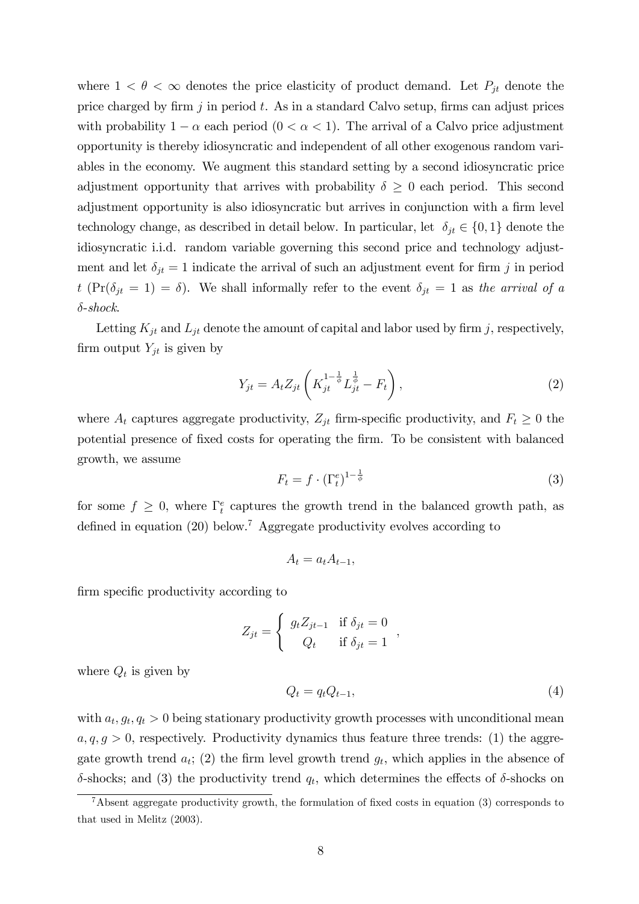where $1 < \theta < \infty$ denotes the price elasticity of product demand. Let $P_{jt}$ denote the price charged by firm $j$ in period $t$. As in a standard Calvo setup, firms can adjust prices with probability $1 - \alpha$ each period ($0 < \alpha < 1$). The arrival of a Calvo price adjustment opportunity is thereby idiosyncratic and independent of all other exogenous random variables in the economy. We augment this standard setting by a second idiosyncratic price adjustment opportunity that arrives with probability $\delta \geq 0$ each period. This second adjustment opportunity is also idiosyncratic but arrives in conjunction with a firm level technology change, as described in detail below. In particular, let $\delta_{jt} \in \{0, 1\}$ denote the idiosyncratic i.i.d. random variable governing this second price and technology adjustment and let $\delta_{jt} = 1$ indicate the arrival of such an adjustment event for firm $j$ in period $t$ ($\Pr(\delta_{jt} = 1) = \delta$). We shall informally refer to the event $\delta_{jt} = 1$ as *the arrival of a $\delta$-shock*.

Letting $K_{jt}$ and $L_{jt}$ denote the amount of capital and labor used by firm $j$, respectively, firm output $Y_{jt}$ is given by

$$Y_{jt} = A_t Z_{jt} \left( K_{jt}^{1-\frac{1}{\phi}} L_{jt}^{\frac{1}{\phi}} - F_t \right), \tag{2}$$

where $A_t$ captures aggregate productivity, $Z_{jt}$ firm-specific productivity, and $F_t \geq 0$ the potential presence of fixed costs for operating the firm. To be consistent with balanced growth, we assume

$$F_t = f \cdot (\Gamma_t^e)^{1-\frac{1}{\phi}} \tag{3}$$

for some $f \geq 0$, where $\Gamma_t^e$ captures the growth trend in the balanced growth path, as defined in equation (20) below.[7] Aggregate productivity evolves according to

$$A_t = a_t A_{t-1},$$

firm specific productivity according to

$$Z_{jt} = \begin{cases} g_t Z_{jt-1} & \text{if } \delta_{jt} = 0 \\ Q_t & \text{if } \delta_{jt} = 1 \end{cases},$$

where $Q_t$ is given by

$$Q_t = q_t Q_{t-1}, \tag{4}$$

with $a_t, g_t, q_t > 0$ being stationary productivity growth processes with unconditional mean $a, q, g > 0$, respectively. Productivity dynamics thus feature three trends: (1) the aggregate growth trend $a_t$; (2) the firm level growth trend $g_t$, which applies in the absence of $\delta$-shocks; and (3) the productivity trend $q_t$, which determines the effects of $\delta$-shocks on

[7] Absent aggregate productivity growth, the formulation of fixed costs in equation (3) corresponds to that used in Melitz (2003).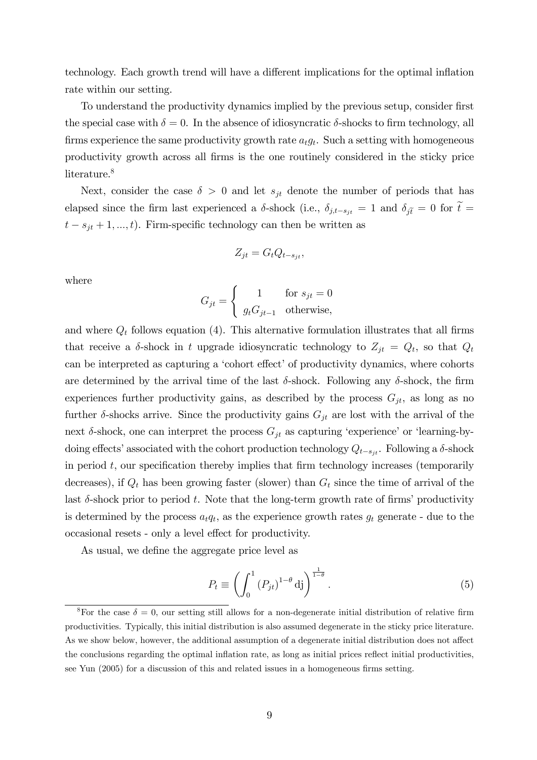technology. Each growth trend will have a different implications for the optimal inflation rate within our setting.

To understand the productivity dynamics implied by the previous setup, consider first the special case with $\delta = 0$. In the absence of idiosyncratic $\delta$-shocks to firm technology, all firms experience the same productivity growth rate $a_t g_t$. Such a setting with homogeneous productivity growth across all firms is the one routinely considered in the sticky price literature.[8]

Next, consider the case $\delta > 0$ and let $s_{jt}$ denote the number of periods that has elapsed since the firm last experienced a $\delta$-shock (i.e., $\delta_{j,t-s_{jt}} = 1$ and $\delta_{j\widetilde{t}} = 0$ for $\widetilde{t} = t - s_{jt} + 1, ..., t$). Firm-specific technology can then be written as

$$Z_{jt} = G_t Q_{t-s_{jt}},$$

where

$$G_{jt} = \begin{cases} 1 & \text{for } s_{jt} = 0 \\ g_t G_{jt-1} & \text{otherwise,} \end{cases}$$

and where $Q_t$ follows equation (4). This alternative formulation illustrates that all firms that receive a $\delta$-shock in $t$ upgrade idiosyncratic technology to $Z_{jt} = Q_t$, so that $Q_t$ can be interpreted as capturing a 'cohort effect' of productivity dynamics, where cohorts are determined by the arrival time of the last $\delta$-shock. Following any $\delta$-shock, the firm experiences further productivity gains, as described by the process $G_{jt}$, as long as no further $\delta$-shocks arrive. Since the productivity gains $G_{jt}$ are lost with the arrival of the next $\delta$-shock, one can interpret the process $G_{jt}$ as capturing 'experience' or 'learning-by-doing effects' associated with the cohort production technology $Q_{t-s_{jt}}$. Following a $\delta$-shock in period $t$, our specification thereby implies that firm technology increases (temporarily decreases), if $Q_t$ has been growing faster (slower) than $G_t$ since the time of arrival of the last $\delta$-shock prior to period $t$. Note that the long-term growth rate of firms' productivity is determined by the process $a_t q_t$, as the experience growth rates $g_t$ generate - due to the occasional resets - only a level effect for productivity.

As usual, we define the aggregate price level as

$$P_t \equiv \left( \int_0^1 (P_{jt})^{1-\theta} \mathrm{dj} \right)^{\frac{1}{1-\theta}}. \tag{5}$$

[8] For the case $\delta = 0$, our setting still allows for a non-degenerate initial distribution of relative firm productivities. Typically, this initial distribution is also assumed degenerate in the sticky price literature. As we show below, however, the additional assumption of a degenerate initial distribution does not affect the conclusions regarding the optimal inflation rate, as long as initial prices reflect initial productivities, see Yun (2005) for a discussion of this and related issues in a homogeneous firms setting.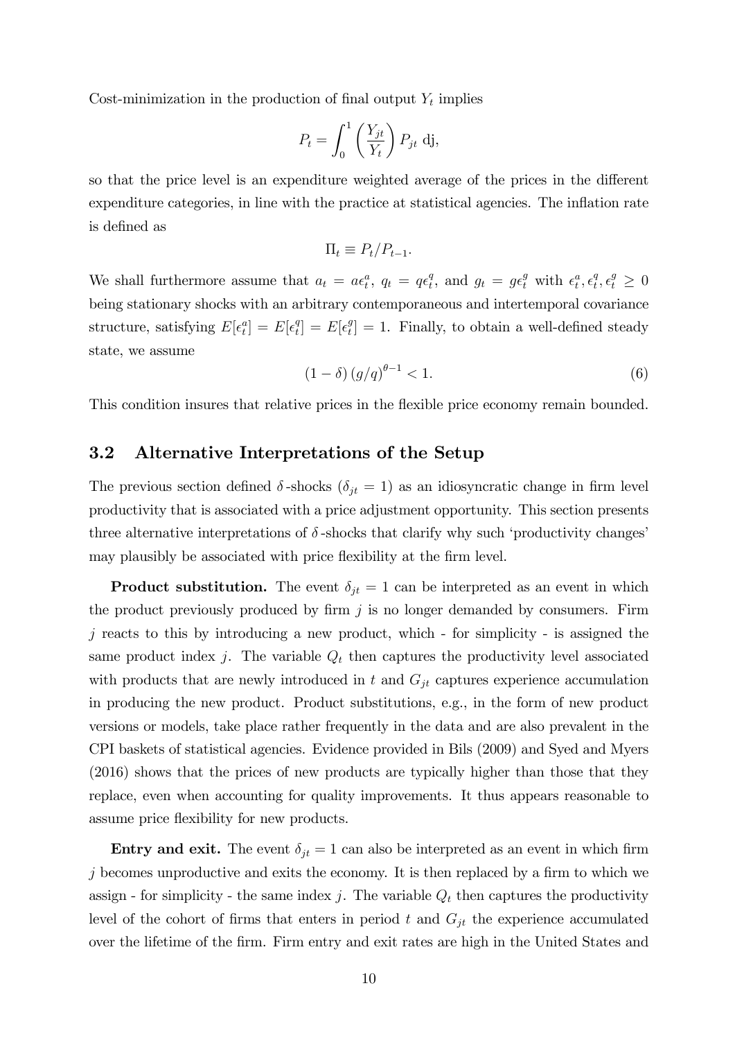Cost-minimization in the production of final output $Y_t$ implies

$$P_t = \int_0^1 \left( \frac{Y_{jt}}{Y_t} \right) P_{jt} \text{ dj},$$

so that the price level is an expenditure weighted average of the prices in the different expenditure categories, in line with the practice at statistical agencies. The inflation rate is defined as

$$\Pi_t \equiv P_t / P_{t-1}.$$

We shall furthermore assume that $a_t = a\epsilon_t^a$, $q_t = q\epsilon_t^q$, and $g_t = g\epsilon_t^g$ with $\epsilon_t^a, \epsilon_t^q, \epsilon_t^g \geq 0$ being stationary shocks with an arbitrary contemporaneous and intertemporal covariance structure, satisfying $E[\epsilon_t^a] = E[\epsilon_t^q] = E[\epsilon_t^g] = 1$. Finally, to obtain a well-defined steady state, we assume

$$(1 - \delta) (g/q)^{\theta - 1} < 1. \tag{6}$$

This condition insures that relative prices in the flexible price economy remain bounded.

## 3.2 Alternative Interpretations of the Setup

The previous section defined $\delta$-shocks ($\delta_{jt} = 1$) as an idiosyncratic change in firm level productivity that is associated with a price adjustment opportunity. This section presents three alternative interpretations of $\delta$-shocks that clarify why such 'productivity changes' may plausibly be associated with price flexibility at the firm level.

**Product substitution.** The event $\delta_{jt} = 1$ can be interpreted as an event in which the product previously produced by firm $j$ is no longer demanded by consumers. Firm $j$ reacts to this by introducing a new product, which - for simplicity - is assigned the same product index $j$. The variable $Q_t$ then captures the productivity level associated with products that are newly introduced in $t$ and $G_{jt}$ captures experience accumulation in producing the new product. Product substitutions, e.g., in the form of new product versions or models, take place rather frequently in the data and are also prevalent in the CPI baskets of statistical agencies. Evidence provided in Bils (2009) and Syed and Myers (2016) shows that the prices of new products are typically higher than those that they replace, even when accounting for quality improvements. It thus appears reasonable to assume price flexibility for new products.

**Entry and exit.** The event $\delta_{jt} = 1$ can also be interpreted as an event in which firm $j$ becomes unproductive and exits the economy. It is then replaced by a firm to which we assign - for simplicity - the same index $j$. The variable $Q_t$ then captures the productivity level of the cohort of firms that enters in period $t$ and $G_{jt}$ the experience accumulated over the lifetime of the firm. Firm entry and exit rates are high in the United States and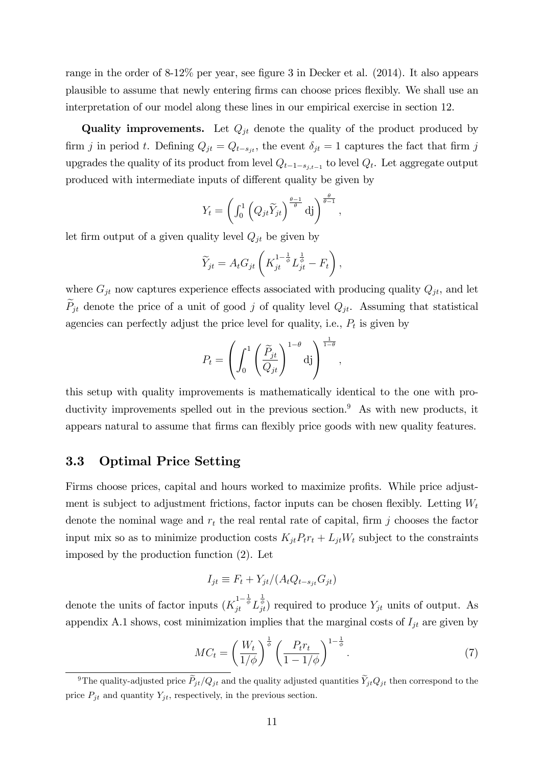range in the order of 8-12% per year, see figure 3 in Decker et al. (2014). It also appears plausible to assume that newly entering firms can choose prices flexibly. We shall use an interpretation of our model along these lines in our empirical exercise in section 12.

**Quality improvements.** Let $Q_{jt}$ denote the quality of the product produced by firm $j$ in period $t$. Defining $Q_{jt} = Q_{t-s_{jt}}$, the event $\delta_{jt} = 1$ captures the fact that firm $j$ upgrades the quality of its product from level $Q_{t-1-s_{j,t-1}}$ to level $Q_t$. Let aggregate output produced with intermediate inputs of different quality be given by

$$Y_t = \left( \int_0^1 \left( Q_{jt} \widetilde{Y}_{jt} \right)^{\frac{\theta-1}{\theta}} \mathrm{dj} \right)^{\frac{\theta}{\theta-1}},$$

let firm output of a given quality level $Q_{jt}$ be given by

$$\widetilde{Y}_{jt} = A_t G_{jt} \left( K_{jt}^{1-\frac{1}{\phi}} L_{jt}^{\frac{1}{\phi}} - F_t \right),$$

where $G_{jt}$ now captures experience effects associated with producing quality $Q_{jt}$, and let $\widetilde{P}_{jt}$ denote the price of a unit of good $j$ of quality level $Q_{jt}$. Assuming that statistical agencies can perfectly adjust the price level for quality, i.e., $P_t$ is given by

$$P_t = \left( \int_0^1 \left( \frac{\widetilde{P}_{jt}}{Q_{jt}} \right)^{1-\theta} \mathrm{dj} \right)^{\frac{1}{1-\theta}},$$

this setup with quality improvements is mathematically identical to the one with productivity improvements spelled out in the previous section.[9] As with new products, it appears natural to assume that firms can flexibly price goods with new quality features.

### 3.3 Optimal Price Setting

Firms choose prices, capital and hours worked to maximize profits. While price adjustment is subject to adjustment frictions, factor inputs can be chosen flexibly. Letting $W_t$ denote the nominal wage and $r_t$ the real rental rate of capital, firm $j$ chooses the factor input mix so as to minimize production costs $K_{jt} P_t r_t + L_{jt} W_t$ subject to the constraints imposed by the production function (2). Let

$$I_{jt} \equiv F_t + Y_{jt} / (A_t Q_{t-s_{jt}} G_{jt})$$

denote the units of factor inputs ($K_{jt}^{1-\frac{1}{\phi}} L_{jt}^{\frac{1}{\phi}}$) required to produce $Y_{jt}$ units of output. As appendix A.1 shows, cost minimization implies that the marginal costs of $I_{jt}$ are given by

$$MC_t = \left( \frac{W_t}{1/\phi} \right)^{\frac{1}{\phi}} \left( \frac{P_t r_t}{1 - 1/\phi} \right)^{1-\frac{1}{\phi}}. \tag{7}$$

[9] The quality-adjusted price $\widetilde{P}_{jt}/Q_{jt}$ and the quality adjusted quantities $\widetilde{Y}_{jt} Q_{jt}$ then correspond to the price $P_{jt}$ and quantity $Y_{jt}$, respectively, in the previous section.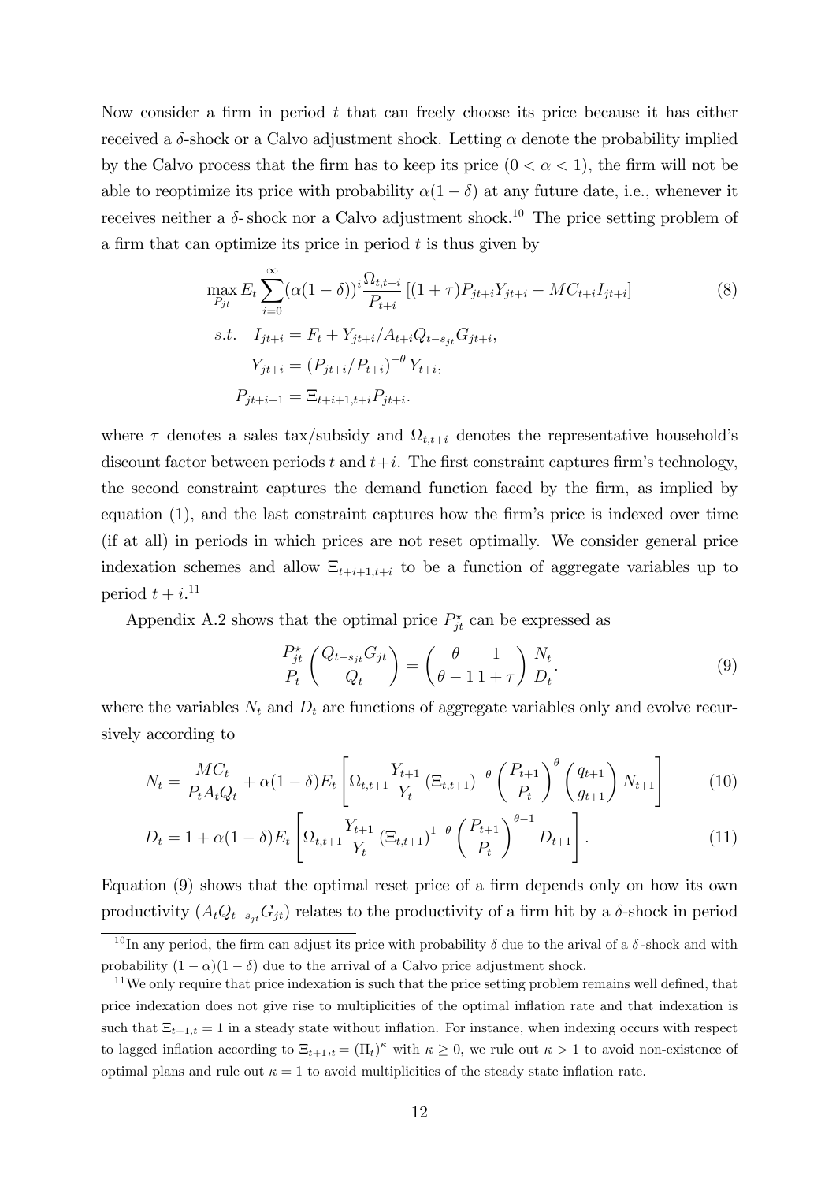Now consider a firm in period $t$ that can freely choose its price because it has either received a $\delta$-shock or a Calvo adjustment shock. Letting $\alpha$ denote the probability implied by the Calvo process that the firm has to keep its price $(0 < \alpha < 1)$, the firm will not be able to reoptimize its price with probability $\alpha(1-\delta)$ at any future date, i.e., whenever it receives neither a $\delta$-shock nor a Calvo adjustment shock.[10] The price setting problem of a firm that can optimize its price in period $t$ is thus given by

$$\max_{P_{jt}} E_t \sum_{i=0}^{\infty} (\alpha(1-\delta))^i \frac{\Omega_{t,t+i}}{P_{t+i}} \left[(1+\tau)P_{jt+i}Y_{jt+i} - MC_{t+i}I_{jt+i}\right] \tag{8}$$

$$\begin{aligned}
s.t. \quad & I_{jt+i} = F_t + Y_{jt+i}/A_{t+i}Q_{t-s_{jt}}G_{jt+i}, \\
& Y_{jt+i} = \left(P_{jt+i}/P_{t+i}\right)^{-\theta} Y_{t+i}, \\
& P_{jt+i+1} = \Xi_{t+i+1,t+i} P_{jt+i}.
\end{aligned}$$

where $\tau$ denotes a sales tax/subsidy and $\Omega_{t,t+i}$ denotes the representative household's discount factor between periods $t$ and $t+i$. The first constraint captures firm's technology, the second constraint captures the demand function faced by the firm, as implied by equation (1), and the last constraint captures how the firm's price is indexed over time (if at all) in periods in which prices are not reset optimally. We consider general price indexation schemes and allow $\Xi_{t+i+1,t+i}$ to be a function of aggregate variables up to period $t+i$.[11]

Appendix A.2 shows that the optimal price $P^{\star}_{jt}$ can be expressed as

$$\frac{P^{\star}_{jt}}{P_t}\left(\frac{Q_{t-s_{jt}}G_{jt}}{Q_t}\right) = \left(\frac{\theta}{\theta-1}\frac{1}{1+\tau}\right)\frac{N_t}{D_t}. \tag{9}$$

where the variables $N_t$ and $D_t$ are functions of aggregate variables only and evolve recursively according to

$$N_t = \frac{MC_t}{P_t A_t Q_t} + \alpha(1-\delta)E_t\left[\Omega_{t,t+1}\frac{Y_{t+1}}{Y_t}\left(\Xi_{t,t+1}\right)^{-\theta}\left(\frac{P_{t+1}}{P_t}\right)^{\theta}\left(\frac{q_{t+1}}{g_{t+1}}\right)N_{t+1}\right] \tag{10}$$

$$D_t = 1 + \alpha(1-\delta)E_t\left[\Omega_{t,t+1}\frac{Y_{t+1}}{Y_t}\left(\Xi_{t,t+1}\right)^{1-\theta}\left(\frac{P_{t+1}}{P_t}\right)^{\theta-1}D_{t+1}\right]. \tag{11}$$

Equation (9) shows that the optimal reset price of a firm depends only on how its own productivity ($A_t Q_{t-s_{jt}} G_{jt}$) relates to the productivity of a firm hit by a $\delta$-shock in period

[10] In any period, the firm can adjust its price with probability $\delta$ due to the arival of a $\delta$-shock and with probability $(1-\alpha)(1-\delta)$ due to the arrival of a Calvo price adjustment shock.

[11] We only require that price indexation is such that the price setting problem remains well defined, that price indexation does not give rise to multiplicities of the optimal inflation rate and that indexation is such that $\Xi_{t+1,t} = 1$ in a steady state without inflation. For instance, when indexing occurs with respect to lagged inflation according to $\Xi_{t+1,t} = (\Pi_t)^{\kappa}$ with $\kappa \geq 0$, we rule out $\kappa > 1$ to avoid non-existence of optimal plans and rule out $\kappa = 1$ to avoid multiplicities of the steady state inflation rate.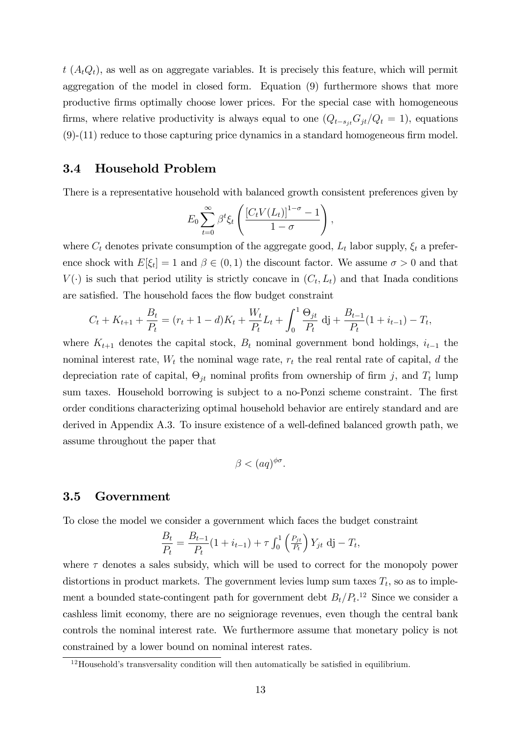$t$ $(A_t Q_t)$, as well as on aggregate variables. It is precisely this feature, which will permit aggregation of the model in closed form. Equation (9) furthermore shows that more productive firms optimally choose lower prices. For the special case with homogeneous firms, where relative productivity is always equal to one $(Q_{t-s_{jt}} G_{jt}/Q_t = 1)$, equations (9)-(11) reduce to those capturing price dynamics in a standard homogeneous firm model.

### 3.4 Household Problem

There is a representative household with balanced growth consistent preferences given by

$$E_0 \sum_{t=0}^{\infty} \beta^t \xi_t \left( \frac{[C_t V(L_t)]^{1-\sigma} - 1}{1-\sigma} \right),$$

where $C_t$ denotes private consumption of the aggregate good, $L_t$ labor supply, $\xi_t$ a preference shock with $E[\xi_t] = 1$ and $\beta \in (0,1)$ the discount factor. We assume $\sigma > 0$ and that $V(\cdot)$ is such that period utility is strictly concave in $(C_t, L_t)$ and that Inada conditions are satisfied. The household faces the flow budget constraint

$$C_t + K_{t+1} + \frac{B_t}{P_t} = (r_t + 1 - d)K_t + \frac{W_t}{P_t} L_t + \int_0^1 \frac{\Theta_{jt}}{P_t} \, \mathrm{dj} + \frac{B_{t-1}}{P_t}(1 + i_{t-1}) - T_t,$$

where $K_{t+1}$ denotes the capital stock, $B_t$ nominal government bond holdings, $i_{t-1}$ the nominal interest rate, $W_t$ the nominal wage rate, $r_t$ the real rental rate of capital, $d$ the depreciation rate of capital, $\Theta_{jt}$ nominal profits from ownership of firm $j$, and $T_t$ lump sum taxes. Household borrowing is subject to a no-Ponzi scheme constraint. The first order conditions characterizing optimal household behavior are entirely standard and are derived in Appendix A.3. To insure existence of a well-defined balanced growth path, we assume throughout the paper that

$$\beta < (aq)^{\phi\sigma}.$$

### 3.5 Government

To close the model we consider a government which faces the budget constraint

$$\frac{B_t}{P_t} = \frac{B_{t-1}}{P_t}(1 + i_{t-1}) + \tau \int_0^1 \left( \frac{P_{jt}}{P_t} \right) Y_{jt} \, \mathrm{dj} - T_t,$$

where $\tau$ denotes a sales subsidy, which will be used to correct for the monopoly power distortions in product markets. The government levies lump sum taxes $T_t$, so as to implement a bounded state-contingent path for government debt $B_t/P_t$.[12] Since we consider a cashless limit economy, there are no seigniorage revenues, even though the central bank controls the nominal interest rate. We furthermore assume that monetary policy is not constrained by a lower bound on nominal interest rates.

[12] Household's transversality condition will then automatically be satisfied in equilibrium.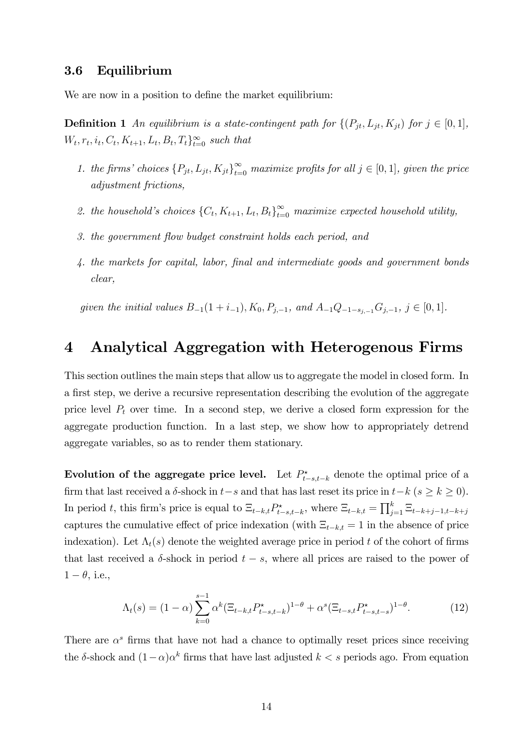### 3.6 Equilibrium

We are now in a position to define the market equilibrium:

**Definition 1** *An equilibrium is a state-contingent path for* $\{(P_{jt}, L_{jt}, K_{jt})$ *for* $j \in [0,1]$, $W_t, r_t, i_t, C_t, K_{t+1}, L_t, B_t, T_t\}_{t=0}^{\infty}$ *such that*

1. *the firms' choices* $\{P_{jt}, L_{jt}, K_{jt}\}_{t=0}^{\infty}$ *maximize profits for all* $j \in [0,1]$*, given the price adjustment frictions,*
2. *the household's choices* $\{C_t, K_{t+1}, L_t, B_t\}_{t=0}^{\infty}$ *maximize expected household utility,*
3. *the government flow budget constraint holds each period, and*
4. *the markets for capital, labor, final and intermediate goods and government bonds clear,*

*given the initial values* $B_{-1}(1+i_{-1}), K_0, P_{j,-1}$*, and* $A_{-1}Q_{-1-s_{j,-1}}G_{j,-1}$*,* $j \in [0,1]$*.*

# 4 Analytical Aggregation with Heterogenous Firms

This section outlines the main steps that allow us to aggregate the model in closed form. In a first step, we derive a recursive representation describing the evolution of the aggregate price level $P_t$ over time. In a second step, we derive a closed form expression for the aggregate production function. In a last step, we show how to appropriately detrend aggregate variables, so as to render them stationary.

**Evolution of the aggregate price level.** Let $P^{\star}_{t-s,t-k}$ denote the optimal price of a firm that last received a $\delta$-shock in $t-s$ and that has last reset its price in $t-k$ ($s \geq k \geq 0$). In period $t$, this firm's price is equal to $\Xi_{t-k,t}P^{\star}_{t-s,t-k}$, where $\Xi_{t-k,t} = \prod_{j=1}^{k} \Xi_{t-k+j-1,t-k+j}$ captures the cumulative effect of price indexation (with $\Xi_{t-k,t} = 1$ in the absence of price indexation). Let $\Lambda_t(s)$ denote the weighted average price in period $t$ of the cohort of firms that last received a $\delta$-shock in period $t-s$, where all prices are raised to the power of $1-\theta$, i.e.,

$$\Lambda_t(s) = (1-\alpha)\sum_{k=0}^{s-1} \alpha^k (\Xi_{t-k,t}P^{\star}_{t-s,t-k})^{1-\theta} + \alpha^s (\Xi_{t-s,t}P^{\star}_{t-s,t-s})^{1-\theta}. \tag{12}$$

There are $\alpha^s$ firms that have not had a chance to optimally reset prices since receiving the $\delta$-shock and $(1-\alpha)\alpha^k$ firms that have last adjusted $k < s$ periods ago. From equation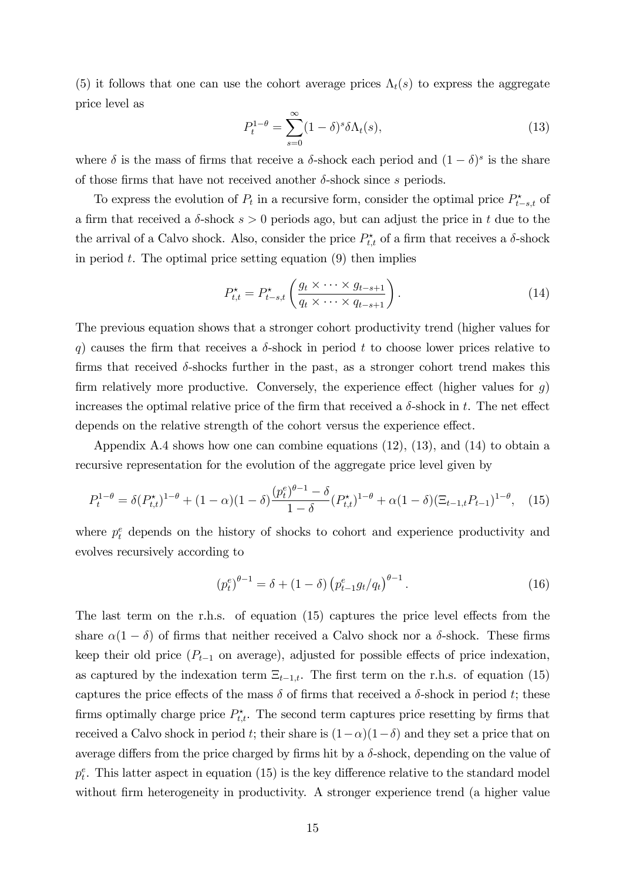(5) it follows that one can use the cohort average prices $\Lambda_t(s)$ to express the aggregate price level as

$$P_t^{1-\theta} = \sum_{s=0}^{\infty} (1-\delta)^s \delta \Lambda_t(s), \tag{13}$$

where $\delta$ is the mass of firms that receive a $\delta$-shock each period and $(1-\delta)^s$ is the share of those firms that have not received another $\delta$-shock since $s$ periods.

To express the evolution of $P_t$ in a recursive form, consider the optimal price $P^{\star}_{t-s,t}$ of a firm that received a $\delta$-shock $s > 0$ periods ago, but can adjust the price in $t$ due to the the arrival of a Calvo shock. Also, consider the price $P^{\star}_{t,t}$ of a firm that receives a $\delta$-shock in period $t$. The optimal price setting equation (9) then implies

$$P^{\star}_{t,t} = P^{\star}_{t-s,t} \left( \frac{g_t \times \cdots \times g_{t-s+1}}{q_t \times \cdots \times q_{t-s+1}} \right). \tag{14}$$

The previous equation shows that a stronger cohort productivity trend (higher values for $q$) causes the firm that receives a $\delta$-shock in period $t$ to choose lower prices relative to firms that received $\delta$-shocks further in the past, as a stronger cohort trend makes this firm relatively more productive. Conversely, the experience effect (higher values for $g$) increases the optimal relative price of the firm that received a $\delta$-shock in $t$. The net effect depends on the relative strength of the cohort versus the experience effect.

Appendix A.4 shows how one can combine equations (12), (13), and (14) to obtain a recursive representation for the evolution of the aggregate price level given by

$$P_t^{1-\theta} = \delta (P^{\star}_{t,t})^{1-\theta} + (1-\alpha)(1-\delta) \frac{(p^e_t)^{\theta-1} - \delta}{1-\delta} (P^{\star}_{t,t})^{1-\theta} + \alpha(1-\delta)(\Xi_{t-1,t} P_{t-1})^{1-\theta}, \tag{15}$$

where $p^e_t$ depends on the history of shocks to cohort and experience productivity and evolves recursively according to

$$(p^e_t)^{\theta-1} = \delta + (1-\delta) \left( p^e_{t-1} g_t / q_t \right)^{\theta-1}. \tag{16}$$

The last term on the r.h.s. of equation (15) captures the price level effects from the share $\alpha(1-\delta)$ of firms that neither received a Calvo shock nor a $\delta$-shock. These firms keep their old price ($P_{t-1}$ on average), adjusted for possible effects of price indexation, as captured by the indexation term $\Xi_{t-1,t}$. The first term on the r.h.s. of equation (15) captures the price effects of the mass $\delta$ of firms that received a $\delta$-shock in period $t$; these firms optimally charge price $P^{\star}_{t,t}$. The second term captures price resetting by firms that received a Calvo shock in period $t$; their share is $(1-\alpha)(1-\delta)$ and they set a price that on average differs from the price charged by firms hit by a $\delta$-shock, depending on the value of $p^e_t$. This latter aspect in equation (15) is the key difference relative to the standard model without firm heterogeneity in productivity. A stronger experience trend (a higher value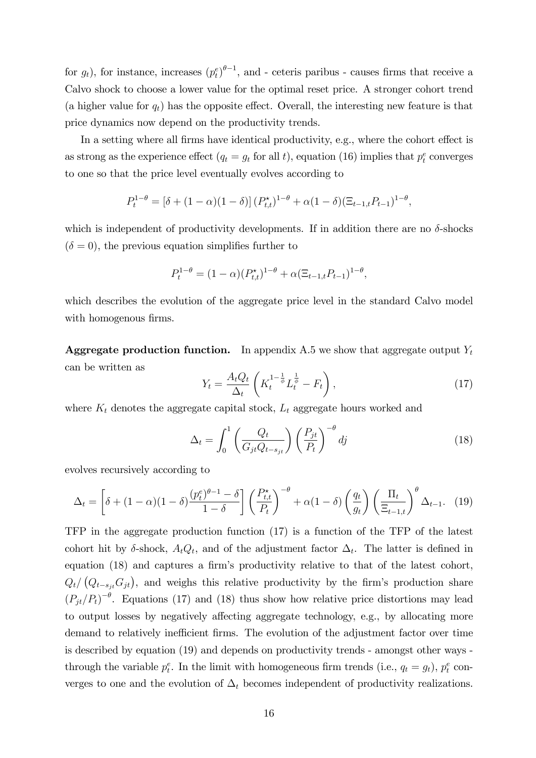for $g_t$), for instance, increases $(p_t^e)^{\theta-1}$, and - ceteris paribus - causes firms that receive a Calvo shock to choose a lower value for the optimal reset price. A stronger cohort trend (a higher value for $q_t$) has the opposite effect. Overall, the interesting new feature is that price dynamics now depend on the productivity trends.

In a setting where all firms have identical productivity, e.g., where the cohort effect is as strong as the experience effect ($q_t = g_t$ for all $t$), equation (16) implies that $p_t^e$ converges to one so that the price level eventually evolves according to

$$P_t^{1-\theta} = [\delta + (1-\alpha)(1-\delta)] (P_{t,t}^\star)^{1-\theta} + \alpha(1-\delta)(\Xi_{t-1,t} P_{t-1})^{1-\theta},$$

which is independent of productivity developments. If in addition there are no $\delta$-shocks ($\delta = 0$), the previous equation simplifies further to

$$P_t^{1-\theta} = (1-\alpha)(P_{t,t}^\star)^{1-\theta} + \alpha(\Xi_{t-1,t} P_{t-1})^{1-\theta},$$

which describes the evolution of the aggregate price level in the standard Calvo model with homogenous firms.

**Aggregate production function.** In appendix A.5 we show that aggregate output $Y_t$ can be written as

$$Y_t = \frac{A_t Q_t}{\Delta_t} \left( K_t^{1-\frac{1}{\phi}} L_t^{\frac{1}{\phi}} - F_t \right), \tag{17}$$

where $K_t$ denotes the aggregate capital stock, $L_t$ aggregate hours worked and

$$\Delta_t = \int_0^1 \left( \frac{Q_t}{G_{jt} Q_{t-s_{jt}}} \right) \left( \frac{P_{jt}}{P_t} \right)^{-\theta} dj \tag{18}$$

evolves recursively according to

$$\Delta_t = \left[ \delta + (1-\alpha)(1-\delta) \frac{(p_t^e)^{\theta-1} - \delta}{1-\delta} \right] \left( \frac{P_{t,t}^\star}{P_t} \right)^{-\theta} + \alpha(1-\delta) \left( \frac{q_t}{g_t} \right) \left( \frac{\Pi_t}{\Xi_{t-1,t}} \right)^{\theta} \Delta_{t-1}. \tag{19}$$

TFP in the aggregate production function (17) is a function of the TFP of the latest cohort hit by $\delta$-shock, $A_t Q_t$, and of the adjustment factor $\Delta_t$. The latter is defined in equation (18) and captures a firm's productivity relative to that of the latest cohort, $Q_t / \left( Q_{t-s_{jt}} G_{jt} \right)$, and weighs this relative productivity by the firm's production share $\left( P_{jt}/P_t \right)^{-\theta}$. Equations (17) and (18) thus show how relative price distortions may lead to output losses by negatively affecting aggregate technology, e.g., by allocating more demand to relatively inefficient firms. The evolution of the adjustment factor over time is described by equation (19) and depends on productivity trends - amongst other ways - through the variable $p_t^e$. In the limit with homogeneous firm trends (i.e., $q_t = g_t$), $p_t^e$ converges to one and the evolution of $\Delta_t$ becomes independent of productivity realizations.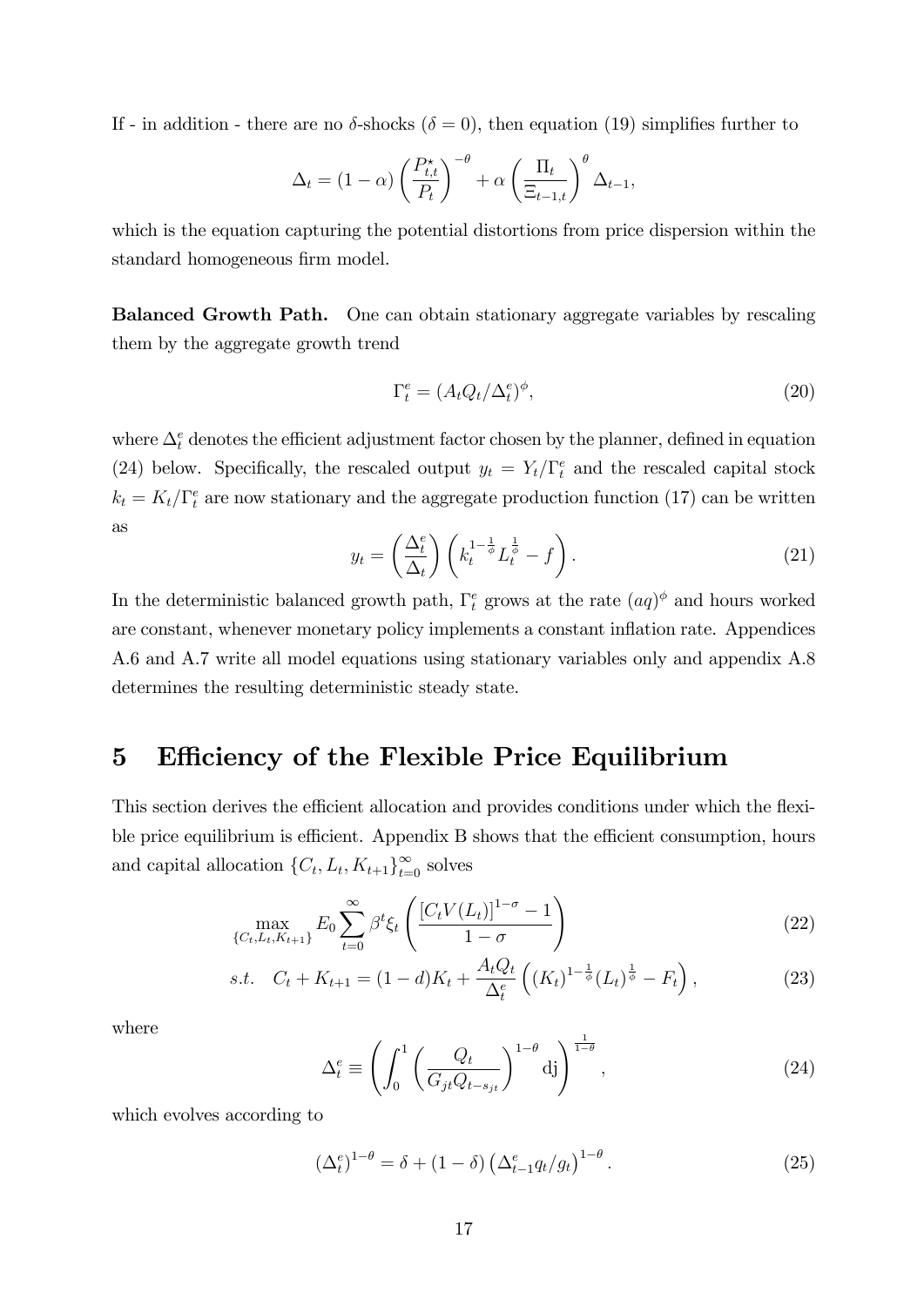If - in addition - there are no $\delta$-shocks ($\delta = 0$), then equation (19) simplifies further to

$$\Delta_t = (1-\alpha)\left(\frac{P^{\star}_{t,t}}{P_t}\right)^{-\theta} + \alpha\left(\frac{\Pi_t}{\Xi_{t-1,t}}\right)^{\theta}\Delta_{t-1},$$

which is the equation capturing the potential distortions from price dispersion within the standard homogeneous firm model.

**Balanced Growth Path.** One can obtain stationary aggregate variables by rescaling them by the aggregate growth trend

$$\Gamma^e_t = (A_t Q_t/\Delta^e_t)^{\phi}, \tag{20}$$

where $\Delta^e_t$ denotes the efficient adjustment factor chosen by the planner, defined in equation (24) below. Specifically, the rescaled output $y_t = Y_t/\Gamma^e_t$ and the rescaled capital stock $k_t = K_t/\Gamma^e_t$ are now stationary and the aggregate production function (17) can be written as

$$y_t = \left(\frac{\Delta^e_t}{\Delta_t}\right)\left(k_t^{1-\frac{1}{\phi}} L_t^{\frac{1}{\phi}} - f\right). \tag{21}$$

In the deterministic balanced growth path, $\Gamma^e_t$ grows at the rate $(aq)^{\phi}$ and hours worked are constant, whenever monetary policy implements a constant inflation rate. Appendices A.6 and A.7 write all model equations using stationary variables only and appendix A.8 determines the resulting deterministic steady state.

# 5 Efficiency of the Flexible Price Equilibrium

This section derives the efficient allocation and provides conditions under which the flexible price equilibrium is efficient. Appendix B shows that the efficient consumption, hours and capital allocation $\{C_t, L_t, K_{t+1}\}_{t=0}^{\infty}$ solves

$$\max_{\{C_t, L_t, K_{t+1}\}} E_0 \sum_{t=0}^{\infty} \beta^t \xi_t \left(\frac{[C_t V(L_t)]^{1-\sigma} - 1}{1-\sigma}\right) \tag{22}$$

$$s.t. \quad C_t + K_{t+1} = (1-d)K_t + \frac{A_t Q_t}{\Delta^e_t}\left((K_t)^{1-\frac{1}{\phi}}(L_t)^{\frac{1}{\phi}} - F_t\right), \tag{23}$$

where

$$\Delta^e_t \equiv \left(\int_0^1 \left(\frac{Q_t}{G_{jt} Q_{t-s_{jt}}}\right)^{1-\theta} \mathrm{dj}\right)^{\frac{1}{1-\theta}}, \tag{24}$$

which evolves according to

$$(\Delta^e_t)^{1-\theta} = \delta + (1-\delta)\left(\Delta^e_{t-1} q_t/g_t\right)^{1-\theta}. \tag{25}$$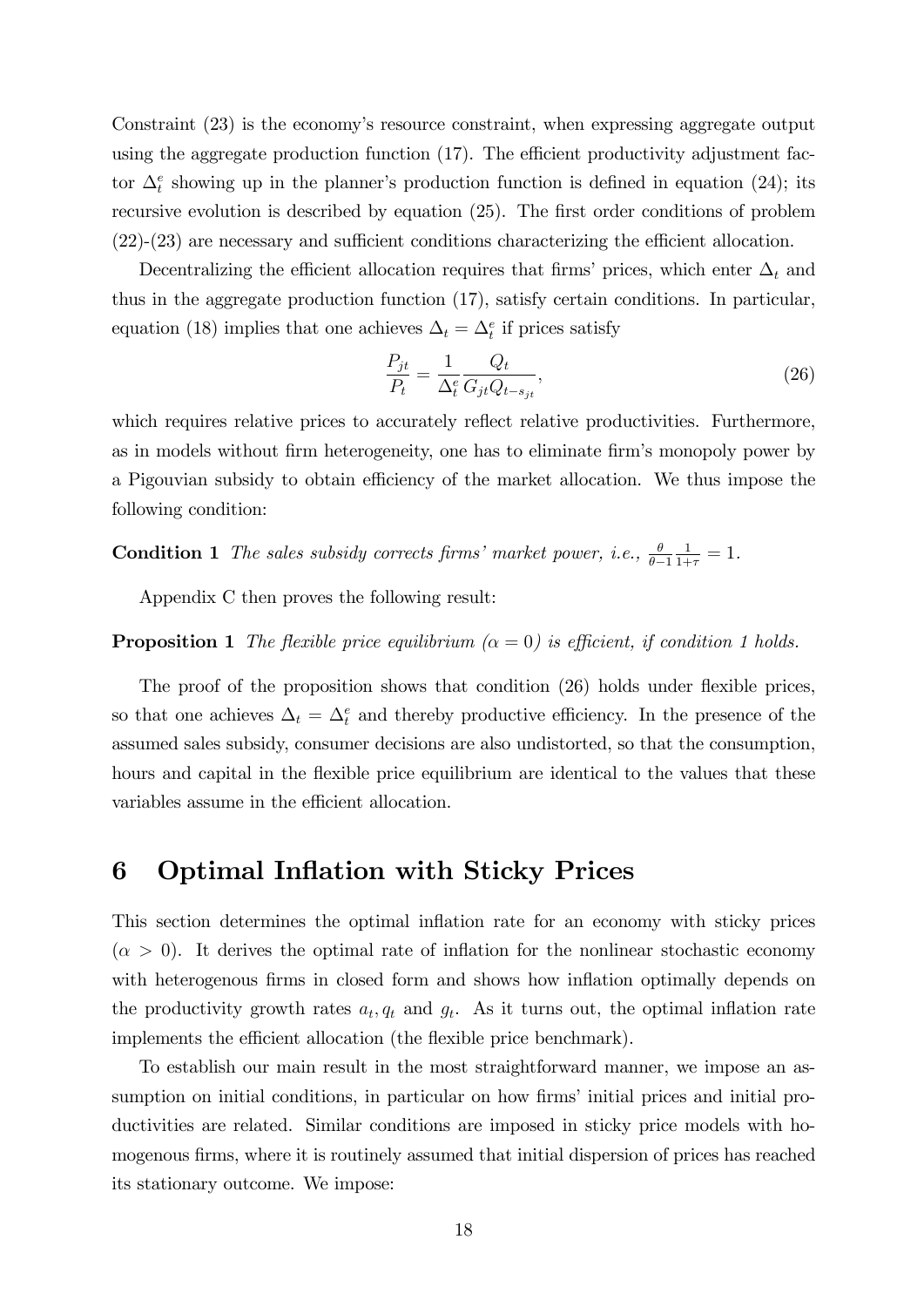Constraint (23) is the economy's resource constraint, when expressing aggregate output using the aggregate production function (17). The efficient productivity adjustment factor $\Delta_t^e$ showing up in the planner's production function is defined in equation (24); its recursive evolution is described by equation (25). The first order conditions of problem (22)-(23) are necessary and sufficient conditions characterizing the efficient allocation.

Decentralizing the efficient allocation requires that firms' prices, which enter $\Delta_t$ and thus in the aggregate production function (17), satisfy certain conditions. In particular, equation (18) implies that one achieves $\Delta_t = \Delta_t^e$ if prices satisfy

$$\frac{P_{jt}}{P_t} = \frac{1}{\Delta_t^e} \frac{Q_t}{G_{jt} Q_{t-s_{jt}}}, \tag{26}$$

which requires relative prices to accurately reflect relative productivities. Furthermore, as in models without firm heterogeneity, one has to eliminate firm's monopoly power by a Pigouvian subsidy to obtain efficiency of the market allocation. We thus impose the following condition:

**Condition 1** *The sales subsidy corrects firms' market power, i.e.,* $\frac{\theta}{\theta-1}\frac{1}{1+\tau} = 1$.

Appendix C then proves the following result:

**Proposition 1** *The flexible price equilibrium ($\alpha = 0$) is efficient, if condition 1 holds.*

The proof of the proposition shows that condition (26) holds under flexible prices, so that one achieves $\Delta_t = \Delta_t^e$ and thereby productive efficiency. In the presence of the assumed sales subsidy, consumer decisions are also undistorted, so that the consumption, hours and capital in the flexible price equilibrium are identical to the values that these variables assume in the efficient allocation.

# 6 Optimal Inflation with Sticky Prices

This section determines the optimal inflation rate for an economy with sticky prices ($\alpha > 0$). It derives the optimal rate of inflation for the nonlinear stochastic economy with heterogenous firms in closed form and shows how inflation optimally depends on the productivity growth rates $a_t, q_t$ and $g_t$. As it turns out, the optimal inflation rate implements the efficient allocation (the flexible price benchmark).

To establish our main result in the most straightforward manner, we impose an assumption on initial conditions, in particular on how firms' initial prices and initial productivities are related. Similar conditions are imposed in sticky price models with homogenous firms, where it is routinely assumed that initial dispersion of prices has reached its stationary outcome. We impose: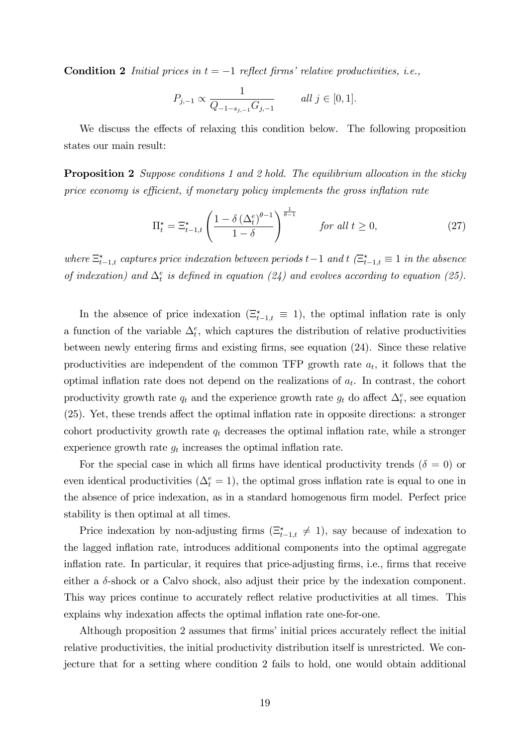**Condition 2** *Initial prices in $t = -1$ reflect firms' relative productivities, i.e.,*

$$P_{j,-1} \propto \frac{1}{Q_{-1-s_{j,-1}} G_{j,-1}} \qquad \textit{all } j \in [0,1].$$

We discuss the effects of relaxing this condition below. The following proposition states our main result:

**Proposition 2** *Suppose conditions 1 and 2 hold. The equilibrium allocation in the sticky price economy is efficient, if monetary policy implements the gross inflation rate*

$$\Pi_t^\star = \Xi_{t-1,t}^\star \left( \frac{1 - \delta \left(\Delta_t^e\right)^{\theta-1}}{1-\delta} \right)^{\frac{1}{\theta-1}} \qquad \textit{for all } t \geq 0, \tag{27}$$

*where $\Xi_{t-1,t}^\star$ captures price indexation between periods $t-1$ and $t$ ($\Xi_{t-1,t}^\star \equiv 1$ in the absence of indexation) and $\Delta_t^e$ is defined in equation (24) and evolves according to equation (25).*

In the absence of price indexation ($\Xi_{t-1,t}^\star \equiv 1$), the optimal inflation rate is only a function of the variable $\Delta_t^e$, which captures the distribution of relative productivities between newly entering firms and existing firms, see equation (24). Since these relative productivities are independent of the common TFP growth rate $a_t$, it follows that the optimal inflation rate does not depend on the realizations of $a_t$. In contrast, the cohort productivity growth rate $q_t$ and the experience growth rate $g_t$ do affect $\Delta_t^e$, see equation (25). Yet, these trends affect the optimal inflation rate in opposite directions: a stronger cohort productivity growth rate $q_t$ decreases the optimal inflation rate, while a stronger experience growth rate $g_t$ increases the optimal inflation rate.

For the special case in which all firms have identical productivity trends ($\delta = 0$) or even identical productivities ($\Delta_t^e = 1$), the optimal gross inflation rate is equal to one in the absence of price indexation, as in a standard homogenous firm model. Perfect price stability is then optimal at all times.

Price indexation by non-adjusting firms ($\Xi_{t-1,t}^\star \neq 1$), say because of indexation to the lagged inflation rate, introduces additional components into the optimal aggregate inflation rate. In particular, it requires that price-adjusting firms, i.e., firms that receive either a $\delta$-shock or a Calvo shock, also adjust their price by the indexation component. This way prices continue to accurately reflect relative productivities at all times. This explains why indexation affects the optimal inflation rate one-for-one.

Although proposition 2 assumes that firms' initial prices accurately reflect the initial relative productivities, the initial productivity distribution itself is unrestricted. We conjecture that for a setting where condition 2 fails to hold, one would obtain additional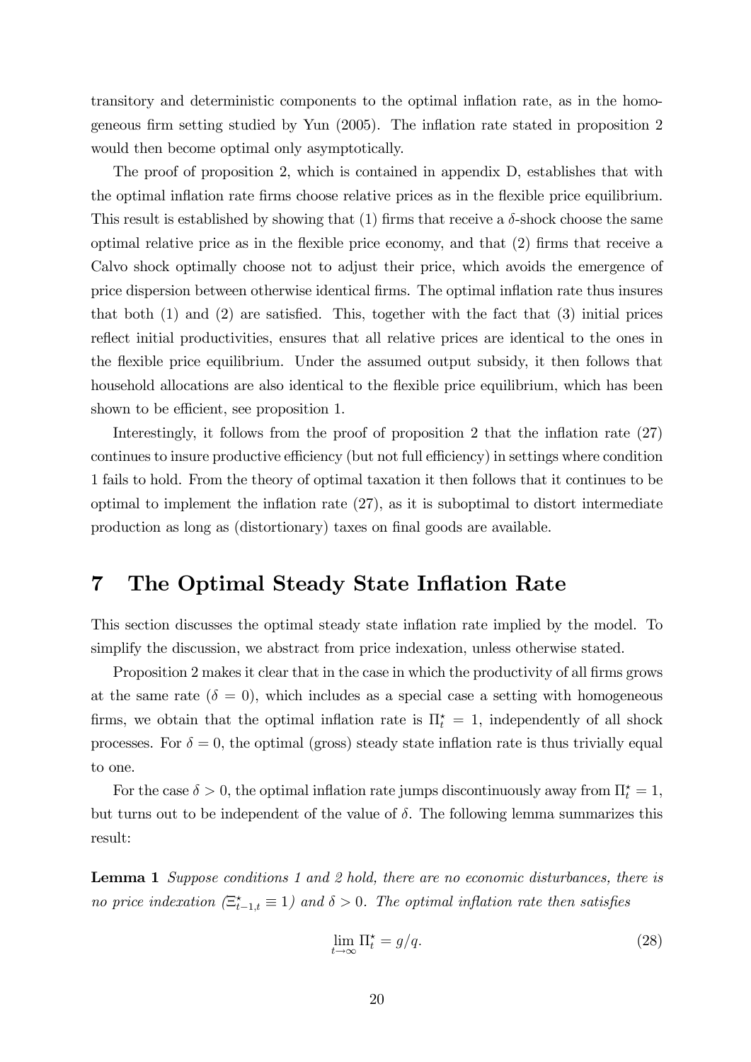transitory and deterministic components to the optimal inflation rate, as in the homogeneous firm setting studied by Yun (2005). The inflation rate stated in proposition 2 would then become optimal only asymptotically.

The proof of proposition 2, which is contained in appendix D, establishes that with the optimal inflation rate firms choose relative prices as in the flexible price equilibrium. This result is established by showing that (1) firms that receive a $\delta$-shock choose the same optimal relative price as in the flexible price economy, and that (2) firms that receive a Calvo shock optimally choose not to adjust their price, which avoids the emergence of price dispersion between otherwise identical firms. The optimal inflation rate thus insures that both (1) and (2) are satisfied. This, together with the fact that (3) initial prices reflect initial productivities, ensures that all relative prices are identical to the ones in the flexible price equilibrium. Under the assumed output subsidy, it then follows that household allocations are also identical to the flexible price equilibrium, which has been shown to be efficient, see proposition 1.

Interestingly, it follows from the proof of proposition 2 that the inflation rate (27) continues to insure productive efficiency (but not full efficiency) in settings where condition 1 fails to hold. From the theory of optimal taxation it then follows that it continues to be optimal to implement the inflation rate (27), as it is suboptimal to distort intermediate production as long as (distortionary) taxes on final goods are available.

# 7 The Optimal Steady State Inflation Rate

This section discusses the optimal steady state inflation rate implied by the model. To simplify the discussion, we abstract from price indexation, unless otherwise stated.

Proposition 2 makes it clear that in the case in which the productivity of all firms grows at the same rate ($\delta = 0$), which includes as a special case a setting with homogeneous firms, we obtain that the optimal inflation rate is $\Pi_t^\star = 1$, independently of all shock processes. For $\delta = 0$, the optimal (gross) steady state inflation rate is thus trivially equal to one.

For the case $\delta > 0$, the optimal inflation rate jumps discontinuously away from $\Pi_t^\star = 1$, but turns out to be independent of the value of $\delta$. The following lemma summarizes this result:

**Lemma 1** *Suppose conditions 1 and 2 hold, there are no economic disturbances, there is no price indexation ($\Xi_{t-1,t}^\star \equiv 1$) and $\delta > 0$. The optimal inflation rate then satisfies*

$$\lim_{t\to\infty} \Pi_t^\star = g/q. \tag{28}$$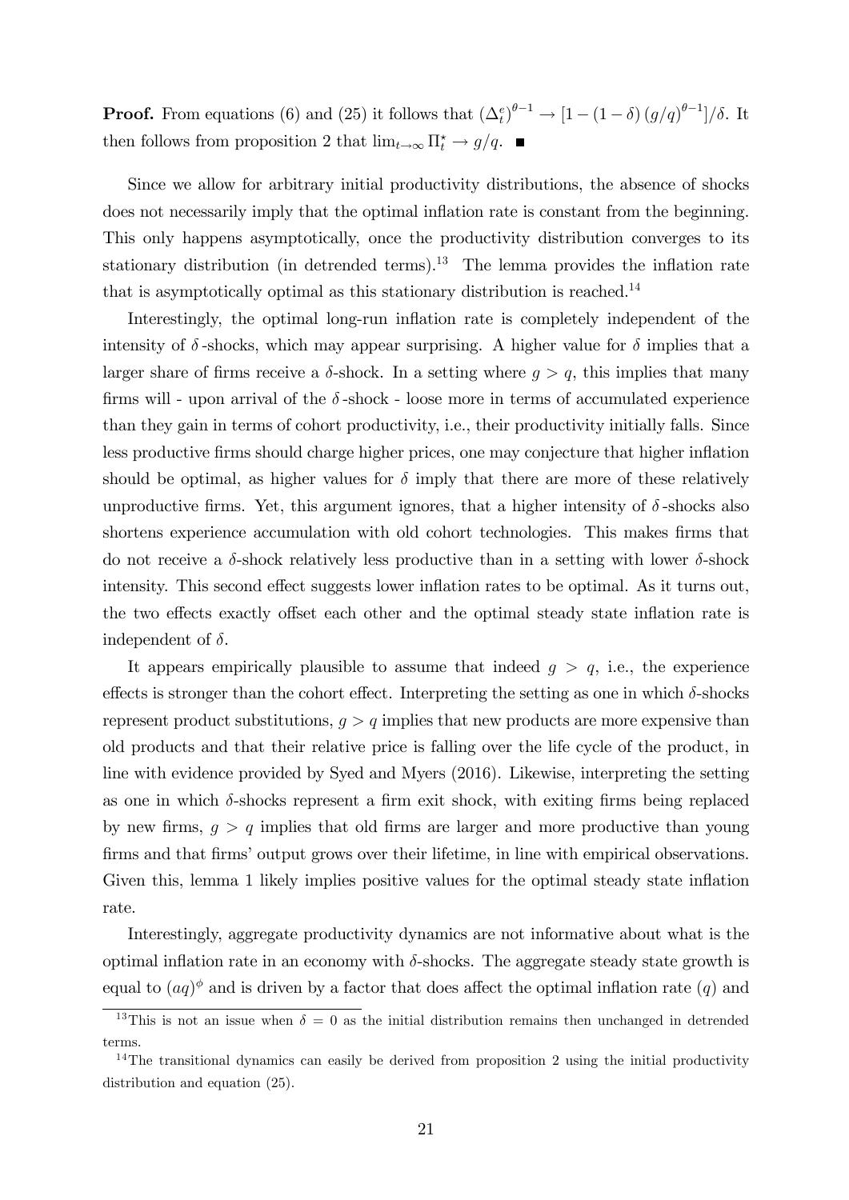**Proof.** From equations (6) and (25) it follows that $(\Delta_t^e)^{\theta-1} \to [1-(1-\delta)(g/q)^{\theta-1}]/\delta$. It then follows from proposition 2 that $\lim_{t\to\infty} \Pi_t^\star \to g/q$. ■

Since we allow for arbitrary initial productivity distributions, the absence of shocks does not necessarily imply that the optimal inflation rate is constant from the beginning. This only happens asymptotically, once the productivity distribution converges to its stationary distribution (in detrended terms).[13] The lemma provides the inflation rate that is asymptotically optimal as this stationary distribution is reached.[14]

Interestingly, the optimal long-run inflation rate is completely independent of the intensity of $\delta$-shocks, which may appear surprising. A higher value for $\delta$ implies that a larger share of firms receive a $\delta$-shock. In a setting where $g > q$, this implies that many firms will - upon arrival of the $\delta$-shock - loose more in terms of accumulated experience than they gain in terms of cohort productivity, i.e., their productivity initially falls. Since less productive firms should charge higher prices, one may conjecture that higher inflation should be optimal, as higher values for $\delta$ imply that there are more of these relatively unproductive firms. Yet, this argument ignores, that a higher intensity of $\delta$-shocks also shortens experience accumulation with old cohort technologies. This makes firms that do not receive a $\delta$-shock relatively less productive than in a setting with lower $\delta$-shock intensity. This second effect suggests lower inflation rates to be optimal. As it turns out, the two effects exactly offset each other and the optimal steady state inflation rate is independent of $\delta$.

It appears empirically plausible to assume that indeed $g > q$, i.e., the experience effects is stronger than the cohort effect. Interpreting the setting as one in which $\delta$-shocks represent product substitutions, $g > q$ implies that new products are more expensive than old products and that their relative price is falling over the life cycle of the product, in line with evidence provided by Syed and Myers (2016). Likewise, interpreting the setting as one in which $\delta$-shocks represent a firm exit shock, with exiting firms being replaced by new firms, $g > q$ implies that old firms are larger and more productive than young firms and that firms' output grows over their lifetime, in line with empirical observations. Given this, lemma 1 likely implies positive values for the optimal steady state inflation rate.

Interestingly, aggregate productivity dynamics are not informative about what is the optimal inflation rate in an economy with $\delta$-shocks. The aggregate steady state growth is equal to $(aq)^\phi$ and is driven by a factor that does affect the optimal inflation rate ($q$) and

[13] This is not an issue when $\delta = 0$ as the initial distribution remains then unchanged in detrended terms.

[14] The transitional dynamics can easily be derived from proposition 2 using the initial productivity distribution and equation (25).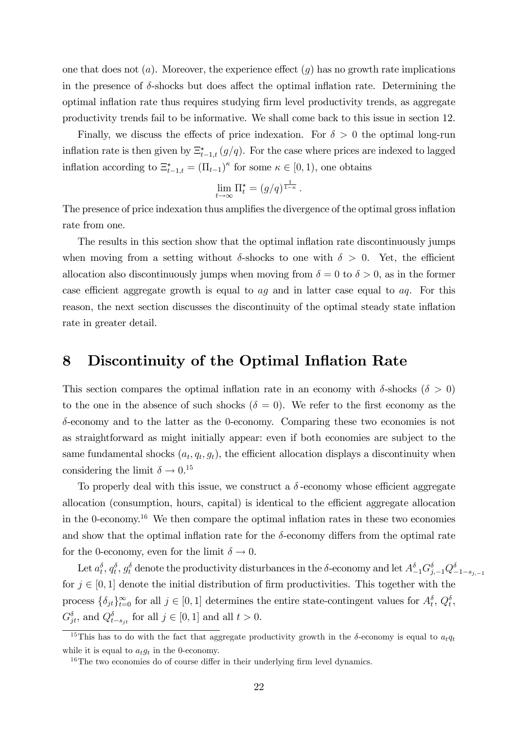one that does not ($a$). Moreover, the experience effect ($g$) has no growth rate implications in the presence of $\delta$-shocks but does affect the optimal inflation rate. Determining the optimal inflation rate thus requires studying firm level productivity trends, as aggregate productivity trends fail to be informative. We shall come back to this issue in section 12.

Finally, we discuss the effects of price indexation. For $\delta > 0$ the optimal long-run inflation rate is then given by $\Xi^{\star}_{t-1,t}(g/q)$. For the case where prices are indexed to lagged inflation according to $\Xi^{\star}_{t-1,t} = (\Pi_{t-1})^{\kappa}$ for some $\kappa \in [0, 1)$, one obtains

$$\lim_{t\to\infty} \Pi^{\star}_t = (g/q)^{\frac{1}{1-\kappa}}.$$

The presence of price indexation thus amplifies the divergence of the optimal gross inflation rate from one.

The results in this section show that the optimal inflation rate discontinuously jumps when moving from a setting without $\delta$-shocks to one with $\delta > 0$. Yet, the efficient allocation also discontinuously jumps when moving from $\delta = 0$ to $\delta > 0$, as in the former case efficient aggregate growth is equal to $ag$ and in latter case equal to $aq$. For this reason, the next section discusses the discontinuity of the optimal steady state inflation rate in greater detail.

# 8 Discontinuity of the Optimal Inflation Rate

This section compares the optimal inflation rate in an economy with $\delta$-shocks ($\delta > 0$) to the one in the absence of such shocks ($\delta = 0$). We refer to the first economy as the $\delta$-economy and to the latter as the 0-economy. Comparing these two economies is not as straightforward as might initially appear: even if both economies are subject to the same fundamental shocks $(a_t, q_t, g_t)$, the efficient allocation displays a discontinuity when considering the limit $\delta \to 0$.[15]

To properly deal with this issue, we construct a $\delta$-economy whose efficient aggregate allocation (consumption, hours, capital) is identical to the efficient aggregate allocation in the 0-economy.[16] We then compare the optimal inflation rates in these two economies and show that the optimal inflation rate for the $\delta$-economy differs from the optimal rate for the 0-economy, even for the limit $\delta \to 0$.

Let $a^{\delta}_t$, $q^{\delta}_t$, $g^{\delta}_t$ denote the productivity disturbances in the $\delta$-economy and let $A^{\delta}_{-1}G^{\delta}_{j,-1}Q^{\delta}_{-1-s_{j,-1}}$ for $j \in [0, 1]$ denote the initial distribution of firm productivities. This together with the process $\{\delta_{jt}\}^{\infty}_{t=0}$ for all $j \in [0, 1]$ determines the entire state-contingent values for $A^{\delta}_t$, $Q^{\delta}_t$, $G^{\delta}_{jt}$, and $Q^{\delta}_{t-s_{jt}}$ for all $j \in [0, 1]$ and all $t > 0$.

[15] This has to do with the fact that aggregate productivity growth in the $\delta$-economy is equal to $a_t q_t$ while it is equal to $a_t g_t$ in the 0-economy.

[16] The two economies do of course differ in their underlying firm level dynamics.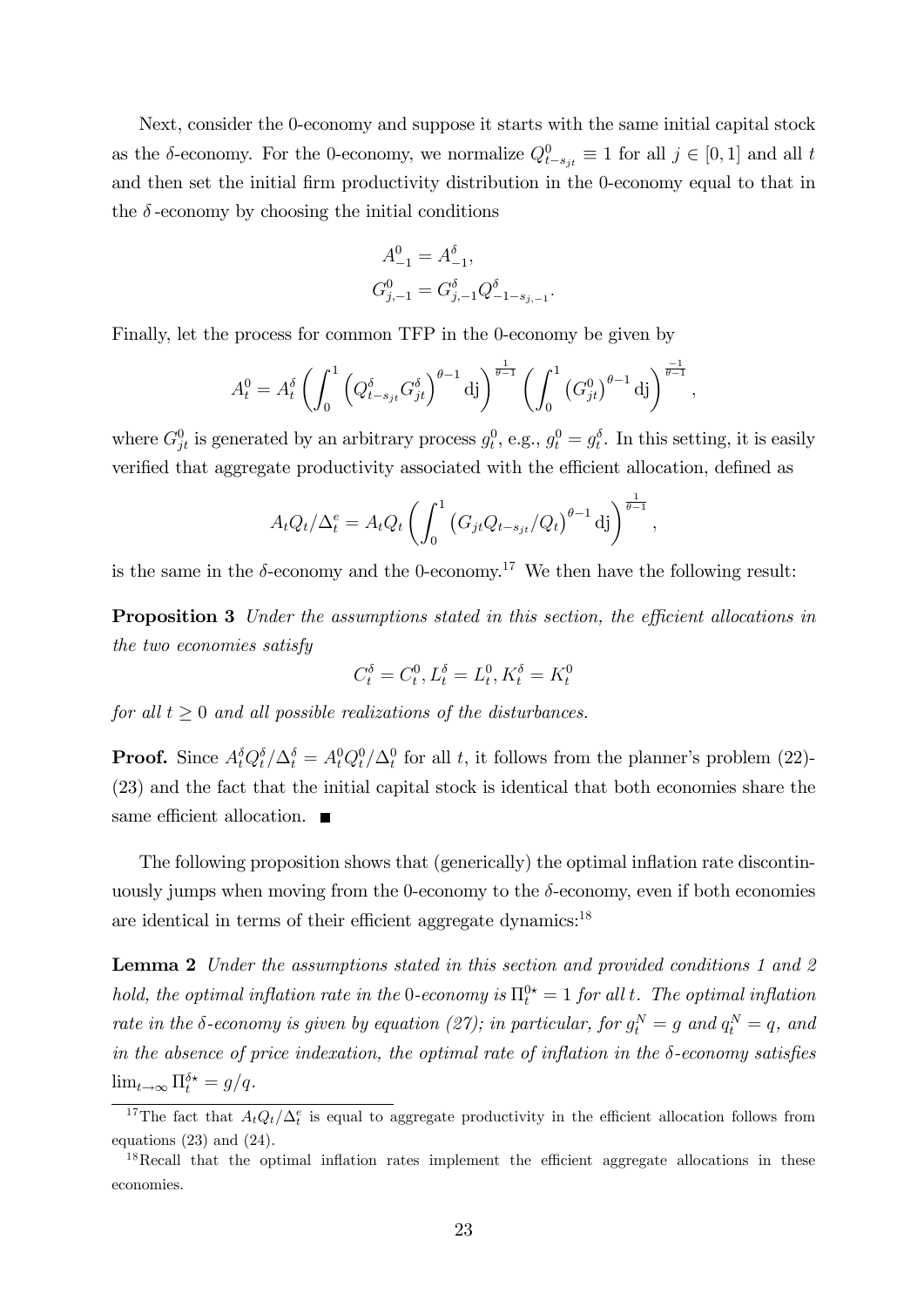Next, consider the 0-economy and suppose it starts with the same initial capital stock as the $\delta$-economy. For the 0-economy, we normalize $Q^0_{t-s_{jt}} \equiv 1$ for all $j \in [0,1]$ and all $t$ and then set the initial firm productivity distribution in the 0-economy equal to that in the $\delta$-economy by choosing the initial conditions

$$A^0_{-1} = A^\delta_{-1},$$
$$G^0_{j,-1} = G^\delta_{j,-1} Q^\delta_{-1-s_{j,-1}}.$$

Finally, let the process for common TFP in the 0-economy be given by

$$A^0_t = A^\delta_t \left( \int_0^1 \left( Q^\delta_{t-s_{jt}} G^\delta_{jt} \right)^{\theta-1} \mathrm{dj} \right)^{\frac{1}{\theta-1}} \left( \int_0^1 \left( G^0_{jt} \right)^{\theta-1} \mathrm{dj} \right)^{\frac{-1}{\theta-1}},$$

where $G^0_{jt}$ is generated by an arbitrary process $g^0_t$, e.g., $g^0_t = g^\delta_t$. In this setting, it is easily verified that aggregate productivity associated with the efficient allocation, defined as

$$A_t Q_t / \Delta^e_t = A_t Q_t \left( \int_0^1 \left( G_{jt} Q_{t-s_{jt}} / Q_t \right)^{\theta-1} \mathrm{dj} \right)^{\frac{1}{\theta-1}},$$

is the same in the $\delta$-economy and the 0-economy.[17] We then have the following result:

**Proposition 3** *Under the assumptions stated in this section, the efficient allocations in the two economies satisfy*

$$C^\delta_t = C^0_t, L^\delta_t = L^0_t, K^\delta_t = K^0_t$$

*for all $t \geq 0$ and all possible realizations of the disturbances.*

**Proof.** Since $A^\delta_t Q^\delta_t / \Delta^\delta_t = A^0_t Q^0_t / \Delta^0_t$ for all $t$, it follows from the planner's problem (22)-(23) and the fact that the initial capital stock is identical that both economies share the same efficient allocation. ■

The following proposition shows that (generically) the optimal inflation rate discontinuously jumps when moving from the 0-economy to the $\delta$-economy, even if both economies are identical in terms of their efficient aggregate dynamics:[18]

**Lemma 2** *Under the assumptions stated in this section and provided conditions 1 and 2 hold, the optimal inflation rate in the* 0*-economy is $\Pi^{0\star}_t = 1$ for all $t$. The optimal inflation rate in the $\delta$-economy is given by equation (27); in particular, for $g^N_t = g$ and $q^N_t = q$, and in the absence of price indexation, the optimal rate of inflation in the $\delta$-economy satisfies $\lim_{t\to\infty} \Pi^{\delta\star}_t = g/q$.*

[17] The fact that $A_t Q_t / \Delta^e_t$ is equal to aggregate productivity in the efficient allocation follows from equations (23) and (24).

[18] Recall that the optimal inflation rates implement the efficient aggregate allocations in these economies.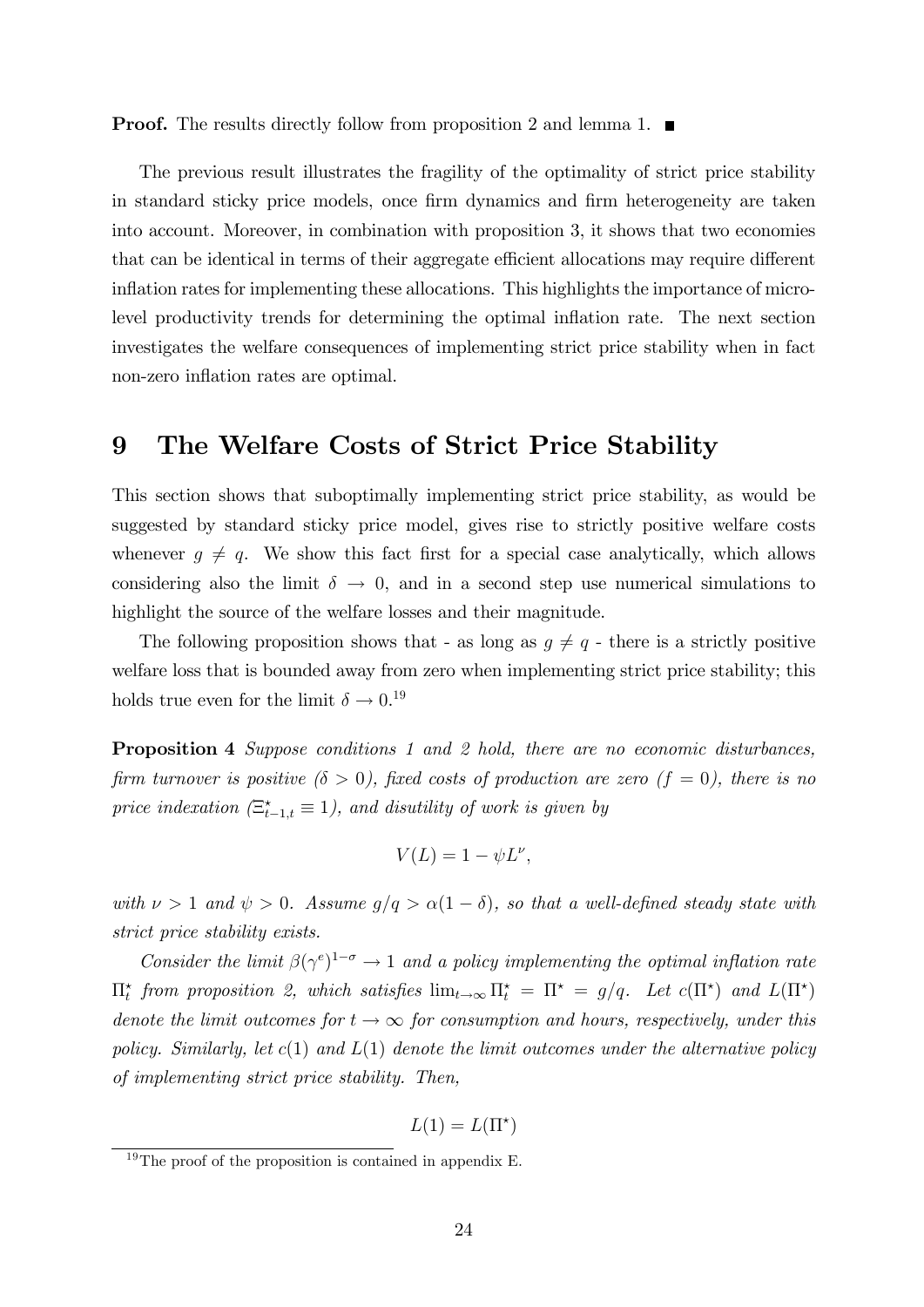**Proof.** The results directly follow from proposition 2 and lemma 1. ■

The previous result illustrates the fragility of the optimality of strict price stability in standard sticky price models, once firm dynamics and firm heterogeneity are taken into account. Moreover, in combination with proposition 3, it shows that two economies that can be identical in terms of their aggregate efficient allocations may require different inflation rates for implementing these allocations. This highlights the importance of micro-level productivity trends for determining the optimal inflation rate. The next section investigates the welfare consequences of implementing strict price stability when in fact non-zero inflation rates are optimal.

# 9 The Welfare Costs of Strict Price Stability

This section shows that suboptimally implementing strict price stability, as would be suggested by standard sticky price model, gives rise to strictly positive welfare costs whenever $g \neq q$. We show this fact first for a special case analytically, which allows considering also the limit $\delta \to 0$, and in a second step use numerical simulations to highlight the source of the welfare losses and their magnitude.

The following proposition shows that - as long as $g \neq q$ - there is a strictly positive welfare loss that is bounded away from zero when implementing strict price stability; this holds true even for the limit $\delta \to 0$.[19]

**Proposition 4** *Suppose conditions 1 and 2 hold, there are no economic disturbances, firm turnover is positive ($\delta > 0$), fixed costs of production are zero ($f = 0$), there is no price indexation ($\Xi^{\star}_{t-1,t} \equiv 1$), and disutility of work is given by*

$$V(L) = 1 - \psi L^{\nu},$$

*with $\nu > 1$ and $\psi > 0$. Assume $g/q > \alpha(1-\delta)$, so that a well-defined steady state with strict price stability exists.*

*Consider the limit $\beta(\gamma^e)^{1-\sigma} \to 1$ and a policy implementing the optimal inflation rate $\Pi^{\star}_t$ from proposition 2, which satisfies $\lim_{t\to\infty} \Pi^{\star}_t = \Pi^{\star} = g/q$. Let $c(\Pi^{\star})$ and $L(\Pi^{\star})$ denote the limit outcomes for $t \to \infty$ for consumption and hours, respectively, under this policy. Similarly, let $c(1)$ and $L(1)$ denote the limit outcomes under the alternative policy of implementing strict price stability. Then,*

$$L(1) = L(\Pi^{\star})$$

[19] The proof of the proposition is contained in appendix E.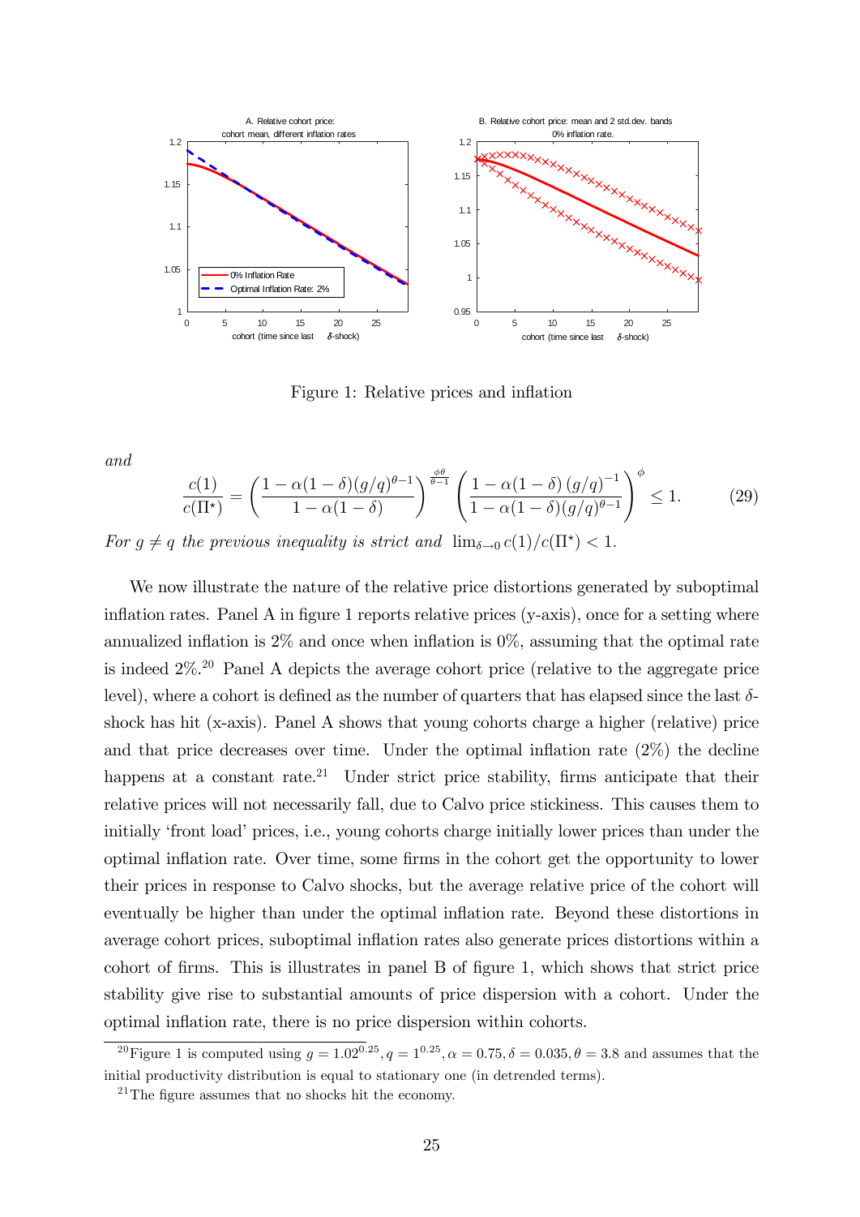Figure 1: Relative prices and inflation

*and*

$$\frac{c(1)}{c(\Pi^{\star})} = \left(\frac{1-\alpha(1-\delta)(g/q)^{\theta-1}}{1-\alpha(1-\delta)}\right)^{\frac{\phi\theta}{\theta-1}} \left(\frac{1-\alpha(1-\delta)\,(g/q)^{-1}}{1-\alpha(1-\delta)(g/q)^{\theta-1}}\right)^{\phi} \leq 1. \tag{29}$$

*For $g \neq q$ the previous inequality is strict and* $\lim_{\delta\to 0} c(1)/c(\Pi^{\star}) < 1$.

We now illustrate the nature of the relative price distortions generated by suboptimal inflation rates. Panel A in figure 1 reports relative prices (y-axis), once for a setting where annualized inflation is 2% and once when inflation is 0%, assuming that the optimal rate is indeed 2%.[20] Panel A depicts the average cohort price (relative to the aggregate price level), where a cohort is defined as the number of quarters that has elapsed since the last $\delta$-shock has hit (x-axis). Panel A shows that young cohorts charge a higher (relative) price and that price decreases over time. Under the optimal inflation rate (2%) the decline happens at a constant rate.[21] Under strict price stability, firms anticipate that their relative prices will not necessarily fall, due to Calvo price stickiness. This causes them to initially 'front load' prices, i.e., young cohorts charge initially lower prices than under the optimal inflation rate. Over time, some firms in the cohort get the opportunity to lower their prices in response to Calvo shocks, but the average relative price of the cohort will eventually be higher than under the optimal inflation rate. Beyond these distortions in average cohort prices, suboptimal inflation rates also generate prices distortions within a cohort of firms. This is illustrates in panel B of figure 1, which shows that strict price stability give rise to substantial amounts of price dispersion with a cohort. Under the optimal inflation rate, there is no price dispersion within cohorts.

[20] Figure 1 is computed using $g = 1.02^{0.25}$, $q = 1^{0.25}$, $\alpha = 0.75$, $\delta = 0.035$, $\theta = 3.8$ and assumes that the initial productivity distribution is equal to stationary one (in detrended terms).

[21] The figure assumes that no shocks hit the economy.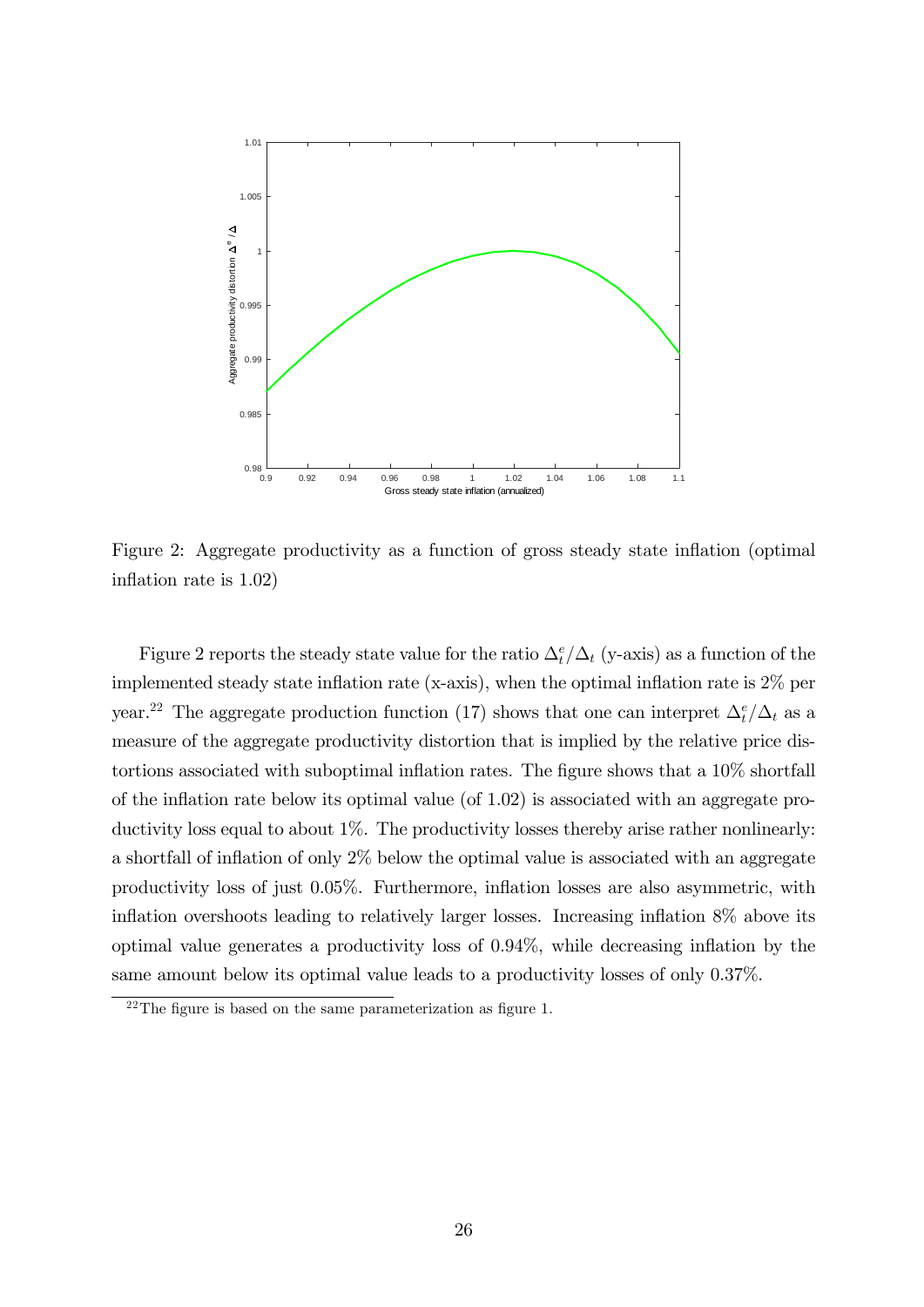Figure 2: Aggregate productivity as a function of gross steady state inflation (optimal inflation rate is 1.02)

Figure 2 reports the steady state value for the ratio $\Delta_t^e/\Delta_t$ (y-axis) as a function of the implemented steady state inflation rate (x-axis), when the optimal inflation rate is 2% per year.[22] The aggregate production function (17) shows that one can interpret $\Delta_t^e/\Delta_t$ as a measure of the aggregate productivity distortion that is implied by the relative price distortions associated with suboptimal inflation rates. The figure shows that a 10% shortfall of the inflation rate below its optimal value (of 1.02) is associated with an aggregate productivity loss equal to about 1%. The productivity losses thereby arise rather nonlinearly: a shortfall of inflation of only 2% below the optimal value is associated with an aggregate productivity loss of just 0.05%. Furthermore, inflation losses are also asymmetric, with inflation overshoots leading to relatively larger losses. Increasing inflation 8% above its optimal value generates a productivity loss of 0.94%, while decreasing inflation by the same amount below its optimal value leads to a productivity losses of only 0.37%.

[22] The figure is based on the same parameterization as figure 1.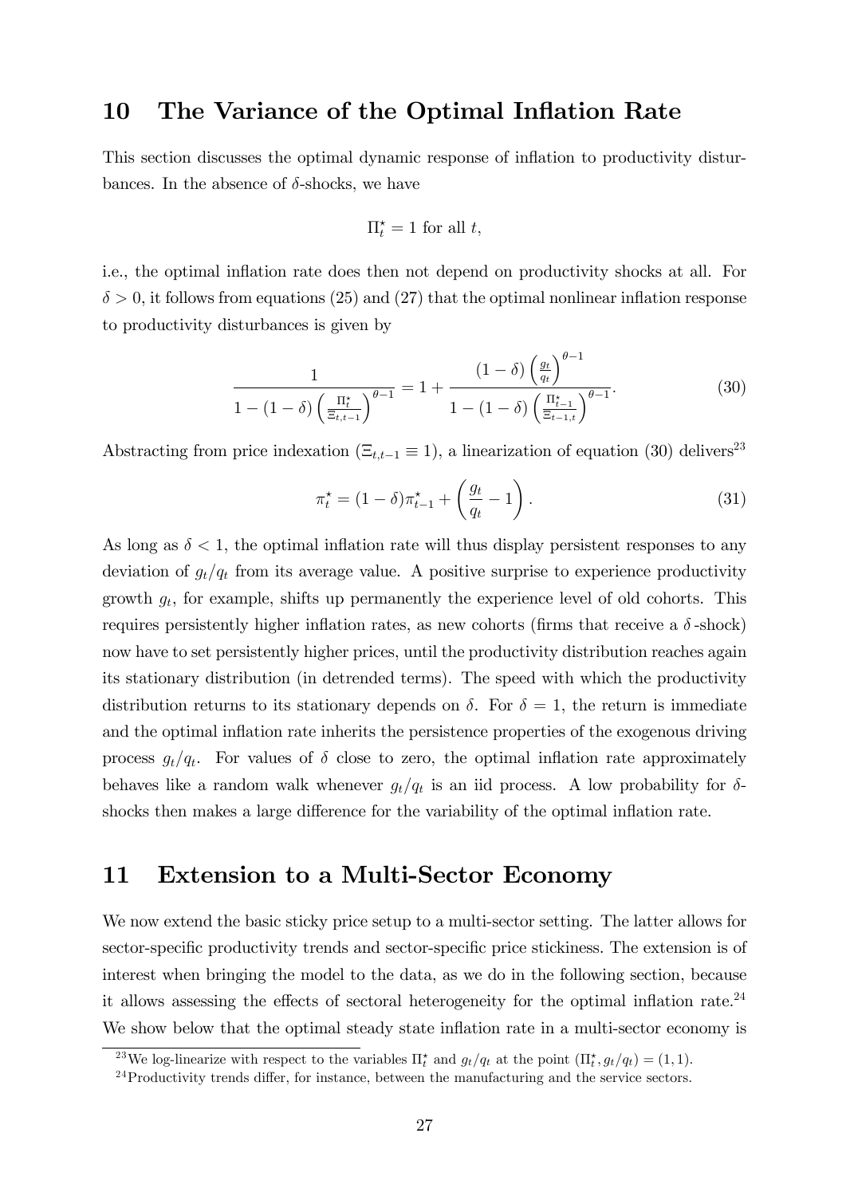## 10 The Variance of the Optimal Inflation Rate

This section discusses the optimal dynamic response of inflation to productivity disturbances. In the absence of $\delta$-shocks, we have

$$\Pi_t^\star = 1 \text{ for all } t,$$

i.e., the optimal inflation rate does then not depend on productivity shocks at all. For $\delta > 0$, it follows from equations (25) and (27) that the optimal nonlinear inflation response to productivity disturbances is given by

$$\frac{1}{1-(1-\delta)\left(\frac{\Pi_t^\star}{\Xi_{t,t-1}}\right)^{\theta-1}} = 1 + \frac{(1-\delta)\left(\frac{g_t}{q_t}\right)^{\theta-1}}{1-(1-\delta)\left(\frac{\Pi_{t-1}^\star}{\Xi_{t-1,t}}\right)^{\theta-1}}. \tag{30}$$

Abstracting from price indexation ($\Xi_{t,t-1} \equiv 1$), a linearization of equation (30) delivers[23]

$$\pi_t^\star = (1-\delta)\pi_{t-1}^\star + \left(\frac{g_t}{q_t} - 1\right). \tag{31}$$

As long as $\delta < 1$, the optimal inflation rate will thus display persistent responses to any deviation of $g_t/q_t$ from its average value. A positive surprise to experience productivity growth $g_t$, for example, shifts up permanently the experience level of old cohorts. This requires persistently higher inflation rates, as new cohorts (firms that receive a $\delta$-shock) now have to set persistently higher prices, until the productivity distribution reaches again its stationary distribution (in detrended terms). The speed with which the productivity distribution returns to its stationary depends on $\delta$. For $\delta = 1$, the return is immediate and the optimal inflation rate inherits the persistence properties of the exogenous driving process $g_t/q_t$. For values of $\delta$ close to zero, the optimal inflation rate approximately behaves like a random walk whenever $g_t/q_t$ is an iid process. A low probability for $\delta$-shocks then makes a large difference for the variability of the optimal inflation rate.

## 11 Extension to a Multi-Sector Economy

We now extend the basic sticky price setup to a multi-sector setting. The latter allows for sector-specific productivity trends and sector-specific price stickiness. The extension is of interest when bringing the model to the data, as we do in the following section, because it allows assessing the effects of sectoral heterogeneity for the optimal inflation rate.[24] We show below that the optimal steady state inflation rate in a multi-sector economy is

[23] We log-linearize with respect to the variables $\Pi_t^\star$ and $g_t/q_t$ at the point $(\Pi_t^\star, g_t/q_t) = (1, 1)$.

[24] Productivity trends differ, for instance, between the manufacturing and the service sectors.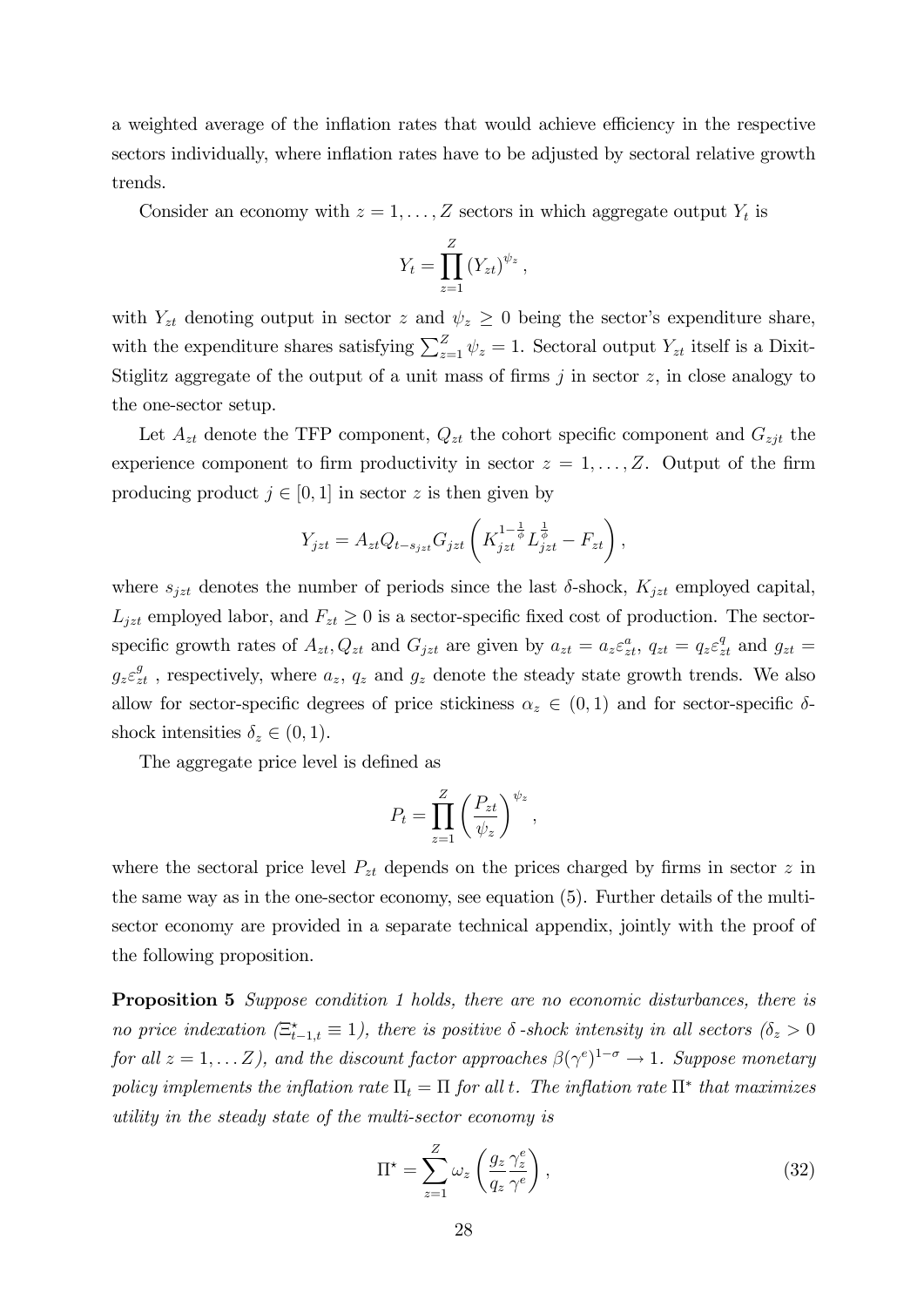a weighted average of the inflation rates that would achieve efficiency in the respective sectors individually, where inflation rates have to be adjusted by sectoral relative growth trends.

Consider an economy with $z = 1, \ldots, Z$ sectors in which aggregate output $Y_t$ is

$$Y_t = \prod_{z=1}^{Z} (Y_{zt})^{\psi_z},$$

with $Y_{zt}$ denoting output in sector $z$ and $\psi_z \geq 0$ being the sector's expenditure share, with the expenditure shares satisfying $\sum_{z=1}^{Z} \psi_z = 1$. Sectoral output $Y_{zt}$ itself is a Dixit-Stiglitz aggregate of the output of a unit mass of firms $j$ in sector $z$, in close analogy to the one-sector setup.

Let $A_{zt}$ denote the TFP component, $Q_{zt}$ the cohort specific component and $G_{zjt}$ the experience component to firm productivity in sector $z = 1, \ldots, Z$. Output of the firm producing product $j \in [0, 1]$ in sector $z$ is then given by

$$Y_{jzt} = A_{zt} Q_{t-s_{jzt}} G_{jzt} \left( K_{jzt}^{1-\frac{1}{\phi}} L_{jzt}^{\frac{1}{\phi}} - F_{zt} \right),$$

where $s_{jzt}$ denotes the number of periods since the last $\delta$-shock, $K_{jzt}$ employed capital, $L_{jzt}$ employed labor, and $F_{zt} \geq 0$ is a sector-specific fixed cost of production. The sector-specific growth rates of $A_{zt}, Q_{zt}$ and $G_{jzt}$ are given by $a_{zt} = a_z \varepsilon_{zt}^{a}$, $q_{zt} = q_z \varepsilon_{zt}^{q}$ and $g_{zt} = g_z \varepsilon_{zt}^{g}$ , respectively, where $a_z$, $q_z$ and $g_z$ denote the steady state growth trends. We also allow for sector-specific degrees of price stickiness $\alpha_z \in (0, 1)$ and for sector-specific $\delta$-shock intensities $\delta_z \in (0, 1)$.

The aggregate price level is defined as

$$P_t = \prod_{z=1}^{Z} \left( \frac{P_{zt}}{\psi_z} \right)^{\psi_z},$$

where the sectoral price level $P_{zt}$ depends on the prices charged by firms in sector $z$ in the same way as in the one-sector economy, see equation (5). Further details of the multi-sector economy are provided in a separate technical appendix, jointly with the proof of the following proposition.

**Proposition 5** *Suppose condition 1 holds, there are no economic disturbances, there is no price indexation ($\Xi_{t-1,t}^{\star} \equiv 1$), there is positive $\delta$-shock intensity in all sectors ($\delta_z > 0$ for all $z = 1, \ldots Z$), and the discount factor approaches $\beta(\gamma^e)^{1-\sigma} \to 1$. Suppose monetary policy implements the inflation rate $\Pi_t = \Pi$ for all $t$. The inflation rate $\Pi^*$ that maximizes utility in the steady state of the multi-sector economy is*

$$\Pi^{\star} = \sum_{z=1}^{Z} \omega_z \left( \frac{g_z}{q_z} \frac{\gamma_z^e}{\gamma^e} \right), \tag{32}$$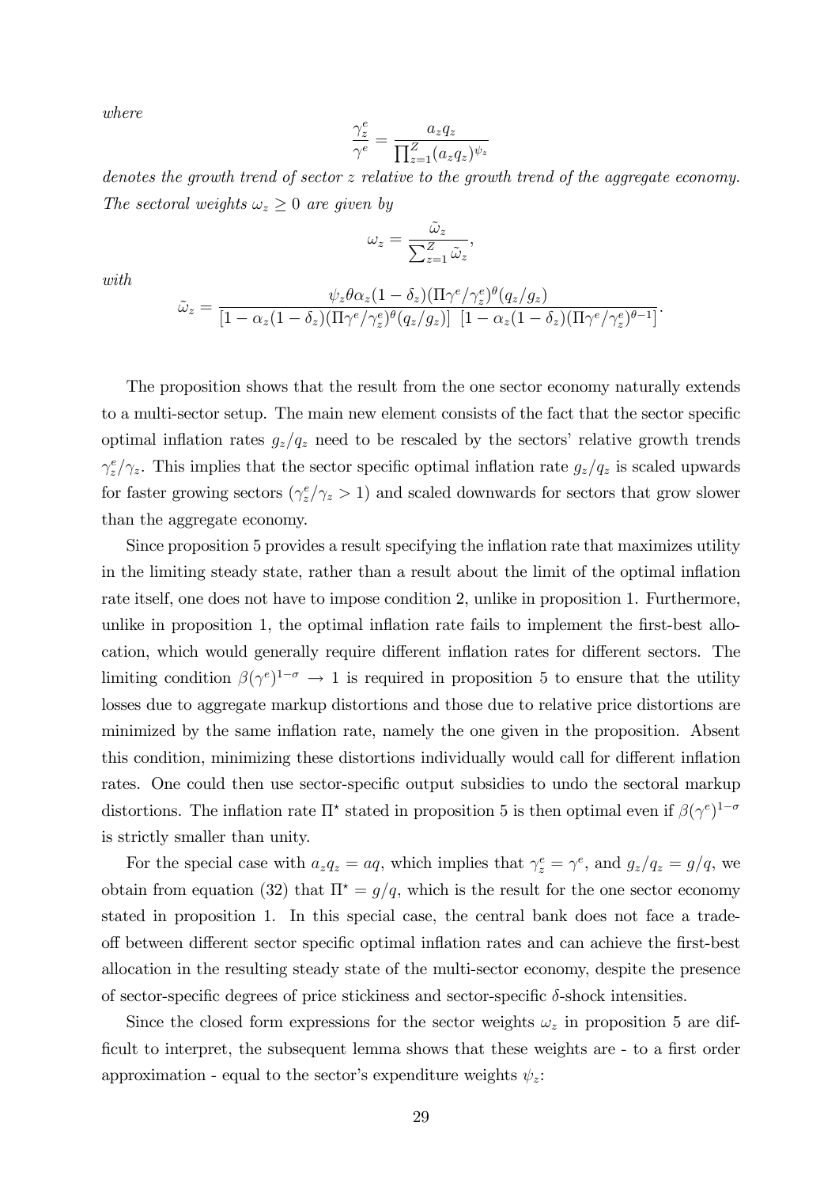*where*

$$\frac{\gamma_z^e}{\gamma^e} = \frac{a_z q_z}{\prod_{z=1}^{Z} (a_z q_z)^{\psi_z}}$$

*denotes the growth trend of sector $z$ relative to the growth trend of the aggregate economy. The sectoral weights $\omega_z \geq 0$ are given by*

$$\omega_z = \frac{\tilde{\omega}_z}{\sum_{z=1}^{Z} \tilde{\omega}_z},$$

*with*

$$\tilde{\omega}_z = \frac{\psi_z \theta \alpha_z (1-\delta_z)(\Pi \gamma^e/\gamma_z^e)^\theta (q_z/g_z)}{\left[1-\alpha_z(1-\delta_z)(\Pi\gamma^e/\gamma_z^e)^\theta (q_z/g_z)\right] \; \left[1-\alpha_z(1-\delta_z)(\Pi\gamma^e/\gamma_z^e)^{\theta-1}\right]}.$$

The proposition shows that the result from the one sector economy naturally extends to a multi-sector setup. The main new element consists of the fact that the sector specific optimal inflation rates $g_z/q_z$ need to be rescaled by the sectors' relative growth trends $\gamma_z^e/\gamma_z$. This implies that the sector specific optimal inflation rate $g_z/q_z$ is scaled upwards for faster growing sectors ($\gamma_z^e/\gamma_z > 1$) and scaled downwards for sectors that grow slower than the aggregate economy.

Since proposition 5 provides a result specifying the inflation rate that maximizes utility in the limiting steady state, rather than a result about the limit of the optimal inflation rate itself, one does not have to impose condition 2, unlike in proposition 1. Furthermore, unlike in proposition 1, the optimal inflation rate fails to implement the first-best allocation, which would generally require different inflation rates for different sectors. The limiting condition $\beta(\gamma^e)^{1-\sigma} \to 1$ is required in proposition 5 to ensure that the utility losses due to aggregate markup distortions and those due to relative price distortions are minimized by the same inflation rate, namely the one given in the proposition. Absent this condition, minimizing these distortions individually would call for different inflation rates. One could then use sector-specific output subsidies to undo the sectoral markup distortions. The inflation rate $\Pi^\star$ stated in proposition 5 is then optimal even if $\beta(\gamma^e)^{1-\sigma}$ is strictly smaller than unity.

For the special case with $a_z q_z = aq$, which implies that $\gamma_z^e = \gamma^e$, and $g_z/q_z = g/q$, we obtain from equation (32) that $\Pi^\star = g/q$, which is the result for the one sector economy stated in proposition 1. In this special case, the central bank does not face a trade-off between different sector specific optimal inflation rates and can achieve the first-best allocation in the resulting steady state of the multi-sector economy, despite the presence of sector-specific degrees of price stickiness and sector-specific $\delta$-shock intensities.

Since the closed form expressions for the sector weights $\omega_z$ in proposition 5 are difficult to interpret, the subsequent lemma shows that these weights are - to a first order approximation - equal to the sector's expenditure weights $\psi_z$: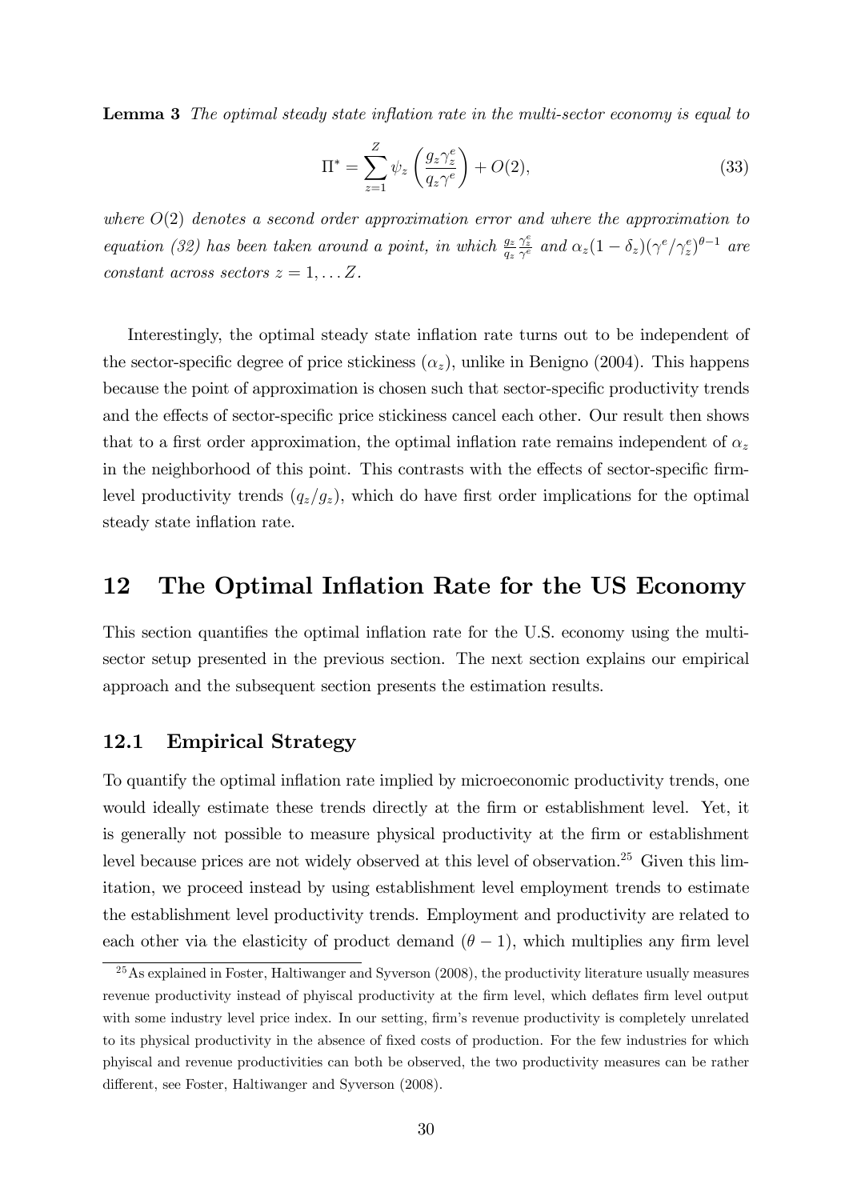**Lemma 3** *The optimal steady state inflation rate in the multi-sector economy is equal to*

$$\Pi^* = \sum_{z=1}^{Z} \psi_z \left( \frac{g_z \gamma_z^e}{q_z \gamma^e} \right) + O(2), \tag{33}$$

*where $O(2)$ denotes a second order approximation error and where the approximation to equation (32) has been taken around a point, in which $\frac{g_z}{q_z} \frac{\gamma_z^e}{\gamma^e}$ and $\alpha_z(1 - \delta_z)(\gamma^e/\gamma_z^e)^{\theta - 1}$ are constant across sectors $z = 1, \ldots Z$.*

Interestingly, the optimal steady state inflation rate turns out to be independent of the sector-specific degree of price stickiness ($\alpha_z$), unlike in Benigno (2004). This happens because the point of approximation is chosen such that sector-specific productivity trends and the effects of sector-specific price stickiness cancel each other. Our result then shows that to a first order approximation, the optimal inflation rate remains independent of $\alpha_z$ in the neighborhood of this point. This contrasts with the effects of sector-specific firm-level productivity trends ($q_z/g_z$), which do have first order implications for the optimal steady state inflation rate.

# 12 The Optimal Inflation Rate for the US Economy

This section quantifies the optimal inflation rate for the U.S. economy using the multi-sector setup presented in the previous section. The next section explains our empirical approach and the subsequent section presents the estimation results.

## 12.1 Empirical Strategy

To quantify the optimal inflation rate implied by microeconomic productivity trends, one would ideally estimate these trends directly at the firm or establishment level. Yet, it is generally not possible to measure physical productivity at the firm or establishment level because prices are not widely observed at this level of observation.[25] Given this limitation, we proceed instead by using establishment level employment trends to estimate the establishment level productivity trends. Employment and productivity are related to each other via the elasticity of product demand ($\theta - 1$), which multiplies any firm level

[25] As explained in Foster, Haltiwanger and Syverson (2008), the productivity literature usually measures revenue productivity instead of phyiscal productivity at the firm level, which deflates firm level output with some industry level price index. In our setting, firm's revenue productivity is completely unrelated to its physical productivity in the absence of fixed costs of production. For the few industries for which phyiscal and revenue productivities can both be observed, the two productivity measures can be rather different, see Foster, Haltiwanger and Syverson (2008).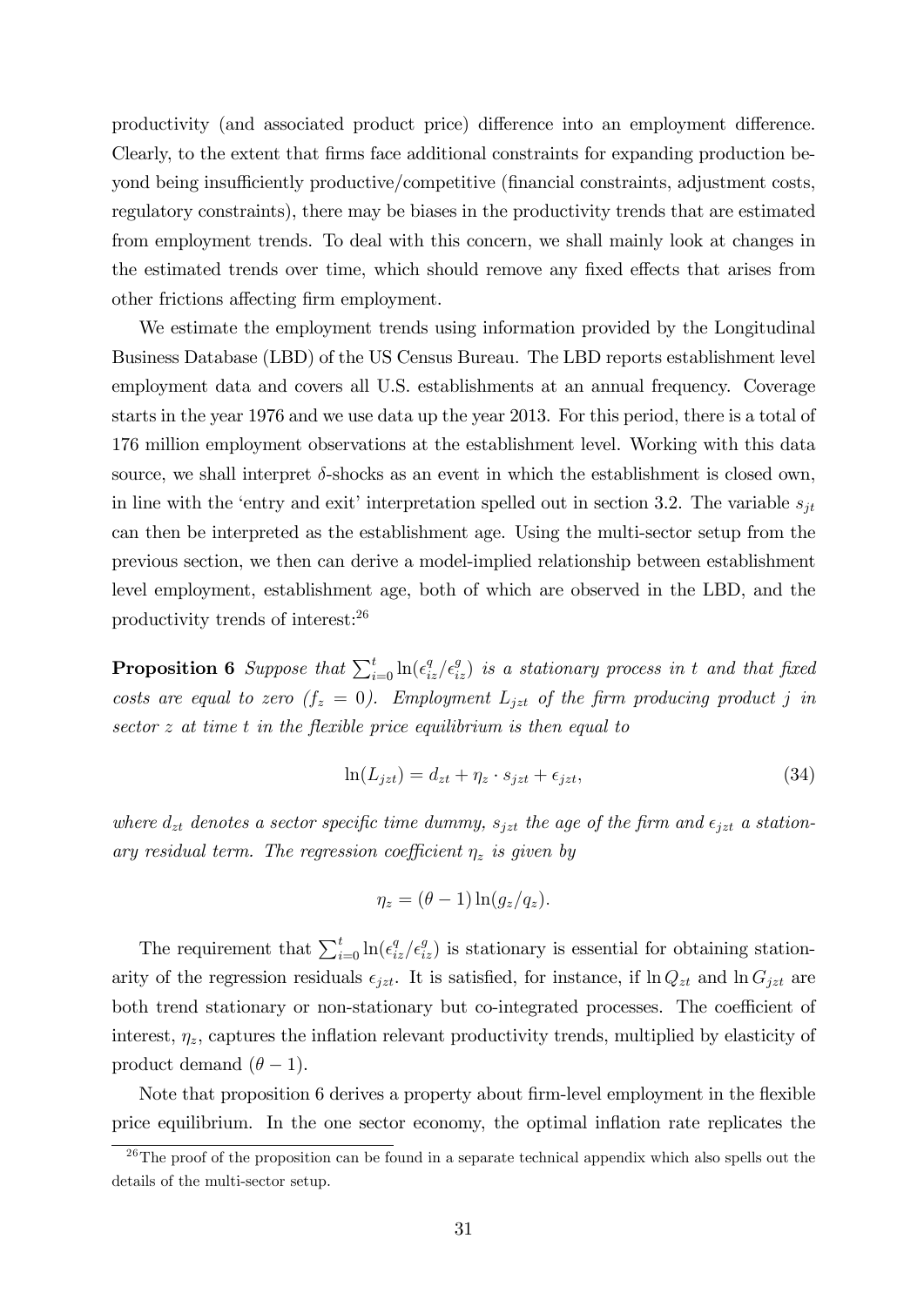productivity (and associated product price) difference into an employment difference. Clearly, to the extent that firms face additional constraints for expanding production beyond being insufficiently productive/competitive (financial constraints, adjustment costs, regulatory constraints), there may be biases in the productivity trends that are estimated from employment trends. To deal with this concern, we shall mainly look at changes in the estimated trends over time, which should remove any fixed effects that arises from other frictions affecting firm employment.

We estimate the employment trends using information provided by the Longitudinal Business Database (LBD) of the US Census Bureau. The LBD reports establishment level employment data and covers all U.S. establishments at an annual frequency. Coverage starts in the year 1976 and we use data up the year 2013. For this period, there is a total of 176 million employment observations at the establishment level. Working with this data source, we shall interpret $\delta$-shocks as an event in which the establishment is closed own, in line with the 'entry and exit' interpretation spelled out in section 3.2. The variable $s_{jt}$ can then be interpreted as the establishment age. Using the multi-sector setup from the previous section, we then can derive a model-implied relationship between establishment level employment, establishment age, both of which are observed in the LBD, and the productivity trends of interest:[26]

**Proposition 6** *Suppose that* $\sum_{i=0}^{t} \ln(\epsilon_{iz}^{q}/\epsilon_{iz}^{g})$ *is a stationary process in* $t$ *and that fixed costs are equal to zero* ($f_z = 0$)*. Employment* $L_{jzt}$ *of the firm producing product* $j$ *in sector* $z$ *at time* $t$ *in the flexible price equilibrium is then equal to*

$$\ln(L_{jzt}) = d_{zt} + \eta_z \cdot s_{jzt} + \epsilon_{jzt}, \tag{34}$$

*where* $d_{zt}$ *denotes a sector specific time dummy,* $s_{jzt}$ *the age of the firm and* $\epsilon_{jzt}$ *a stationary residual term. The regression coefficient* $\eta_z$ *is given by*

$$\eta_z = (\theta - 1)\ln(g_z/q_z).$$

The requirement that $\sum_{i=0}^{t} \ln(\epsilon_{iz}^{q}/\epsilon_{iz}^{g})$ is stationary is essential for obtaining stationarity of the regression residuals $\epsilon_{jzt}$. It is satisfied, for instance, if $\ln Q_{zt}$ and $\ln G_{jzt}$ are both trend stationary or non-stationary but co-integrated processes. The coefficient of interest, $\eta_z$, captures the inflation relevant productivity trends, multiplied by elasticity of product demand $(\theta - 1)$.

Note that proposition 6 derives a property about firm-level employment in the flexible price equilibrium. In the one sector economy, the optimal inflation rate replicates the

[26] The proof of the proposition can be found in a separate technical appendix which also spells out the details of the multi-sector setup.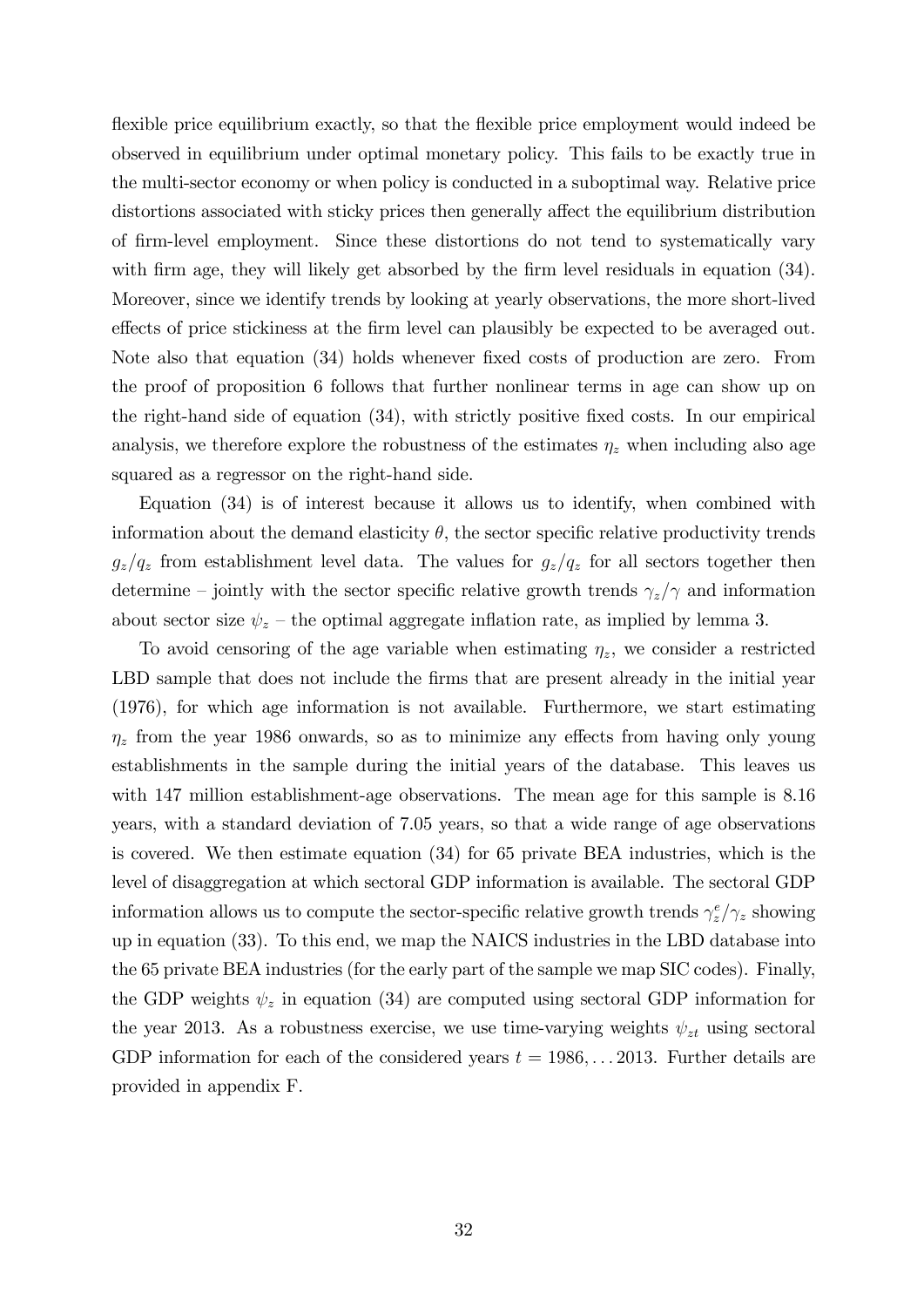flexible price equilibrium exactly, so that the flexible price employment would indeed be observed in equilibrium under optimal monetary policy. This fails to be exactly true in the multi-sector economy or when policy is conducted in a suboptimal way. Relative price distortions associated with sticky prices then generally affect the equilibrium distribution of firm-level employment. Since these distortions do not tend to systematically vary with firm age, they will likely get absorbed by the firm level residuals in equation (34). Moreover, since we identify trends by looking at yearly observations, the more short-lived effects of price stickiness at the firm level can plausibly be expected to be averaged out. Note also that equation (34) holds whenever fixed costs of production are zero. From the proof of proposition 6 follows that further nonlinear terms in age can show up on the right-hand side of equation (34), with strictly positive fixed costs. In our empirical analysis, we therefore explore the robustness of the estimates $\eta_z$ when including also age squared as a regressor on the right-hand side.

Equation (34) is of interest because it allows us to identify, when combined with information about the demand elasticity $\theta$, the sector specific relative productivity trends $g_z/q_z$ from establishment level data. The values for $g_z/q_z$ for all sectors together then determine – jointly with the sector specific relative growth trends $\gamma_z/\gamma$ and information about sector size $\psi_z$ – the optimal aggregate inflation rate, as implied by lemma 3.

To avoid censoring of the age variable when estimating $\eta_z$, we consider a restricted LBD sample that does not include the firms that are present already in the initial year (1976), for which age information is not available. Furthermore, we start estimating $\eta_z$ from the year 1986 onwards, so as to minimize any effects from having only young establishments in the sample during the initial years of the database. This leaves us with 147 million establishment-age observations. The mean age for this sample is 8.16 years, with a standard deviation of 7.05 years, so that a wide range of age observations is covered. We then estimate equation (34) for 65 private BEA industries, which is the level of disaggregation at which sectoral GDP information is available. The sectoral GDP information allows us to compute the sector-specific relative growth trends $\gamma_z^e/\gamma_z$ showing up in equation (33). To this end, we map the NAICS industries in the LBD database into the 65 private BEA industries (for the early part of the sample we map SIC codes). Finally, the GDP weights $\psi_z$ in equation (34) are computed using sectoral GDP information for the year 2013. As a robustness exercise, we use time-varying weights $\psi_{zt}$ using sectoral GDP information for each of the considered years $t = 1986, \ldots 2013$. Further details are provided in appendix F.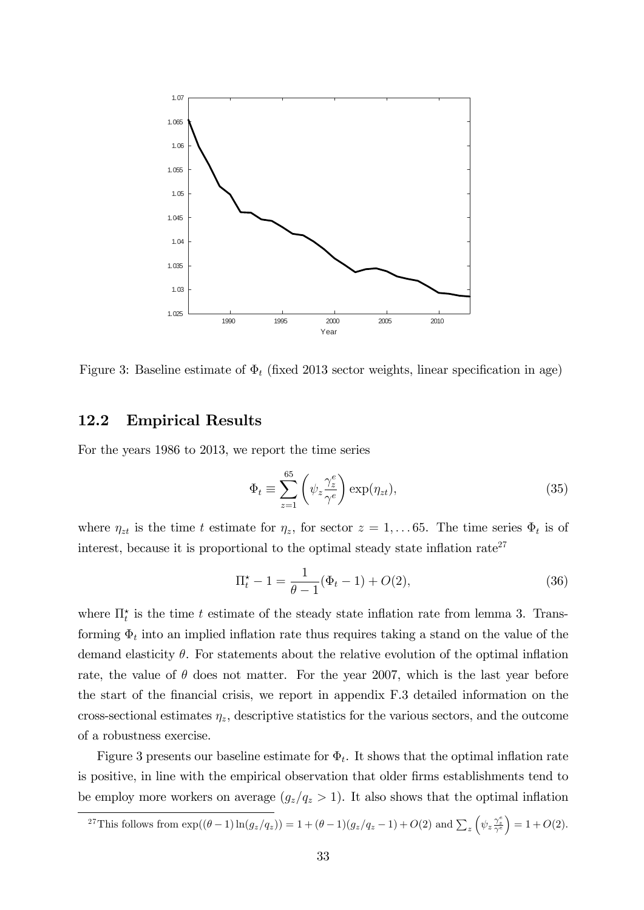Figure 3: Baseline estimate of $\Phi_t$ (fixed 2013 sector weights, linear specification in age)

## 12.2 Empirical Results

For the years 1986 to 2013, we report the time series

$$\Phi_t \equiv \sum_{z=1}^{65} \left( \psi_z \frac{\gamma_z^e}{\gamma^e} \right) \exp(\eta_{zt}), \tag{35}$$

where $\eta_{zt}$ is the time $t$ estimate for $\eta_z$, for sector $z = 1, \ldots 65$. The time series $\Phi_t$ is of interest, because it is proportional to the optimal steady state inflation rate[27]

$$\Pi_t^\star - 1 = \frac{1}{\theta - 1}(\Phi_t - 1) + O(2), \tag{36}$$

where $\Pi_t^\star$ is the time $t$ estimate of the steady state inflation rate from lemma 3. Transforming $\Phi_t$ into an implied inflation rate thus requires taking a stand on the value of the demand elasticity $\theta$. For statements about the relative evolution of the optimal inflation rate, the value of $\theta$ does not matter. For the year 2007, which is the last year before the start of the financial crisis, we report in appendix F.3 detailed information on the cross-sectional estimates $\eta_z$, descriptive statistics for the various sectors, and the outcome of a robustness exercise.

Figure 3 presents our baseline estimate for $\Phi_t$. It shows that the optimal inflation rate is positive, in line with the empirical observation that older firms establishments tend to be employ more workers on average ($g_z/q_z > 1$). It also shows that the optimal inflation

[27] This follows from $\exp((\theta - 1)\ln(g_z/q_z)) = 1 + (\theta - 1)(g_z/q_z - 1) + O(2)$ and $\sum_z \left( \psi_z \frac{\gamma_z^e}{\gamma^e} \right) = 1 + O(2)$.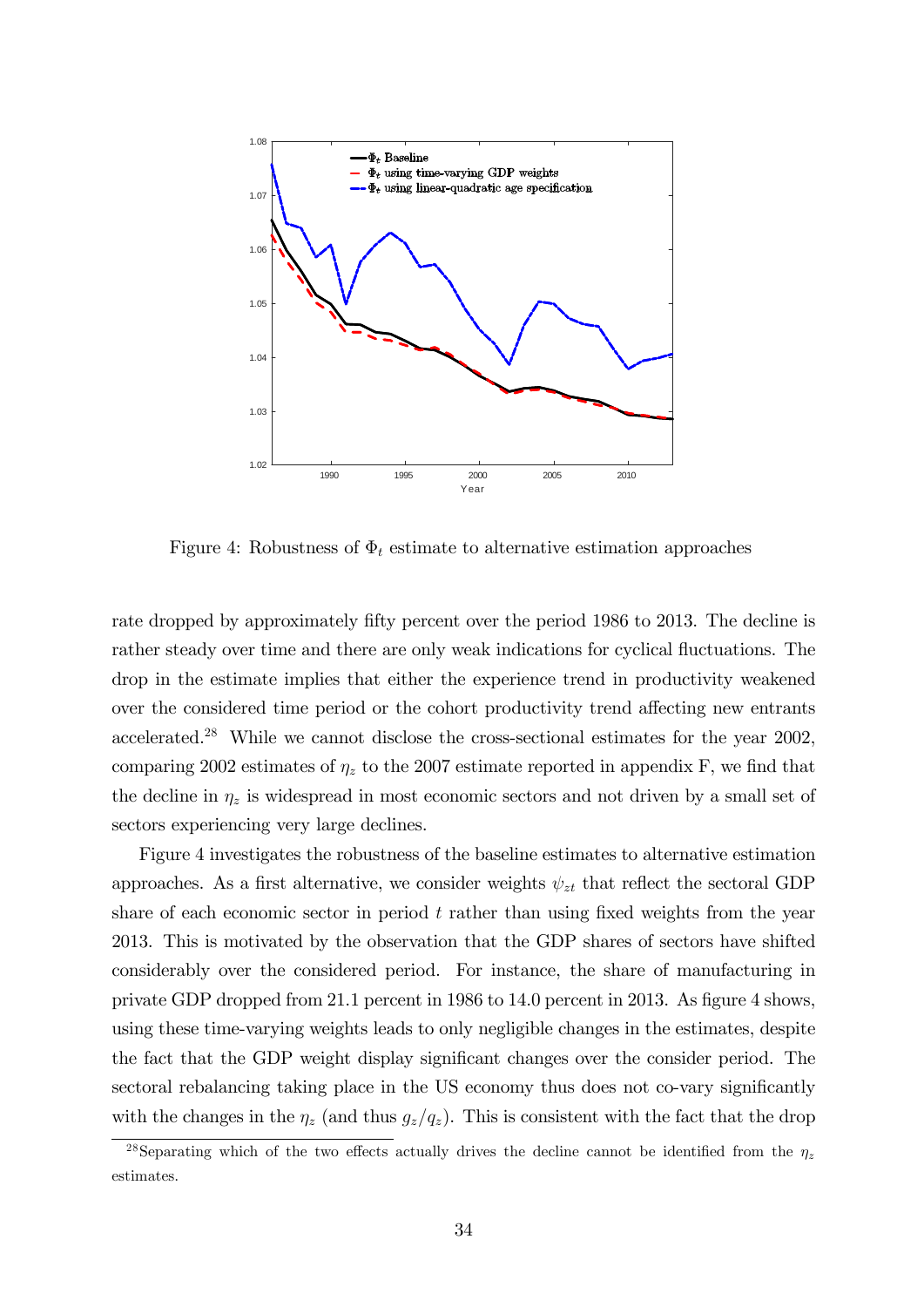Figure 4: Robustness of $\Phi_t$ estimate to alternative estimation approaches

rate dropped by approximately fifty percent over the period 1986 to 2013. The decline is rather steady over time and there are only weak indications for cyclical fluctuations. The drop in the estimate implies that either the experience trend in productivity weakened over the considered time period or the cohort productivity trend affecting new entrants accelerated.[28] While we cannot disclose the cross-sectional estimates for the year 2002, comparing 2002 estimates of $\eta_z$ to the 2007 estimate reported in appendix F, we find that the decline in $\eta_z$ is widespread in most economic sectors and not driven by a small set of sectors experiencing very large declines.

Figure 4 investigates the robustness of the baseline estimates to alternative estimation approaches. As a first alternative, we consider weights $\psi_{zt}$ that reflect the sectoral GDP share of each economic sector in period $t$ rather than using fixed weights from the year 2013. This is motivated by the observation that the GDP shares of sectors have shifted considerably over the considered period. For instance, the share of manufacturing in private GDP dropped from 21.1 percent in 1986 to 14.0 percent in 2013. As figure 4 shows, using these time-varying weights leads to only negligible changes in the estimates, despite the fact that the GDP weight display significant changes over the consider period. The sectoral rebalancing taking place in the US economy thus does not co-vary significantly with the changes in the $\eta_z$ (and thus $g_z/q_z$). This is consistent with the fact that the drop

[28] Separating which of the two effects actually drives the decline cannot be identified from the $\eta_z$ estimates.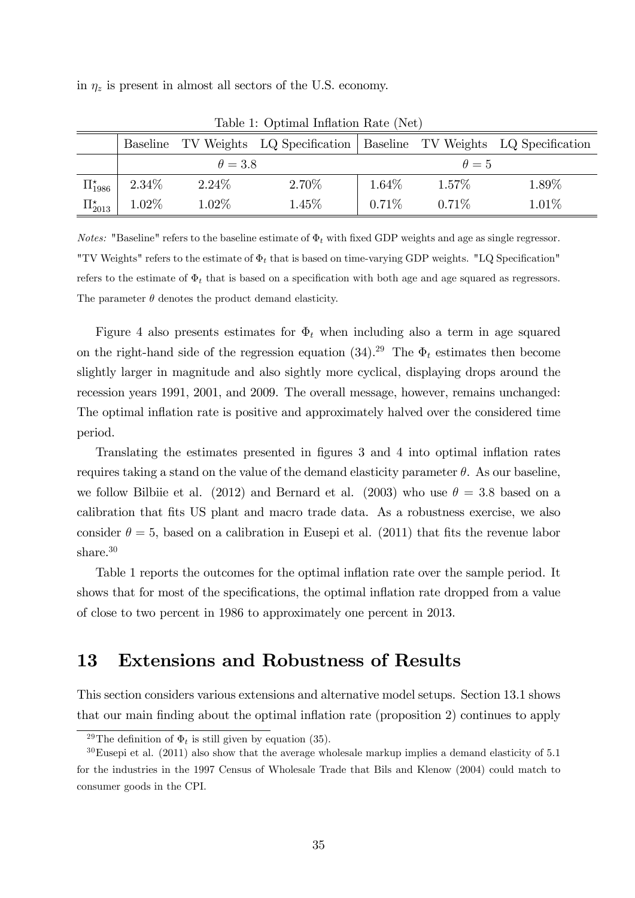in $\eta_z$ is present in almost all sectors of the U.S. economy.

Table 1: Optimal Inflation Rate (Net)

| | Baseline | TV Weights | LQ Specification | Baseline | TV Weights | LQ Specification |
|---|---|---|---|---|---|---|
| | $\theta = 3.8$ | | | $\theta = 5$ | | |
| $\Pi^{\star}_{1986}$ | 2.34% | 2.24% | 2.70% | 1.64% | 1.57% | 1.89% |
| $\Pi^{\star}_{2013}$ | 1.02% | 1.02% | 1.45% | 0.71% | 0.71% | 1.01% |

*Notes:* "Baseline" refers to the baseline estimate of $\Phi_t$ with fixed GDP weights and age as single regressor. "TV Weights" refers to the estimate of $\Phi_t$ that is based on time-varying GDP weights. "LQ Specification" refers to the estimate of $\Phi_t$ that is based on a specification with both age and age squared as regressors. The parameter $\theta$ denotes the product demand elasticity.

Figure 4 also presents estimates for $\Phi_t$ when including also a term in age squared on the right-hand side of the regression equation (34).[29] The $\Phi_t$ estimates then become slightly larger in magnitude and also sightly more cyclical, displaying drops around the recession years 1991, 2001, and 2009. The overall message, however, remains unchanged: The optimal inflation rate is positive and approximately halved over the considered time period.

Translating the estimates presented in figures 3 and 4 into optimal inflation rates requires taking a stand on the value of the demand elasticity parameter $\theta$. As our baseline, we follow Bilbiie et al. (2012) and Bernard et al. (2003) who use $\theta = 3.8$ based on a calibration that fits US plant and macro trade data. As a robustness exercise, we also consider $\theta = 5$, based on a calibration in Eusepi et al. (2011) that fits the revenue labor share.[30]

Table 1 reports the outcomes for the optimal inflation rate over the sample period. It shows that for most of the specifications, the optimal inflation rate dropped from a value of close to two percent in 1986 to approximately one percent in 2013.

# 13 Extensions and Robustness of Results

This section considers various extensions and alternative model setups. Section 13.1 shows that our main finding about the optimal inflation rate (proposition 2) continues to apply

[29] The definition of $\Phi_t$ is still given by equation (35).

[30] Eusepi et al. (2011) also show that the average wholesale markup implies a demand elasticity of 5.1 for the industries in the 1997 Census of Wholesale Trade that Bils and Klenow (2004) could match to consumer goods in the CPI.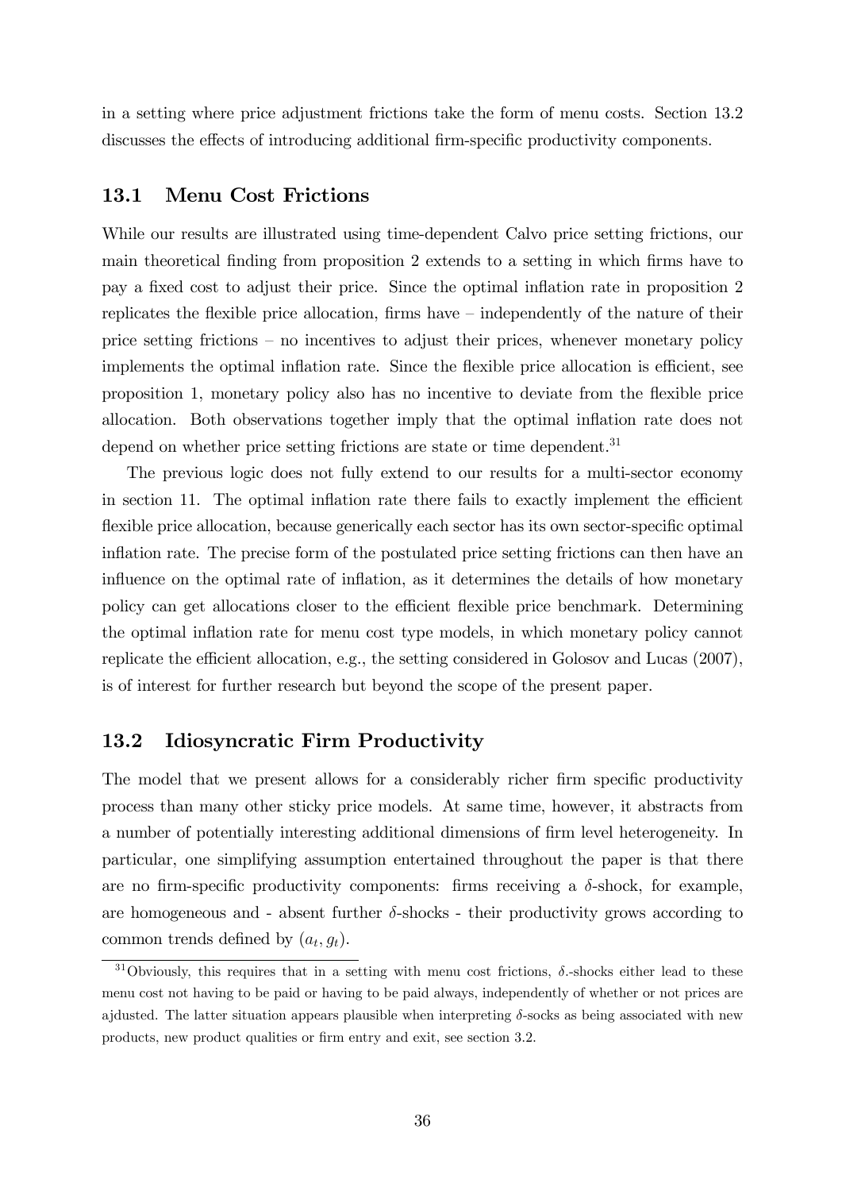in a setting where price adjustment frictions take the form of menu costs. Section 13.2 discusses the effects of introducing additional firm-specific productivity components.

## 13.1 Menu Cost Frictions

While our results are illustrated using time-dependent Calvo price setting frictions, our main theoretical finding from proposition 2 extends to a setting in which firms have to pay a fixed cost to adjust their price. Since the optimal inflation rate in proposition 2 replicates the flexible price allocation, firms have – independently of the nature of their price setting frictions – no incentives to adjust their prices, whenever monetary policy implements the optimal inflation rate. Since the flexible price allocation is efficient, see proposition 1, monetary policy also has no incentive to deviate from the flexible price allocation. Both observations together imply that the optimal inflation rate does not depend on whether price setting frictions are state or time dependent.[31]

The previous logic does not fully extend to our results for a multi-sector economy in section 11. The optimal inflation rate there fails to exactly implement the efficient flexible price allocation, because generically each sector has its own sector-specific optimal inflation rate. The precise form of the postulated price setting frictions can then have an influence on the optimal rate of inflation, as it determines the details of how monetary policy can get allocations closer to the efficient flexible price benchmark. Determining the optimal inflation rate for menu cost type models, in which monetary policy cannot replicate the efficient allocation, e.g., the setting considered in Golosov and Lucas (2007), is of interest for further research but beyond the scope of the present paper.

## 13.2 Idiosyncratic Firm Productivity

The model that we present allows for a considerably richer firm specific productivity process than many other sticky price models. At same time, however, it abstracts from a number of potentially interesting additional dimensions of firm level heterogeneity. In particular, one simplifying assumption entertained throughout the paper is that there are no firm-specific productivity components: firms receiving a $\delta$-shock, for example, are homogeneous and - absent further $\delta$-shocks - their productivity grows according to common trends defined by $(a_t, g_t)$.

[31] Obviously, this requires that in a setting with menu cost frictions, $\delta$.-shocks either lead to these menu cost not having to be paid or having to be paid always, independently of whether or not prices are ajdusted. The latter situation appears plausible when interpreting $\delta$-socks as being associated with new products, new product qualities or firm entry and exit, see section 3.2.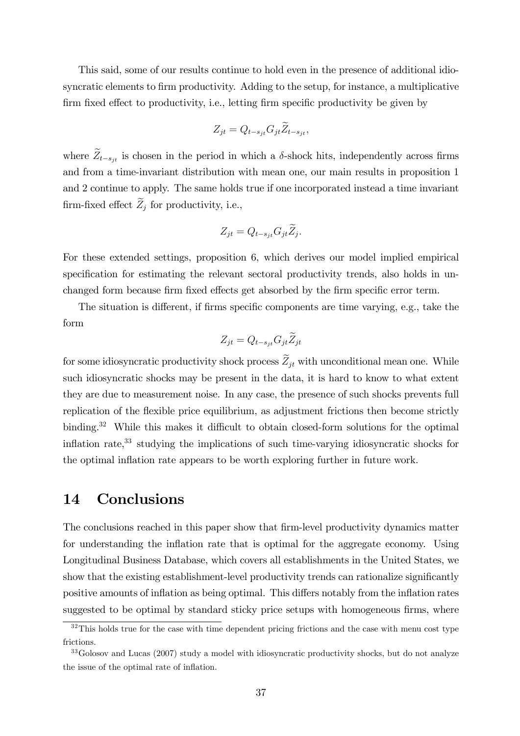This said, some of our results continue to hold even in the presence of additional idiosyncratic elements to firm productivity. Adding to the setup, for instance, a multiplicative firm fixed effect to productivity, i.e., letting firm specific productivity be given by

$$Z_{jt} = Q_{t-s_{jt}} G_{jt} \widetilde{Z}_{t-s_{jt}},$$

where $\widetilde{Z}_{t-s_{jt}}$ is chosen in the period in which a $\delta$-shock hits, independently across firms and from a time-invariant distribution with mean one, our main results in proposition 1 and 2 continue to apply. The same holds true if one incorporated instead a time invariant firm-fixed effect $\widetilde{Z}_j$ for productivity, i.e.,

$$Z_{jt} = Q_{t-s_{jt}} G_{jt} \widetilde{Z}_j.$$

For these extended settings, proposition 6, which derives our model implied empirical specification for estimating the relevant sectoral productivity trends, also holds in unchanged form because firm fixed effects get absorbed by the firm specific error term.

The situation is different, if firms specific components are time varying, e.g., take the form

$$Z_{jt} = Q_{t-s_{jt}} G_{jt} \widetilde{Z}_{jt}$$

for some idiosyncratic productivity shock process $\widetilde{Z}_{jt}$ with unconditional mean one. While such idiosyncratic shocks may be present in the data, it is hard to know to what extent they are due to measurement noise. In any case, the presence of such shocks prevents full replication of the flexible price equilibrium, as adjustment frictions then become strictly binding.[32] While this makes it difficult to obtain closed-form solutions for the optimal inflation rate,[33] studying the implications of such time-varying idiosyncratic shocks for the optimal inflation rate appears to be worth exploring further in future work.

# 14 Conclusions

The conclusions reached in this paper show that firm-level productivity dynamics matter for understanding the inflation rate that is optimal for the aggregate economy. Using Longitudinal Business Database, which covers all establishments in the United States, we show that the existing establishment-level productivity trends can rationalize significantly positive amounts of inflation as being optimal. This differs notably from the inflation rates suggested to be optimal by standard sticky price setups with homogeneous firms, where

[32] This holds true for the case with time dependent pricing frictions and the case with menu cost type frictions.

[33] Golosov and Lucas (2007) study a model with idiosyncratic productivity shocks, but do not analyze the issue of the optimal rate of inflation.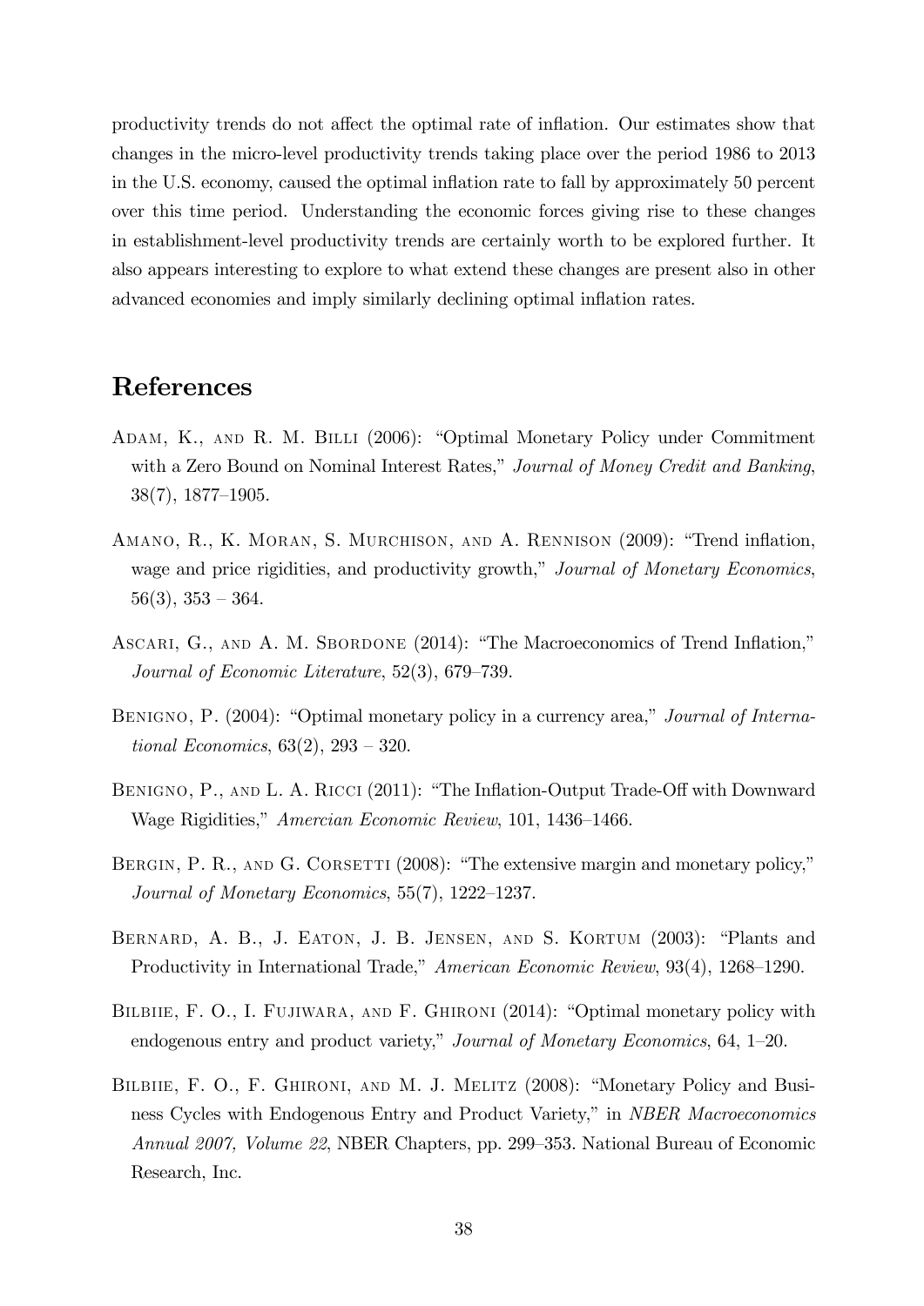productivity trends do not affect the optimal rate of inflation. Our estimates show that changes in the micro-level productivity trends taking place over the period 1986 to 2013 in the U.S. economy, caused the optimal inflation rate to fall by approximately 50 percent over this time period. Understanding the economic forces giving rise to these changes in establishment-level productivity trends are certainly worth to be explored further. It also appears interesting to explore to what extend these changes are present also in other advanced economies and imply similarly declining optimal inflation rates.

# References

Adam, K., and R. M. Billi (2006): "Optimal Monetary Policy under Commitment with a Zero Bound on Nominal Interest Rates," *Journal of Money Credit and Banking*, 38(7), 1877–1905.

Amano, R., K. Moran, S. Murchison, and A. Rennison (2009): "Trend inflation, wage and price rigidities, and productivity growth," *Journal of Monetary Economics*, 56(3), 353 – 364.

Ascari, G., and A. M. Sbordone (2014): "The Macroeconomics of Trend Inflation," *Journal of Economic Literature*, 52(3), 679–739.

Benigno, P. (2004): "Optimal monetary policy in a currency area," *Journal of International Economics*, 63(2), 293 – 320.

Benigno, P., and L. A. Ricci (2011): "The Inflation-Output Trade-Off with Downward Wage Rigidities," *Amercian Economic Review*, 101, 1436–1466.

Bergin, P. R., and G. Corsetti (2008): "The extensive margin and monetary policy," *Journal of Monetary Economics*, 55(7), 1222–1237.

Bernard, A. B., J. Eaton, J. B. Jensen, and S. Kortum (2003): "Plants and Productivity in International Trade," *American Economic Review*, 93(4), 1268–1290.

Bilbiie, F. O., I. Fujiwara, and F. Ghironi (2014): "Optimal monetary policy with endogenous entry and product variety," *Journal of Monetary Economics*, 64, 1–20.

Bilbiie, F. O., F. Ghironi, and M. J. Melitz (2008): "Monetary Policy and Business Cycles with Endogenous Entry and Product Variety," in *NBER Macroeconomics Annual 2007, Volume 22*, NBER Chapters, pp. 299–353. National Bureau of Economic Research, Inc.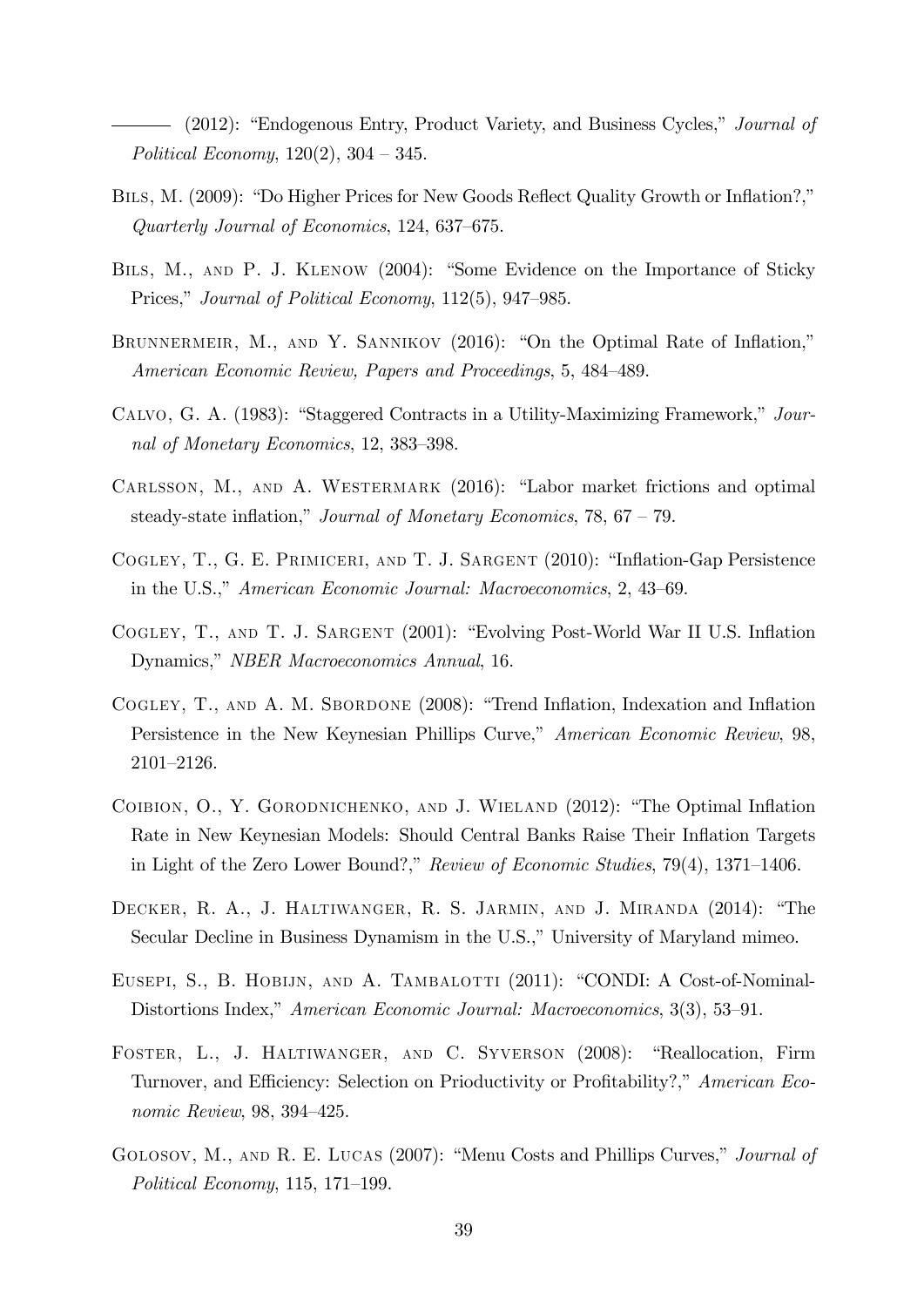——— (2012): "Endogenous Entry, Product Variety, and Business Cycles," *Journal of Political Economy*, 120(2), 304 – 345.

Bils, M. (2009): "Do Higher Prices for New Goods Reflect Quality Growth or Inflation?," *Quarterly Journal of Economics*, 124, 637–675.

Bils, M., and P. J. Klenow (2004): "Some Evidence on the Importance of Sticky Prices," *Journal of Political Economy*, 112(5), 947–985.

Brunnermeir, M., and Y. Sannikov (2016): "On the Optimal Rate of Inflation," *American Economic Review, Papers and Proceedings*, 5, 484–489.

Calvo, G. A. (1983): "Staggered Contracts in a Utility-Maximizing Framework," *Journal of Monetary Economics*, 12, 383–398.

Carlsson, M., and A. Westermark (2016): "Labor market frictions and optimal steady-state inflation," *Journal of Monetary Economics*, 78, 67 – 79.

Cogley, T., G. E. Primiceri, and T. J. Sargent (2010): "Inflation-Gap Persistence in the U.S.," *American Economic Journal: Macroeconomics*, 2, 43–69.

Cogley, T., and T. J. Sargent (2001): "Evolving Post-World War II U.S. Inflation Dynamics," *NBER Macroeconomics Annual*, 16.

Cogley, T., and A. M. Sbordone (2008): "Trend Inflation, Indexation and Inflation Persistence in the New Keynesian Phillips Curve," *American Economic Review*, 98, 2101–2126.

Coibion, O., Y. Gorodnichenko, and J. Wieland (2012): "The Optimal Inflation Rate in New Keynesian Models: Should Central Banks Raise Their Inflation Targets in Light of the Zero Lower Bound?," *Review of Economic Studies*, 79(4), 1371–1406.

Decker, R. A., J. Haltiwanger, R. S. Jarmin, and J. Miranda (2014): "The Secular Decline in Business Dynamism in the U.S.," University of Maryland mimeo.

Eusepi, S., B. Hobijn, and A. Tambalotti (2011): "CONDI: A Cost-of-Nominal-Distortions Index," *American Economic Journal: Macroeconomics*, 3(3), 53–91.

Foster, L., J. Haltiwanger, and C. Syverson (2008): "Reallocation, Firm Turnover, and Efficiency: Selection on Prioductivity or Profitability?," *American Economic Review*, 98, 394–425.

Golosov, M., and R. E. Lucas (2007): "Menu Costs and Phillips Curves," *Journal of Political Economy*, 115, 171–199.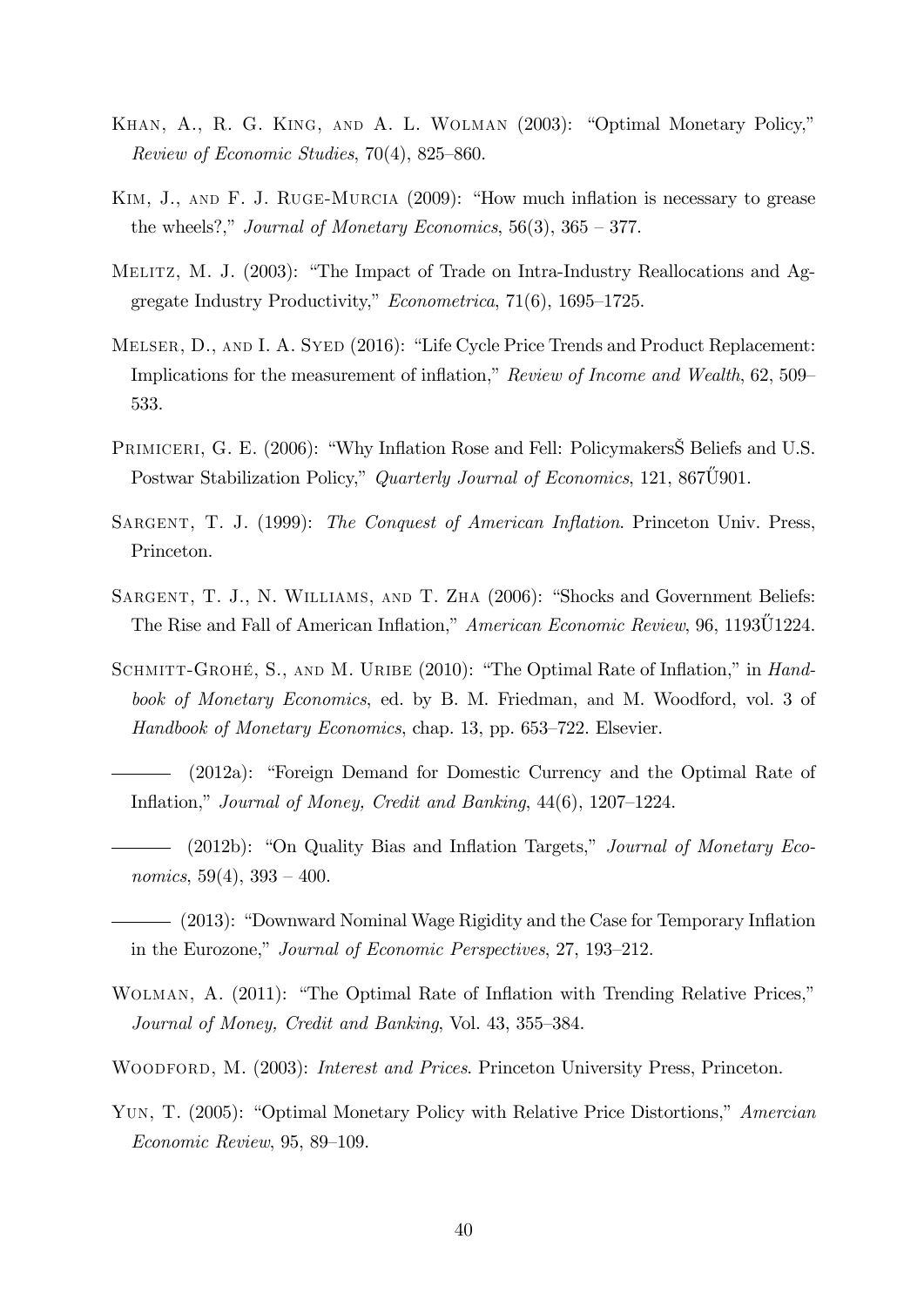Khan, A., R. G. King, and A. L. Wolman (2003): "Optimal Monetary Policy," *Review of Economic Studies*, 70(4), 825–860.

Kim, J., and F. J. Ruge-Murcia (2009): "How much inflation is necessary to grease the wheels?," *Journal of Monetary Economics*, 56(3), 365 – 377.

Melitz, M. J. (2003): "The Impact of Trade on Intra-Industry Reallocations and Aggregate Industry Productivity," *Econometrica*, 71(6), 1695–1725.

Melser, D., and I. A. Syed (2016): "Life Cycle Price Trends and Product Replacement: Implications for the measurement of inflation," *Review of Income and Wealth*, 62, 509–533.

Primiceri, G. E. (2006): "Why Inflation Rose and Fell: PolicymakersŠ Beliefs and U.S. Postwar Stabilization Policy," *Quarterly Journal of Economics*, 121, 867Ű901.

Sargent, T. J. (1999): *The Conquest of American Inflation*. Princeton Univ. Press, Princeton.

Sargent, T. J., N. Williams, and T. Zha (2006): "Shocks and Government Beliefs: The Rise and Fall of American Inflation," *American Economic Review*, 96, 1193Ű1224.

Schmitt-Grohé, S., and M. Uribe (2010): "The Optimal Rate of Inflation," in *Handbook of Monetary Economics*, ed. by B. M. Friedman, and M. Woodford, vol. 3 of *Handbook of Monetary Economics*, chap. 13, pp. 653–722. Elsevier.

——— (2012a): "Foreign Demand for Domestic Currency and the Optimal Rate of Inflation," *Journal of Money, Credit and Banking*, 44(6), 1207–1224.

——— (2012b): "On Quality Bias and Inflation Targets," *Journal of Monetary Economics*, 59(4), 393 – 400.

——— (2013): "Downward Nominal Wage Rigidity and the Case for Temporary Inflation in the Eurozone," *Journal of Economic Perspectives*, 27, 193–212.

Wolman, A. (2011): "The Optimal Rate of Inflation with Trending Relative Prices," *Journal of Money, Credit and Banking*, Vol. 43, 355–384.

Woodford, M. (2003): *Interest and Prices*. Princeton University Press, Princeton.

Yun, T. (2005): "Optimal Monetary Policy with Relative Price Distortions," *Amercian Economic Review*, 95, 89–109.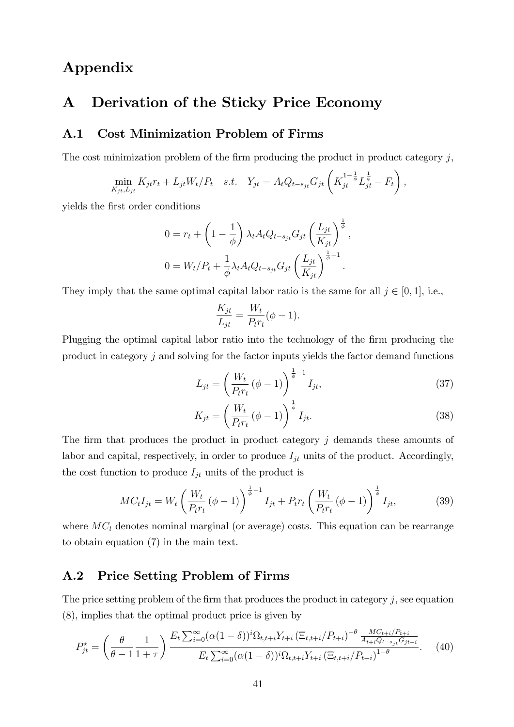# Appendix

## A Derivation of the Sticky Price Economy

### A.1 Cost Minimization Problem of Firms

The cost minimization problem of the firm producing the product in product category $j$,

$$\min_{K_{jt}, L_{jt}} K_{jt} r_t + L_{jt} W_t / P_t \quad s.t. \quad Y_{jt} = A_t Q_{t-s_{jt}} G_{jt} \left( K_{jt}^{1-\frac{1}{\phi}} L_{jt}^{\frac{1}{\phi}} - F_t \right),$$

yields the first order conditions

$$0 = r_t + \left(1 - \frac{1}{\phi}\right) \lambda_t A_t Q_{t-s_{jt}} G_{jt} \left(\frac{L_{jt}}{K_{jt}}\right)^{\frac{1}{\phi}},$$

$$0 = W_t/P_t + \frac{1}{\phi} \lambda_t A_t Q_{t-s_{jt}} G_{jt} \left(\frac{L_{jt}}{K_{jt}}\right)^{\frac{1}{\phi}-1}.$$

They imply that the same optimal capital labor ratio is the same for all $j \in [0, 1]$, i.e.,

$$\frac{K_{jt}}{L_{jt}} = \frac{W_t}{P_t r_t}(\phi - 1).$$

Plugging the optimal capital labor ratio into the technology of the firm producing the product in category $j$ and solving for the factor inputs yields the factor demand functions

$$L_{jt} = \left(\frac{W_t}{P_t r_t}(\phi - 1)\right)^{\frac{1}{\phi}-1} I_{jt}, \tag{37}$$

$$K_{jt} = \left(\frac{W_t}{P_t r_t}(\phi - 1)\right)^{\frac{1}{\phi}} I_{jt}. \tag{38}$$

The firm that produces the product in product category $j$ demands these amounts of labor and capital, respectively, in order to produce $I_{jt}$ units of the product. Accordingly, the cost function to produce $I_{jt}$ units of the product is

$$MC_t I_{jt} = W_t \left(\frac{W_t}{P_t r_t}(\phi - 1)\right)^{\frac{1}{\phi}-1} I_{jt} + P_t r_t \left(\frac{W_t}{P_t r_t}(\phi - 1)\right)^{\frac{1}{\phi}} I_{jt}, \tag{39}$$

where $MC_t$ denotes nominal marginal (or average) costs. This equation can be rearrange to obtain equation (7) in the main text.

### A.2 Price Setting Problem of Firms

The price setting problem of the firm that produces the product in category $j$, see equation (8), implies that the optimal product price is given by

$$P_{jt}^{\star} = \left(\frac{\theta}{\theta - 1}\frac{1}{1+\tau}\right) \frac{E_t \sum_{i=0}^{\infty} (\alpha(1-\delta))^i \Omega_{t,t+i} Y_{t+i} \left(\Xi_{t,t+i}/P_{t+i}\right)^{-\theta} \frac{MC_{t+i}/P_{t+i}}{A_{t+i} Q_{t-s_{jt}} G_{jt+i}}}{E_t \sum_{i=0}^{\infty} (\alpha(1-\delta))^i \Omega_{t,t+i} Y_{t+i} \left(\Xi_{t,t+i}/P_{t+i}\right)^{1-\theta}}. \tag{40}$$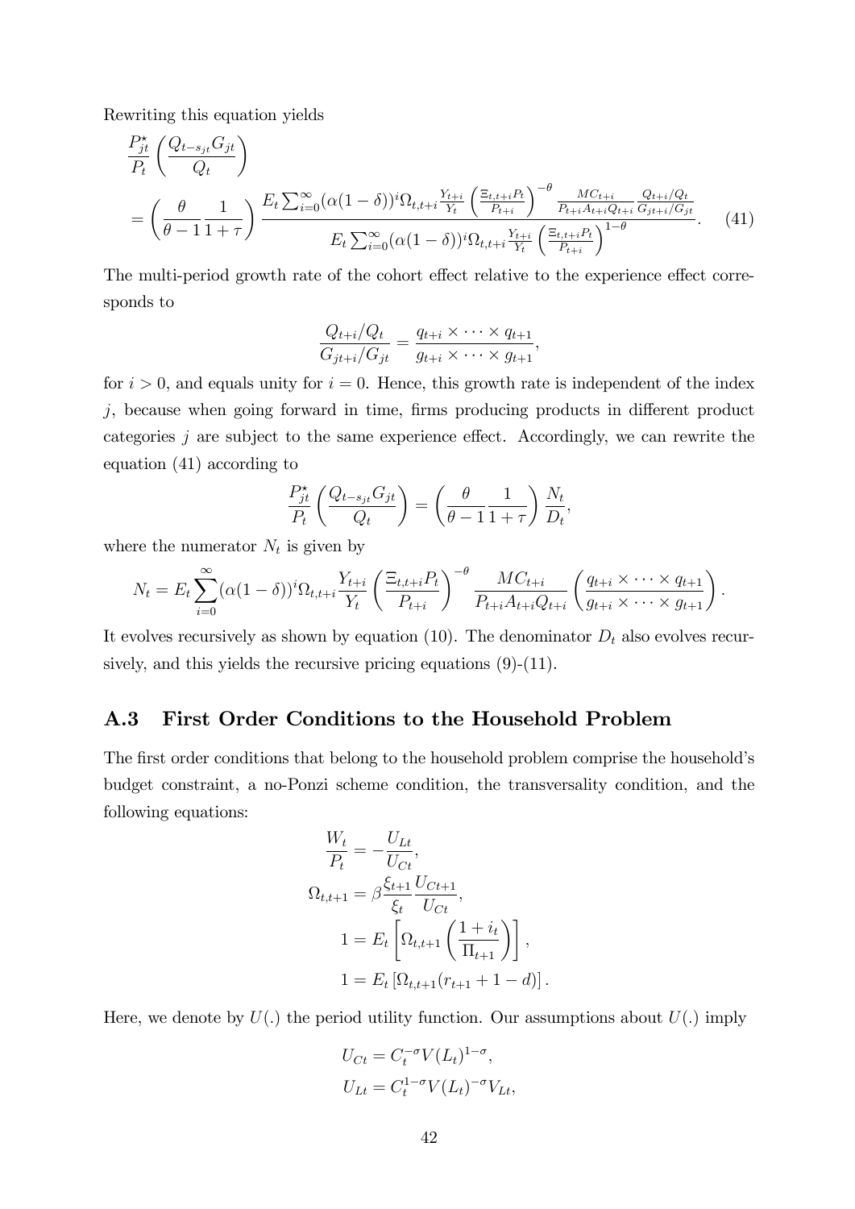Rewriting this equation yields

$$
\begin{aligned}
&\frac{P_{jt}^{\star}}{P_t}\left(\frac{Q_{t-s_{jt}}G_{jt}}{Q_t}\right) \\
&= \left(\frac{\theta}{\theta-1}\frac{1}{1+\tau}\right)\frac{E_t\sum_{i=0}^{\infty}(\alpha(1-\delta))^i\Omega_{t,t+i}\frac{Y_{t+i}}{Y_t}\left(\frac{\Xi_{t,t+i}P_t}{P_{t+i}}\right)^{-\theta}\frac{MC_{t+i}}{P_{t+i}A_{t+i}Q_{t+i}}\frac{Q_{t+i}/Q_t}{G_{jt+i}/G_{jt}}}{E_t\sum_{i=0}^{\infty}(\alpha(1-\delta))^i\Omega_{t,t+i}\frac{Y_{t+i}}{Y_t}\left(\frac{\Xi_{t,t+i}P_t}{P_{t+i}}\right)^{1-\theta}}. \qquad (41)
\end{aligned}
$$

The multi-period growth rate of the cohort effect relative to the experience effect corresponds to

$$
\frac{Q_{t+i}/Q_t}{G_{jt+i}/G_{jt}} = \frac{q_{t+i}\times\cdots\times q_{t+1}}{g_{t+i}\times\cdots\times g_{t+1}},
$$

for $i>0$, and equals unity for $i=0$. Hence, this growth rate is independent of the index $j$, because when going forward in time, firms producing products in different product categories $j$ are subject to the same experience effect. Accordingly, we can rewrite the equation (41) according to

$$
\frac{P_{jt}^{\star}}{P_t}\left(\frac{Q_{t-s_{jt}}G_{jt}}{Q_t}\right) = \left(\frac{\theta}{\theta-1}\frac{1}{1+\tau}\right)\frac{N_t}{D_t},
$$

where the numerator $N_t$ is given by

$$
N_t = E_t\sum_{i=0}^{\infty}(\alpha(1-\delta))^i\Omega_{t,t+i}\frac{Y_{t+i}}{Y_t}\left(\frac{\Xi_{t,t+i}P_t}{P_{t+i}}\right)^{-\theta}\frac{MC_{t+i}}{P_{t+i}A_{t+i}Q_{t+i}}\left(\frac{q_{t+i}\times\cdots\times q_{t+1}}{g_{t+i}\times\cdots\times g_{t+1}}\right).
$$

It evolves recursively as shown by equation (10). The denominator $D_t$ also evolves recursively, and this yields the recursive pricing equations (9)-(11).

## A.3 First Order Conditions to the Household Problem

The first order conditions that belong to the household problem comprise the household's budget constraint, a no-Ponzi scheme condition, the transversality condition, and the following equations:

$$
\begin{aligned}
\frac{W_t}{P_t} &= -\frac{U_{Lt}}{U_{Ct}}, \\
\Omega_{t,t+1} &= \beta\frac{\xi_{t+1}}{\xi_t}\frac{U_{Ct+1}}{U_{Ct}}, \\
1 &= E_t\left[\Omega_{t,t+1}\left(\frac{1+i_t}{\Pi_{t+1}}\right)\right], \\
1 &= E_t\left[\Omega_{t,t+1}(r_{t+1}+1-d)\right].
\end{aligned}
$$

Here, we denote by $U(.)$ the period utility function. Our assumptions about $U(.)$ imply

$$
\begin{aligned}
U_{Ct} &= C_t^{-\sigma}V(L_t)^{1-\sigma}, \\
U_{Lt} &= C_t^{1-\sigma}V(L_t)^{-\sigma}V_{Lt},
\end{aligned}
$$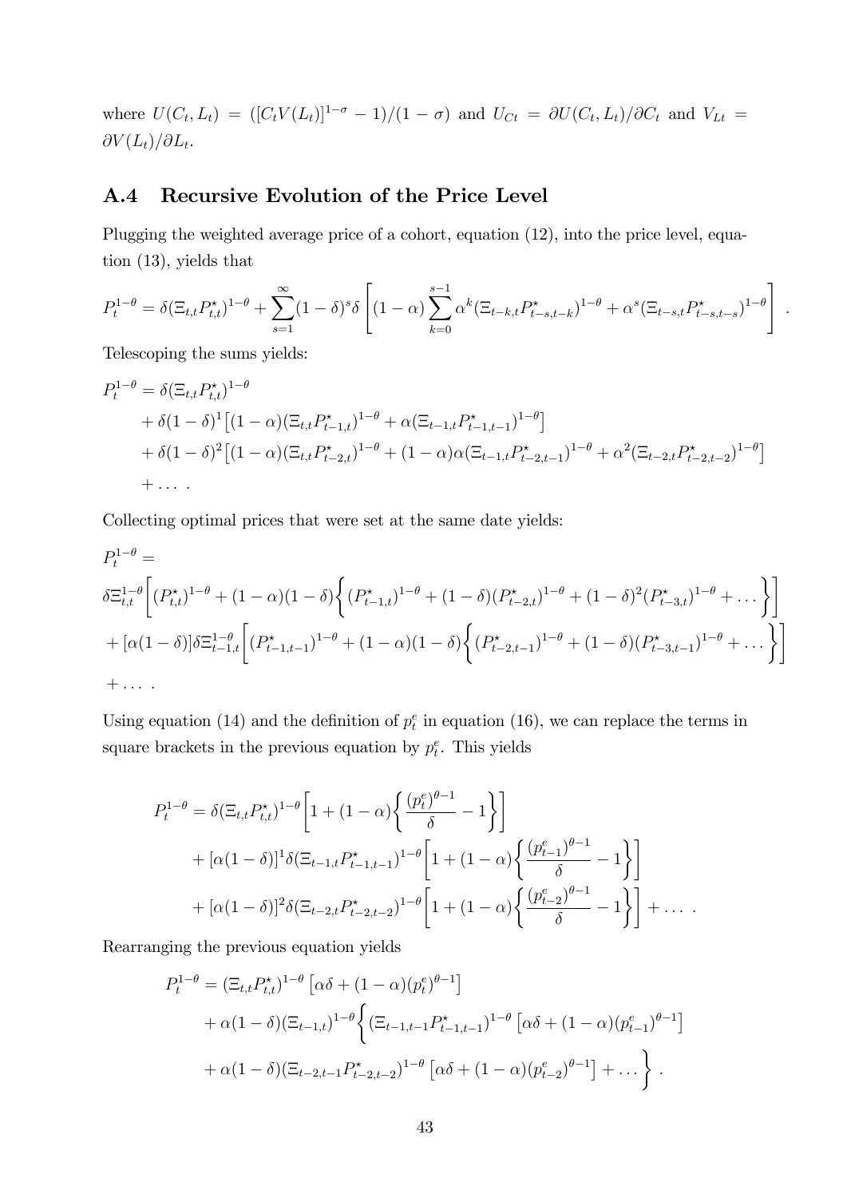where $U(C_t, L_t) = ([C_t V(L_t)]^{1-\sigma} - 1)/(1-\sigma)$ and $U_{Ct} = \partial U(C_t, L_t)/\partial C_t$ and $V_{Lt} = \partial V(L_t)/\partial L_t$.

## A.4 Recursive Evolution of the Price Level

Plugging the weighted average price of a cohort, equation (12), into the price level, equation (13), yields that

$$P_t^{1-\theta} = \delta(\Xi_{t,t} P_{t,t}^\star)^{1-\theta} + \sum_{s=1}^{\infty} (1-\delta)^s \delta \left[ (1-\alpha) \sum_{k=0}^{s-1} \alpha^k (\Xi_{t-k,t} P_{t-s,t-k}^\star)^{1-\theta} + \alpha^s (\Xi_{t-s,t} P_{t-s,t-s}^\star)^{1-\theta} \right].$$

Telescoping the sums yields:

$$\begin{aligned}
P_t^{1-\theta} &= \delta(\Xi_{t,t} P_{t,t}^\star)^{1-\theta} \\
&+ \delta(1-\delta)^1 \big[ (1-\alpha)(\Xi_{t,t} P_{t-1,t}^\star)^{1-\theta} + \alpha(\Xi_{t-1,t} P_{t-1,t-1}^\star)^{1-\theta} \big] \\
&+ \delta(1-\delta)^2 \big[ (1-\alpha)(\Xi_{t,t} P_{t-2,t}^\star)^{1-\theta} + (1-\alpha)\alpha(\Xi_{t-1,t} P_{t-2,t-1}^\star)^{1-\theta} + \alpha^2(\Xi_{t-2,t} P_{t-2,t-2}^\star)^{1-\theta} \big] \\
&+ \dots \,.
\end{aligned}$$

Collecting optimal prices that were set at the same date yields:

$$\begin{aligned}
&P_t^{1-\theta} = \\
&\delta \Xi_{t,t}^{1-\theta} \bigg[ (P_{t,t}^\star)^{1-\theta} + (1-\alpha)(1-\delta) \bigg\{ (P_{t-1,t}^\star)^{1-\theta} + (1-\delta)(P_{t-2,t}^\star)^{1-\theta} + (1-\delta)^2 (P_{t-3,t}^\star)^{1-\theta} + \dots \bigg\} \bigg] \\
&+ [\alpha(1-\delta)] \delta \Xi_{t-1,t}^{1-\theta} \bigg[ (P_{t-1,t-1}^\star)^{1-\theta} + (1-\alpha)(1-\delta) \bigg\{ (P_{t-2,t-1}^\star)^{1-\theta} + (1-\delta)(P_{t-3,t-1}^\star)^{1-\theta} + \dots \bigg\} \bigg] \\
&+ \dots \,.
\end{aligned}$$

Using equation (14) and the definition of $p_t^e$ in equation (16), we can replace the terms in square brackets in the previous equation by $p_t^e$. This yields

$$\begin{aligned}
P_t^{1-\theta} &= \delta(\Xi_{t,t} P_{t,t}^\star)^{1-\theta} \bigg[ 1 + (1-\alpha) \bigg\{ \frac{(p_t^e)^{\theta-1}}{\delta} - 1 \bigg\} \bigg] \\
&+ [\alpha(1-\delta)]^1 \delta (\Xi_{t-1,t} P_{t-1,t-1}^\star)^{1-\theta} \bigg[ 1 + (1-\alpha) \bigg\{ \frac{(p_{t-1}^e)^{\theta-1}}{\delta} - 1 \bigg\} \bigg] \\
&+ [\alpha(1-\delta)]^2 \delta (\Xi_{t-2,t} P_{t-2,t-2}^\star)^{1-\theta} \bigg[ 1 + (1-\alpha) \bigg\{ \frac{(p_{t-2}^e)^{\theta-1}}{\delta} - 1 \bigg\} \bigg] + \dots \,.
\end{aligned}$$

Rearranging the previous equation yields

$$\begin{aligned}
P_t^{1-\theta} &= (\Xi_{t,t} P_{t,t}^\star)^{1-\theta} \left[ \alpha\delta + (1-\alpha)(p_t^e)^{\theta-1} \right] \\
&+ \alpha(1-\delta)(\Xi_{t-1,t})^{1-\theta} \bigg\{ (\Xi_{t-1,t-1} P_{t-1,t-1}^\star)^{1-\theta} \left[ \alpha\delta + (1-\alpha)(p_{t-1}^e)^{\theta-1} \right] \\
&+ \alpha(1-\delta)(\Xi_{t-2,t-1} P_{t-2,t-2}^\star)^{1-\theta} \left[ \alpha\delta + (1-\alpha)(p_{t-2}^e)^{\theta-1} \right] + \dots \bigg\} \,.
\end{aligned}$$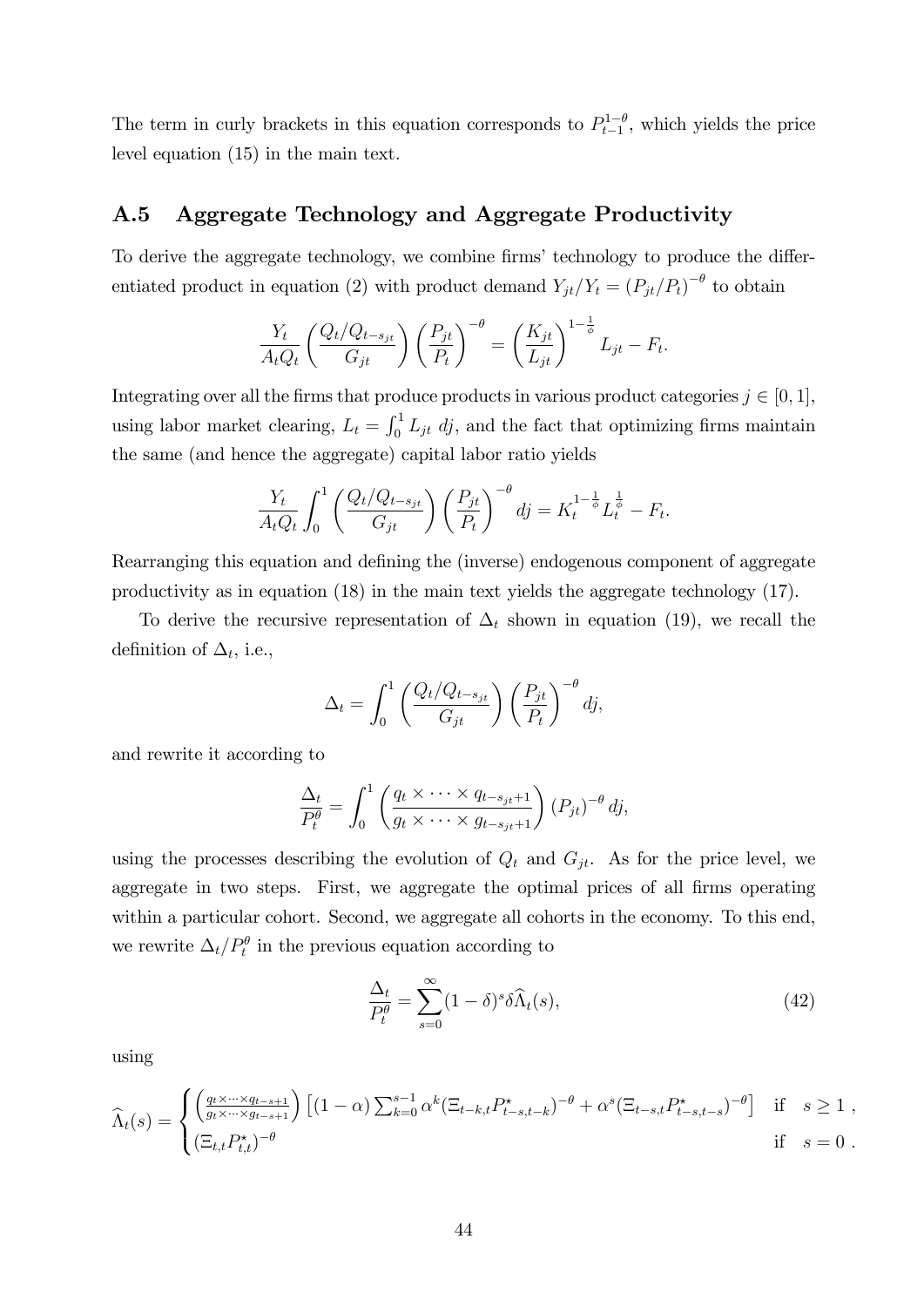The term in curly brackets in this equation corresponds to $P_{t-1}^{1-\theta}$, which yields the price level equation (15) in the main text.

## A.5 Aggregate Technology and Aggregate Productivity

To derive the aggregate technology, we combine firms' technology to produce the differentiated product in equation (2) with product demand $Y_{jt}/Y_t = (P_{jt}/P_t)^{-\theta}$ to obtain

$$\frac{Y_t}{A_t Q_t}\left(\frac{Q_t/Q_{t-s_{jt}}}{G_{jt}}\right)\left(\frac{P_{jt}}{P_t}\right)^{-\theta} = \left(\frac{K_{jt}}{L_{jt}}\right)^{1-\frac{1}{\phi}} L_{jt} - F_t.$$

Integrating over all the firms that produce products in various product categories $j \in [0,1]$, using labor market clearing, $L_t = \int_0^1 L_{jt}\, dj$, and the fact that optimizing firms maintain the same (and hence the aggregate) capital labor ratio yields

$$\frac{Y_t}{A_t Q_t}\int_0^1 \left(\frac{Q_t/Q_{t-s_{jt}}}{G_{jt}}\right)\left(\frac{P_{jt}}{P_t}\right)^{-\theta} dj = K_t^{1-\frac{1}{\phi}} L_t^{\frac{1}{\phi}} - F_t.$$

Rearranging this equation and defining the (inverse) endogenous component of aggregate productivity as in equation (18) in the main text yields the aggregate technology (17).

To derive the recursive representation of $\Delta_t$ shown in equation (19), we recall the definition of $\Delta_t$, i.e.,

$$\Delta_t = \int_0^1 \left(\frac{Q_t/Q_{t-s_{jt}}}{G_{jt}}\right)\left(\frac{P_{jt}}{P_t}\right)^{-\theta} dj,$$

and rewrite it according to

$$\frac{\Delta_t}{P_t^{\theta}} = \int_0^1 \left(\frac{q_t \times \cdots \times q_{t-s_{jt}+1}}{g_t \times \cdots \times g_{t-s_{jt}+1}}\right)(P_{jt})^{-\theta} dj,$$

using the processes describing the evolution of $Q_t$ and $G_{jt}$. As for the price level, we aggregate in two steps. First, we aggregate the optimal prices of all firms operating within a particular cohort. Second, we aggregate all cohorts in the economy. To this end, we rewrite $\Delta_t/P_t^{\theta}$ in the previous equation according to

$$\frac{\Delta_t}{P_t^{\theta}} = \sum_{s=0}^{\infty}(1-\delta)^s \delta \widehat{\Lambda}_t(s), \tag{42}$$

using

$$\widehat{\Lambda}_t(s) = \begin{cases} \left(\frac{q_t \times \cdots \times q_{t-s+1}}{g_t \times \cdots \times g_{t-s+1}}\right)\left[(1-\alpha)\sum_{k=0}^{s-1}\alpha^k (\Xi_{t-k,t} P_{t-s,t-k}^{\star})^{-\theta} + \alpha^s (\Xi_{t-s,t} P_{t-s,t-s}^{\star})^{-\theta}\right] & \text{if} \quad s \geq 1\ , \\ (\Xi_{t,t} P_{t,t}^{\star})^{-\theta} & \text{if} \quad s = 0\ . \end{cases}$$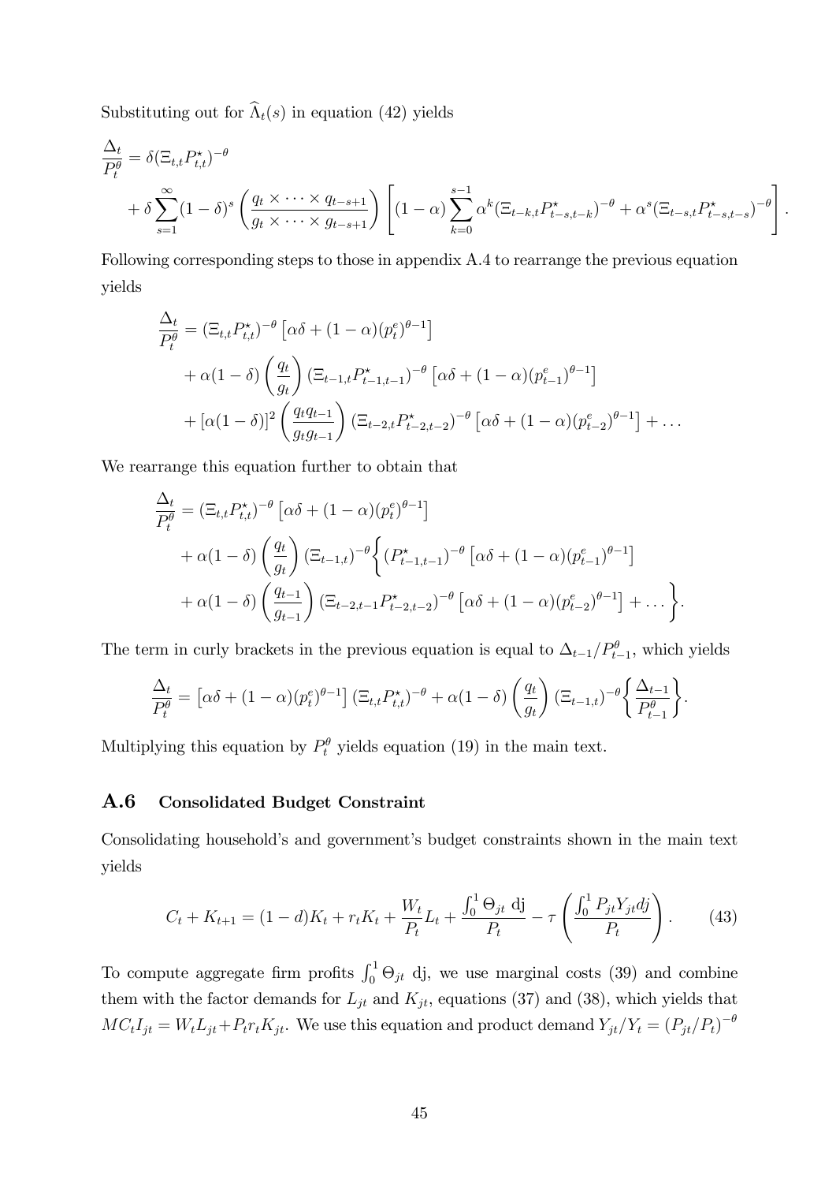Substituting out for $\widehat{\Lambda}_t(s)$ in equation (42) yields

$$
\begin{aligned}
\frac{\Delta_t}{P_t^\theta} &= \delta(\Xi_{t,t} P_{t,t}^\star)^{-\theta} \\
&+ \delta \sum_{s=1}^{\infty} (1-\delta)^s \left( \frac{q_t \times \cdots \times q_{t-s+1}}{g_t \times \cdots \times g_{t-s+1}} \right) \left[ (1-\alpha) \sum_{k=0}^{s-1} \alpha^k (\Xi_{t-k,t} P_{t-s,t-k}^\star)^{-\theta} + \alpha^s (\Xi_{t-s,t} P_{t-s,t-s}^\star)^{-\theta} \right].
\end{aligned}
$$

Following corresponding steps to those in appendix A.4 to rearrange the previous equation yields

$$
\begin{aligned}
\frac{\Delta_t}{P_t^\theta} &= (\Xi_{t,t} P_{t,t}^\star)^{-\theta} \left[ \alpha\delta + (1-\alpha)(p_t^e)^{\theta-1} \right] \\
&+ \alpha(1-\delta) \left( \frac{q_t}{g_t} \right) (\Xi_{t-1,t} P_{t-1,t-1}^\star)^{-\theta} \left[ \alpha\delta + (1-\alpha)(p_{t-1}^e)^{\theta-1} \right] \\
&+ [\alpha(1-\delta)]^2 \left( \frac{q_t q_{t-1}}{g_t g_{t-1}} \right) (\Xi_{t-2,t} P_{t-2,t-2}^\star)^{-\theta} \left[ \alpha\delta + (1-\alpha)(p_{t-2}^e)^{\theta-1} \right] + \ldots
\end{aligned}
$$

We rearrange this equation further to obtain that

$$
\begin{aligned}
\frac{\Delta_t}{P_t^\theta} &= (\Xi_{t,t} P_{t,t}^\star)^{-\theta} \left[ \alpha\delta + (1-\alpha)(p_t^e)^{\theta-1} \right] \\
&+ \alpha(1-\delta) \left( \frac{q_t}{g_t} \right) (\Xi_{t-1,t})^{-\theta} \Bigg\{ (P_{t-1,t-1}^\star)^{-\theta} \left[ \alpha\delta + (1-\alpha)(p_{t-1}^e)^{\theta-1} \right] \\
&+ \alpha(1-\delta) \left( \frac{q_{t-1}}{g_{t-1}} \right) (\Xi_{t-2,t-1} P_{t-2,t-2}^\star)^{-\theta} \left[ \alpha\delta + (1-\alpha)(p_{t-2}^e)^{\theta-1} \right] + \ldots \Bigg\}.
\end{aligned}
$$

The term in curly brackets in the previous equation is equal to $\Delta_{t-1}/P_{t-1}^\theta$, which yields

$$
\frac{\Delta_t}{P_t^\theta} = \left[ \alpha\delta + (1-\alpha)(p_t^e)^{\theta-1} \right] (\Xi_{t,t} P_{t,t}^\star)^{-\theta} + \alpha(1-\delta) \left( \frac{q_t}{g_t} \right) (\Xi_{t-1,t})^{-\theta} \left\{ \frac{\Delta_{t-1}}{P_{t-1}^\theta} \right\}.
$$

Multiplying this equation by $P_t^\theta$ yields equation (19) in the main text.

## A.6 Consolidated Budget Constraint

Consolidating household's and government's budget constraints shown in the main text yields

$$
C_t + K_{t+1} = (1-d)K_t + r_t K_t + \frac{W_t}{P_t} L_t + \frac{\int_0^1 \Theta_{jt} \, \mathrm{dj}}{P_t} - \tau \left( \frac{\int_0^1 P_{jt} Y_{jt} dj}{P_t} \right). \tag{43}
$$

To compute aggregate firm profits $\int_0^1 \Theta_{jt}$ dj, we use marginal costs (39) and combine them with the factor demands for $L_{jt}$ and $K_{jt}$, equations (37) and (38), which yields that $MC_t I_{jt} = W_t L_{jt} + P_t r_t K_{jt}$. We use this equation and product demand $Y_{jt}/Y_t = (P_{jt}/P_t)^{-\theta}$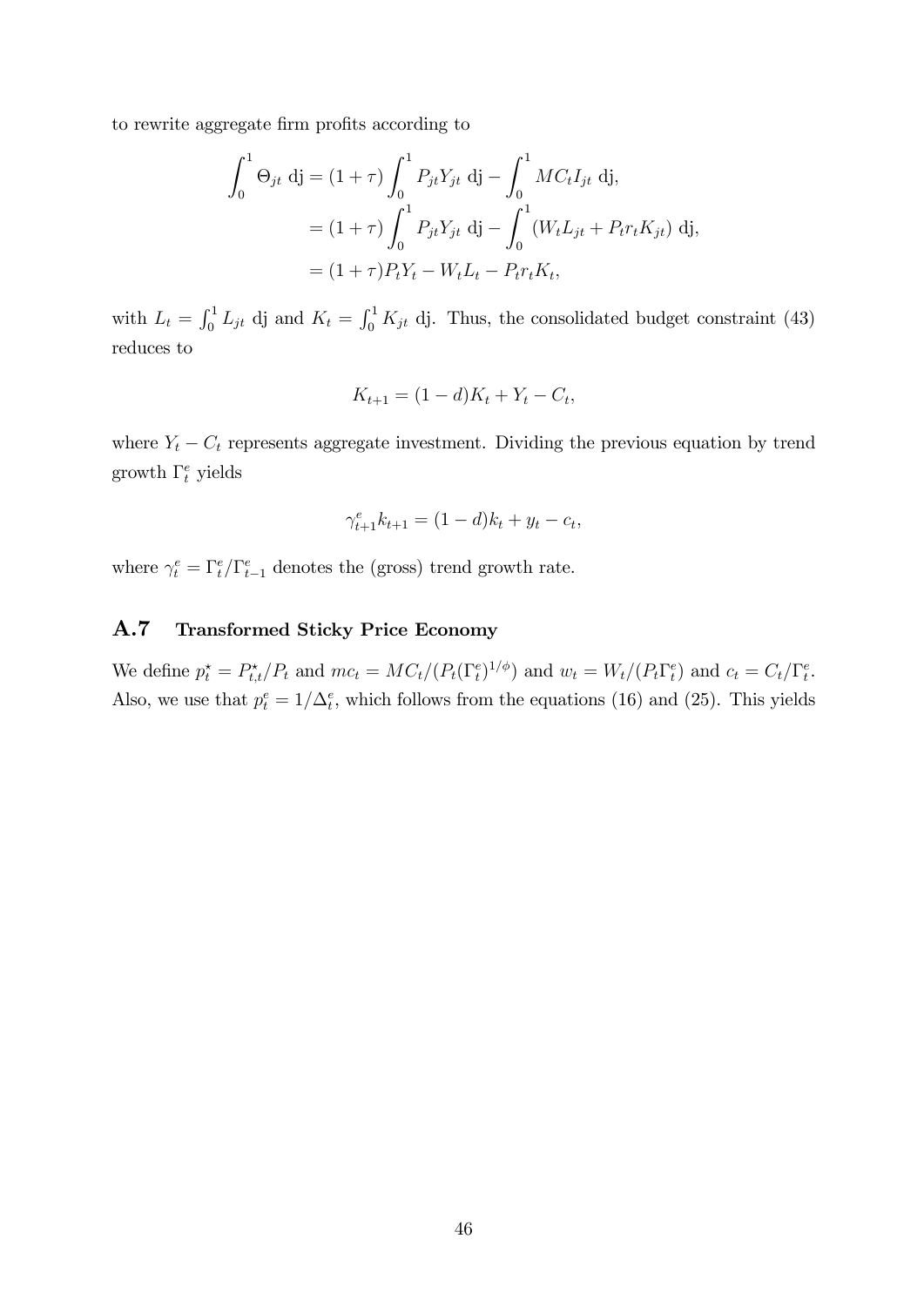to rewrite aggregate firm profits according to

$$
\begin{aligned}
\int_0^1 \Theta_{jt} \ \mathrm{dj} &= (1+\tau)\int_0^1 P_{jt}Y_{jt} \ \mathrm{dj} - \int_0^1 MC_t I_{jt} \ \mathrm{dj}, \\
&= (1+\tau)\int_0^1 P_{jt}Y_{jt} \ \mathrm{dj} - \int_0^1 (W_t L_{jt} + P_t r_t K_{jt}) \ \mathrm{dj}, \\
&= (1+\tau)P_t Y_t - W_t L_t - P_t r_t K_t,
\end{aligned}
$$

with $L_t = \int_0^1 L_{jt}$ dj and $K_t = \int_0^1 K_{jt}$ dj. Thus, the consolidated budget constraint (43) reduces to

$$
K_{t+1} = (1-d)K_t + Y_t - C_t,
$$

where $Y_t - C_t$ represents aggregate investment. Dividing the previous equation by trend growth $\Gamma_t^e$ yields

$$
\gamma_{t+1}^e k_{t+1} = (1-d)k_t + y_t - c_t,
$$

where $\gamma_t^e = \Gamma_t^e / \Gamma_{t-1}^e$ denotes the (gross) trend growth rate.

## A.7 Transformed Sticky Price Economy

We define $p_t^\star = P_{t,t}^\star / P_t$ and $mc_t = MC_t/(P_t(\Gamma_t^e)^{1/\phi})$ and $w_t = W_t/(P_t\Gamma_t^e)$ and $c_t = C_t/\Gamma_t^e$. Also, we use that $p_t^e = 1/\Delta_t^e$, which follows from the equations (16) and (25). This yields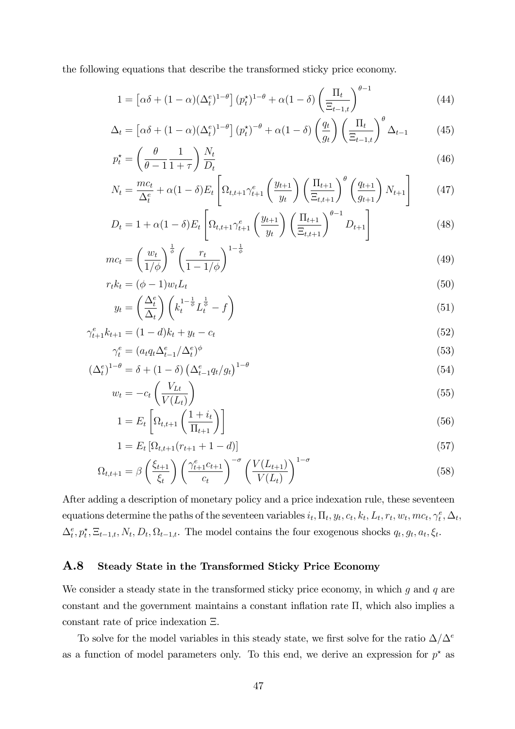the following equations that describe the transformed sticky price economy.

$$1 = \left[\alpha\delta + (1-\alpha)(\Delta_t^e)^{1-\theta}\right](p_t^\star)^{1-\theta} + \alpha(1-\delta)\left(\frac{\Pi_t}{\Xi_{t-1,t}}\right)^{\theta-1} \tag{44}$$

$$\Delta_t = \left[\alpha\delta + (1-\alpha)(\Delta_t^e)^{1-\theta}\right](p_t^\star)^{-\theta} + \alpha(1-\delta)\left(\frac{q_t}{g_t}\right)\left(\frac{\Pi_t}{\Xi_{t-1,t}}\right)^{\theta}\Delta_{t-1} \tag{45}$$

$$p_t^\star = \left(\frac{\theta}{\theta-1}\frac{1}{1+\tau}\right)\frac{N_t}{D_t} \tag{46}$$

$$N_t = \frac{mc_t}{\Delta_t^e} + \alpha(1-\delta)E_t\left[\Omega_{t,t+1}\gamma_{t+1}^e\left(\frac{y_{t+1}}{y_t}\right)\left(\frac{\Pi_{t+1}}{\Xi_{t,t+1}}\right)^{\theta}\left(\frac{q_{t+1}}{g_{t+1}}\right)N_{t+1}\right] \tag{47}$$

$$D_t = 1 + \alpha(1-\delta)E_t\left[\Omega_{t,t+1}\gamma_{t+1}^e\left(\frac{y_{t+1}}{y_t}\right)\left(\frac{\Pi_{t+1}}{\Xi_{t,t+1}}\right)^{\theta-1}D_{t+1}\right] \tag{48}$$

$$mc_t = \left(\frac{w_t}{1/\phi}\right)^{\frac{1}{\phi}}\left(\frac{r_t}{1-1/\phi}\right)^{1-\frac{1}{\phi}} \tag{49}$$

$$r_t k_t = (\phi-1)w_t L_t \tag{50}$$

$$y_t = \left(\frac{\Delta_t^e}{\Delta_t}\right)\left(k_t^{1-\frac{1}{\phi}}L_t^{\frac{1}{\phi}} - f\right) \tag{51}$$

$$\gamma_{t+1}^e k_{t+1} = (1-d)k_t + y_t - c_t \tag{52}$$

$$\gamma_t^e = (a_t q_t \Delta_{t-1}^e/\Delta_t^e)^{\phi} \tag{53}$$

$$(\Delta_t^e)^{1-\theta} = \delta + (1-\delta)\left(\Delta_{t-1}^e q_t/g_t\right)^{1-\theta} \tag{54}$$

$$w_t = -c_t\left(\frac{V_{Lt}}{V(L_t)}\right) \tag{55}$$

$$1 = E_t\left[\Omega_{t,t+1}\left(\frac{1+i_t}{\Pi_{t+1}}\right)\right] \tag{56}$$

$$1 = E_t\left[\Omega_{t,t+1}(r_{t+1}+1-d)\right] \tag{57}$$

$$\Omega_{t,t+1} = \beta\left(\frac{\xi_{t+1}}{\xi_t}\right)\left(\frac{\gamma_{t+1}^e c_{t+1}}{c_t}\right)^{-\sigma}\left(\frac{V(L_{t+1})}{V(L_t)}\right)^{1-\sigma} \tag{58}$$

After adding a description of monetary policy and a price indexation rule, these seventeen equations determine the paths of the seventeen variables $i_t, \Pi_t, y_t, c_t, k_t, L_t, r_t, w_t, mc_t, \gamma_t^e, \Delta_t, \Delta_t^e, p_t^\star, \Xi_{t-1,t}, N_t, D_t, \Omega_{t-1,t}$. The model contains the four exogenous shocks $q_t, g_t, a_t, \xi_t$.

### A.8 Steady State in the Transformed Sticky Price Economy

We consider a steady state in the transformed sticky price economy, in which $g$ and $q$ are constant and the government maintains a constant inflation rate $\Pi$, which also implies a constant rate of price indexation $\Xi$.

To solve for the model variables in this steady state, we first solve for the ratio $\Delta/\Delta^e$ as a function of model parameters only. To this end, we derive an expression for $p^\star$ as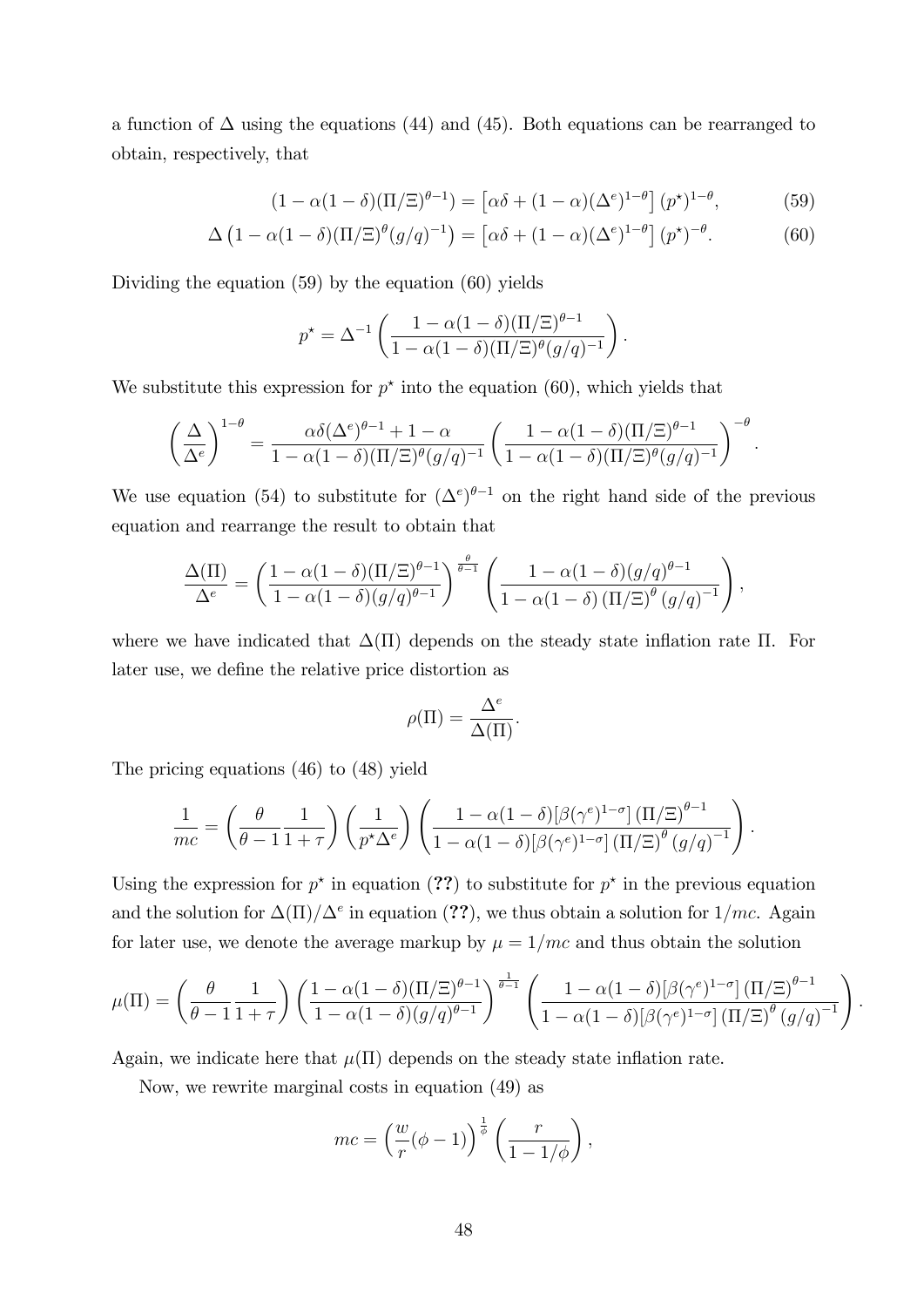a function of $\Delta$ using the equations (44) and (45). Both equations can be rearranged to obtain, respectively, that

$$(1-\alpha(1-\delta)(\Pi/\Xi)^{\theta-1}) = \left[\alpha\delta + (1-\alpha)(\Delta^e)^{1-\theta}\right](p^\star)^{1-\theta}, \tag{59}$$

$$\Delta\left(1-\alpha(1-\delta)(\Pi/\Xi)^{\theta}(g/q)^{-1}\right) = \left[\alpha\delta + (1-\alpha)(\Delta^e)^{1-\theta}\right](p^\star)^{-\theta}. \tag{60}$$

Dividing the equation (59) by the equation (60) yields

$$p^\star = \Delta^{-1}\left(\frac{1-\alpha(1-\delta)(\Pi/\Xi)^{\theta-1}}{1-\alpha(1-\delta)(\Pi/\Xi)^{\theta}(g/q)^{-1}}\right).$$

We substitute this expression for $p^\star$ into the equation (60), which yields that

$$\left(\frac{\Delta}{\Delta^e}\right)^{1-\theta} = \frac{\alpha\delta(\Delta^e)^{\theta-1}+1-\alpha}{1-\alpha(1-\delta)(\Pi/\Xi)^{\theta}(g/q)^{-1}}\left(\frac{1-\alpha(1-\delta)(\Pi/\Xi)^{\theta-1}}{1-\alpha(1-\delta)(\Pi/\Xi)^{\theta}(g/q)^{-1}}\right)^{-\theta}.$$

We use equation (54) to substitute for $(\Delta^e)^{\theta-1}$ on the right hand side of the previous equation and rearrange the result to obtain that

$$\frac{\Delta(\Pi)}{\Delta^e} = \left(\frac{1-\alpha(1-\delta)(\Pi/\Xi)^{\theta-1}}{1-\alpha(1-\delta)(g/q)^{\theta-1}}\right)^{\frac{\theta}{\theta-1}}\left(\frac{1-\alpha(1-\delta)(g/q)^{\theta-1}}{1-\alpha(1-\delta)\left(\Pi/\Xi\right)^{\theta}(g/q)^{-1}}\right),$$

where we have indicated that $\Delta(\Pi)$ depends on the steady state inflation rate $\Pi$. For later use, we define the relative price distortion as

$$\rho(\Pi) = \frac{\Delta^e}{\Delta(\Pi)}.$$

The pricing equations (46) to (48) yield

$$\frac{1}{mc} = \left(\frac{\theta}{\theta-1}\frac{1}{1+\tau}\right)\left(\frac{1}{p^\star\Delta^e}\right)\left(\frac{1-\alpha(1-\delta)[\beta(\gamma^e)^{1-\sigma}]\left(\Pi/\Xi\right)^{\theta-1}}{1-\alpha(1-\delta)[\beta(\gamma^e)^{1-\sigma}]\left(\Pi/\Xi\right)^{\theta}(g/q)^{-1}}\right).$$

Using the expression for $p^\star$ in equation (**??**) to substitute for $p^\star$ in the previous equation and the solution for $\Delta(\Pi)/\Delta^e$ in equation (**??**), we thus obtain a solution for $1/mc$. Again for later use, we denote the average markup by $\mu = 1/mc$ and thus obtain the solution

$$\mu(\Pi) = \left(\frac{\theta}{\theta-1}\frac{1}{1+\tau}\right)\left(\frac{1-\alpha(1-\delta)(\Pi/\Xi)^{\theta-1}}{1-\alpha(1-\delta)(g/q)^{\theta-1}}\right)^{\frac{1}{\theta-1}}\left(\frac{1-\alpha(1-\delta)[\beta(\gamma^e)^{1-\sigma}]\left(\Pi/\Xi\right)^{\theta-1}}{1-\alpha(1-\delta)[\beta(\gamma^e)^{1-\sigma}]\left(\Pi/\Xi\right)^{\theta}(g/q)^{-1}}\right).$$

Again, we indicate here that $\mu(\Pi)$ depends on the steady state inflation rate.

Now, we rewrite marginal costs in equation (49) as

$$mc = \left(\frac{w}{r}(\phi-1)\right)^{\frac{1}{\phi}}\left(\frac{r}{1-1/\phi}\right),$$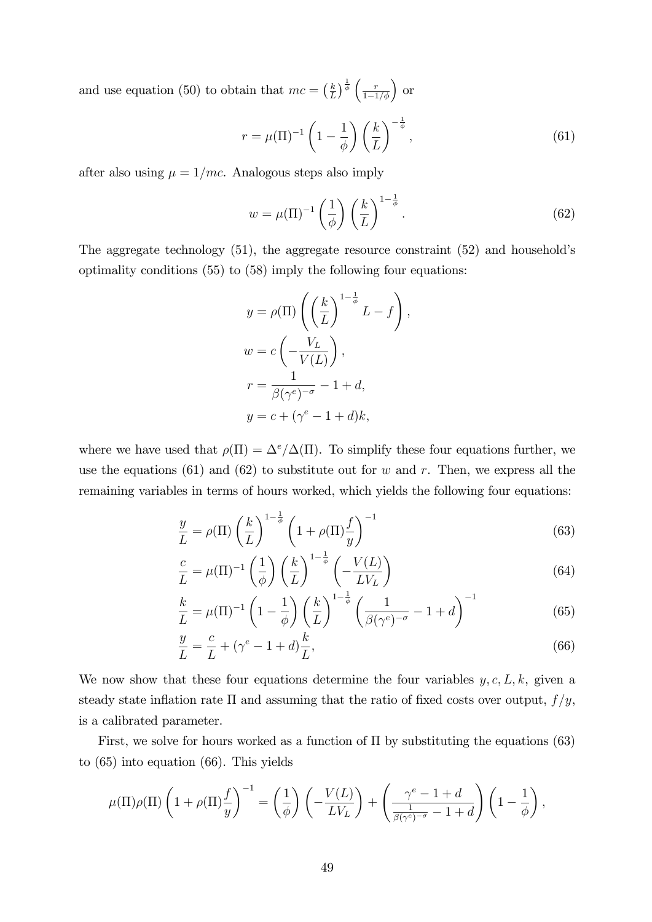and use equation (50) to obtain that $mc = \left(\frac{k}{L}\right)^{\frac{1}{\phi}} \left(\frac{r}{1-1/\phi}\right)$ or

$$r = \mu(\Pi)^{-1} \left(1 - \frac{1}{\phi}\right) \left(\frac{k}{L}\right)^{-\frac{1}{\phi}}, \tag{61}$$

after also using $\mu = 1/mc$. Analogous steps also imply

$$w = \mu(\Pi)^{-1} \left(\frac{1}{\phi}\right) \left(\frac{k}{L}\right)^{1-\frac{1}{\phi}}. \tag{62}$$

The aggregate technology (51), the aggregate resource constraint (52) and household's optimality conditions (55) to (58) imply the following four equations:

$$\begin{aligned}
y &= \rho(\Pi) \left( \left(\frac{k}{L}\right)^{1-\frac{1}{\phi}} L - f \right), \\
w &= c \left(-\frac{V_L}{V(L)}\right), \\
r &= \frac{1}{\beta(\gamma^e)^{-\sigma}} - 1 + d, \\
y &= c + (\gamma^e - 1 + d)k,
\end{aligned}$$

where we have used that $\rho(\Pi) = \Delta^e/\Delta(\Pi)$. To simplify these four equations further, we use the equations (61) and (62) to substitute out for $w$ and $r$. Then, we express all the remaining variables in terms of hours worked, which yields the following four equations:

$$\frac{y}{L} = \rho(\Pi) \left(\frac{k}{L}\right)^{1-\frac{1}{\phi}} \left(1 + \rho(\Pi)\frac{f}{y}\right)^{-1} \tag{63}$$

$$\frac{c}{L} = \mu(\Pi)^{-1} \left(\frac{1}{\phi}\right) \left(\frac{k}{L}\right)^{1-\frac{1}{\phi}} \left(-\frac{V(L)}{LV_L}\right) \tag{64}$$

$$\frac{k}{L} = \mu(\Pi)^{-1} \left(1 - \frac{1}{\phi}\right) \left(\frac{k}{L}\right)^{1-\frac{1}{\phi}} \left(\frac{1}{\beta(\gamma^e)^{-\sigma}} - 1 + d\right)^{-1} \tag{65}$$

$$\frac{y}{L} = \frac{c}{L} + (\gamma^e - 1 + d)\frac{k}{L}, \tag{66}$$

We now show that these four equations determine the four variables $y, c, L, k$, given a steady state inflation rate $\Pi$ and assuming that the ratio of fixed costs over output, $f/y$, is a calibrated parameter.

First, we solve for hours worked as a function of $\Pi$ by substituting the equations (63) to (65) into equation (66). This yields

$$\mu(\Pi)\rho(\Pi) \left(1 + \rho(\Pi)\frac{f}{y}\right)^{-1} = \left(\frac{1}{\phi}\right) \left(-\frac{V(L)}{LV_L}\right) + \left(\frac{\gamma^e - 1 + d}{\frac{1}{\beta(\gamma^e)^{-\sigma}} - 1 + d}\right) \left(1 - \frac{1}{\phi}\right),$$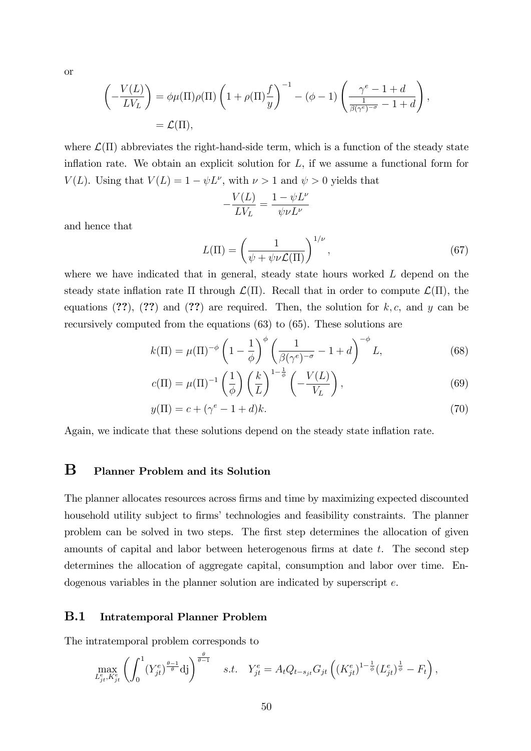or

$$\left(-\frac{V(L)}{LV_L}\right) = \phi\mu(\Pi)\rho(\Pi)\left(1+\rho(\Pi)\frac{f}{y}\right)^{-1} - (\phi-1)\left(\frac{\gamma^e - 1 + d}{\frac{1}{\beta(\gamma^e)^{-\sigma}} - 1 + d}\right),$$
$$= \mathcal{L}(\Pi),$$

where $\mathcal{L}(\Pi)$ abbreviates the right-hand-side term, which is a function of the steady state inflation rate. We obtain an explicit solution for $L$, if we assume a functional form for $V(L)$. Using that $V(L) = 1 - \psi L^\nu$, with $\nu > 1$ and $\psi > 0$ yields that

$$-\frac{V(L)}{LV_L} = \frac{1 - \psi L^\nu}{\psi \nu L^\nu}$$

and hence that

$$L(\Pi) = \left(\frac{1}{\psi + \psi\nu\mathcal{L}(\Pi)}\right)^{1/\nu}, \tag{67}$$

where we have indicated that in general, steady state hours worked $L$ depend on the steady state inflation rate $\Pi$ through $\mathcal{L}(\Pi)$. Recall that in order to compute $\mathcal{L}(\Pi)$, the equations (**??**), (**??**) and (**??**) are required. Then, the solution for $k, c$, and $y$ can be recursively computed from the equations (63) to (65). These solutions are

$$k(\Pi) = \mu(\Pi)^{-\phi}\left(1 - \frac{1}{\phi}\right)^{\phi}\left(\frac{1}{\beta(\gamma^e)^{-\sigma}} - 1 + d\right)^{-\phi} L, \tag{68}$$

$$c(\Pi) = \mu(\Pi)^{-1}\left(\frac{1}{\phi}\right)\left(\frac{k}{L}\right)^{1-\frac{1}{\phi}}\left(-\frac{V(L)}{V_L}\right), \tag{69}$$

$$y(\Pi) = c + (\gamma^e - 1 + d)k. \tag{70}$$

Again, we indicate that these solutions depend on the steady state inflation rate.

# B Planner Problem and its Solution

The planner allocates resources across firms and time by maximizing expected discounted household utility subject to firms' technologies and feasibility constraints. The planner problem can be solved in two steps. The first step determines the allocation of given amounts of capital and labor between heterogenous firms at date $t$. The second step determines the allocation of aggregate capital, consumption and labor over time. Endogenous variables in the planner solution are indicated by superscript $e$.

## B.1 Intratemporal Planner Problem

The intratemporal problem corresponds to

$$\max_{L_{jt}^e, K_{jt}^e}\left(\int_0^1 (Y_{jt}^e)^{\frac{\theta-1}{\theta}} \mathrm{dj}\right)^{\frac{\theta}{\theta-1}} \quad s.t. \quad Y_{jt}^e = A_t Q_{t-s_{jt}} G_{jt}\left((K_{jt}^e)^{1-\frac{1}{\phi}}(L_{jt}^e)^{\frac{1}{\phi}} - F_t\right),$$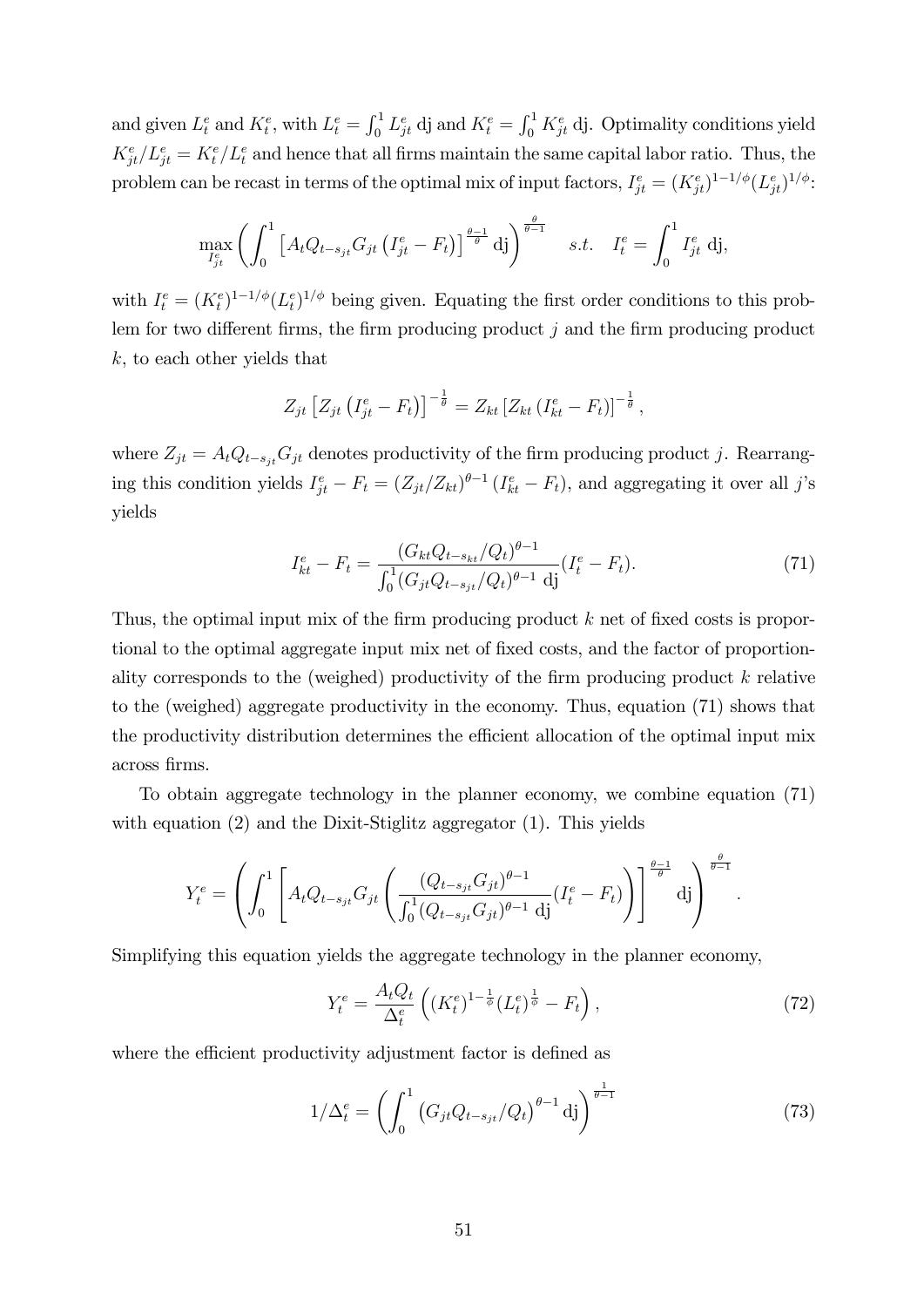and given $L_t^e$ and $K_t^e$, with $L_t^e = \int_0^1 L_{jt}^e \, \mathrm{dj}$ and $K_t^e = \int_0^1 K_{jt}^e \, \mathrm{dj}$. Optimality conditions yield $K_{jt}^e / L_{jt}^e = K_t^e / L_t^e$ and hence that all firms maintain the same capital labor ratio. Thus, the problem can be recast in terms of the optimal mix of input factors, $I_{jt}^e = (K_{jt}^e)^{1-1/\phi}(L_{jt}^e)^{1/\phi}$:

$$\max_{I_{jt}^e} \left( \int_0^1 \left[ A_t Q_{t-s_{jt}} G_{jt} \left( I_{jt}^e - F_t \right) \right]^{\frac{\theta-1}{\theta}} \mathrm{dj} \right)^{\frac{\theta}{\theta-1}} \quad s.t. \quad I_t^e = \int_0^1 I_{jt}^e \; \mathrm{dj},$$

with $I_t^e = (K_t^e)^{1-1/\phi}(L_t^e)^{1/\phi}$ being given. Equating the first order conditions to this problem for two different firms, the firm producing product $j$ and the firm producing product $k$, to each other yields that

$$Z_{jt} \left[ Z_{jt} \left( I_{jt}^e - F_t \right) \right]^{-\frac{1}{\theta}} = Z_{kt} \left[ Z_{kt} \left( I_{kt}^e - F_t \right) \right]^{-\frac{1}{\theta}},$$

where $Z_{jt} = A_t Q_{t-s_{jt}} G_{jt}$ denotes productivity of the firm producing product $j$. Rearranging this condition yields $I_{jt}^e - F_t = (Z_{jt}/Z_{kt})^{\theta-1}(I_{kt}^e - F_t)$, and aggregating it over all $j$'s yields

$$I_{kt}^e - F_t = \frac{(G_{kt} Q_{t-s_{kt}}/Q_t)^{\theta-1}}{\int_0^1 (G_{jt} Q_{t-s_{jt}}/Q_t)^{\theta-1} \; \mathrm{dj}} (I_t^e - F_t). \tag{71}$$

Thus, the optimal input mix of the firm producing product $k$ net of fixed costs is proportional to the optimal aggregate input mix net of fixed costs, and the factor of proportionality corresponds to the (weighed) productivity of the firm producing product $k$ relative to the (weighed) aggregate productivity in the economy. Thus, equation (71) shows that the productivity distribution determines the efficient allocation of the optimal input mix across firms.

To obtain aggregate technology in the planner economy, we combine equation (71) with equation (2) and the Dixit-Stiglitz aggregator (1). This yields

$$Y_t^e = \left( \int_0^1 \left[ A_t Q_{t-s_{jt}} G_{jt} \left( \frac{(Q_{t-s_{jt}} G_{jt})^{\theta-1}}{\int_0^1 (Q_{t-s_{jt}} G_{jt})^{\theta-1} \; \mathrm{dj}} (I_t^e - F_t) \right) \right]^{\frac{\theta-1}{\theta}} \mathrm{dj} \right)^{\frac{\theta}{\theta-1}}.$$

Simplifying this equation yields the aggregate technology in the planner economy,

$$Y_t^e = \frac{A_t Q_t}{\Delta_t^e} \left( (K_t^e)^{1-\frac{1}{\phi}} (L_t^e)^{\frac{1}{\phi}} - F_t \right), \tag{72}$$

where the efficient productivity adjustment factor is defined as

$$1/\Delta_t^e = \left( \int_0^1 \left( G_{jt} Q_{t-s_{jt}}/Q_t \right)^{\theta-1} \mathrm{dj} \right)^{\frac{1}{\theta-1}} \tag{73}$$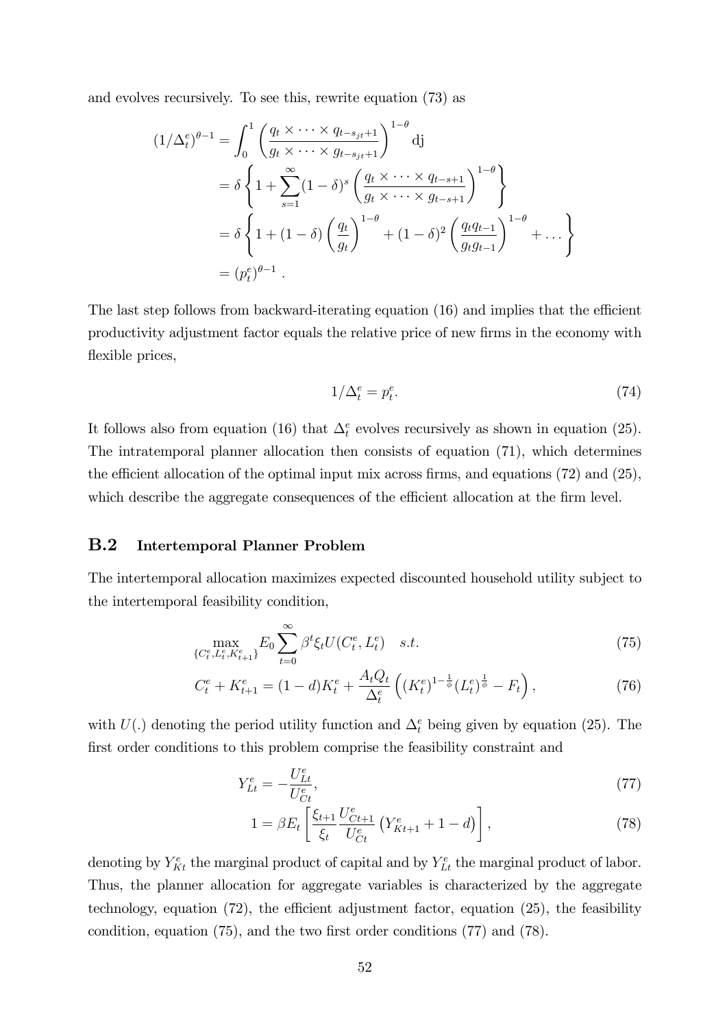and evolves recursively. To see this, rewrite equation (73) as

$$
\begin{aligned}
(1/\Delta_t^e)^{\theta-1} &= \int_0^1 \left( \frac{q_t \times \cdots \times q_{t-s_{jt}+1}}{g_t \times \cdots \times g_{t-s_{jt}+1}} \right)^{1-\theta} \mathrm{dj} \\
&= \delta \left\{ 1 + \sum_{s=1}^{\infty} (1-\delta)^s \left( \frac{q_t \times \cdots \times q_{t-s+1}}{g_t \times \cdots \times g_{t-s+1}} \right)^{1-\theta} \right\} \\
&= \delta \left\{ 1 + (1-\delta) \left( \frac{q_t}{g_t} \right)^{1-\theta} + (1-\delta)^2 \left( \frac{q_t q_{t-1}}{g_t g_{t-1}} \right)^{1-\theta} + \ldots \right\} \\
&= (p_t^e)^{\theta-1} .
\end{aligned}
$$

The last step follows from backward-iterating equation (16) and implies that the efficient productivity adjustment factor equals the relative price of new firms in the economy with flexible prices,

$$
1/\Delta_t^e = p_t^e. \tag{74}
$$

It follows also from equation (16) that $\Delta_t^e$ evolves recursively as shown in equation (25). The intratemporal planner allocation then consists of equation (71), which determines the efficient allocation of the optimal input mix across firms, and equations (72) and (25), which describe the aggregate consequences of the efficient allocation at the firm level.

## B.2 Intertemporal Planner Problem

The intertemporal allocation maximizes expected discounted household utility subject to the intertemporal feasibility condition,

$$
\max_{\{C_t^e, L_t^e, K_{t+1}^e\}} E_0 \sum_{t=0}^{\infty} \beta^t \xi_t U(C_t^e, L_t^e) \quad s.t. \tag{75}
$$

$$
C_t^e + K_{t+1}^e = (1-d) K_t^e + \frac{A_t Q_t}{\Delta_t^e} \left( (K_t^e)^{1-\frac{1}{\phi}} (L_t^e)^{\frac{1}{\phi}} - F_t \right), \tag{76}
$$

with $U(.)$ denoting the period utility function and $\Delta_t^e$ being given by equation (25). The first order conditions to this problem comprise the feasibility constraint and

$$
Y_{Lt}^e = -\frac{U_{Lt}^e}{U_{Ct}^e}, \tag{77}
$$

$$
1 = \beta E_t \left[ \frac{\xi_{t+1}}{\xi_t} \frac{U_{Ct+1}^e}{U_{Ct}^e} \left( Y_{Kt+1}^e + 1 - d \right) \right], \tag{78}
$$

denoting by $Y_{Kt}^e$ the marginal product of capital and by $Y_{Lt}^e$ the marginal product of labor. Thus, the planner allocation for aggregate variables is characterized by the aggregate technology, equation (72), the efficient adjustment factor, equation (25), the feasibility condition, equation (75), and the two first order conditions (77) and (78).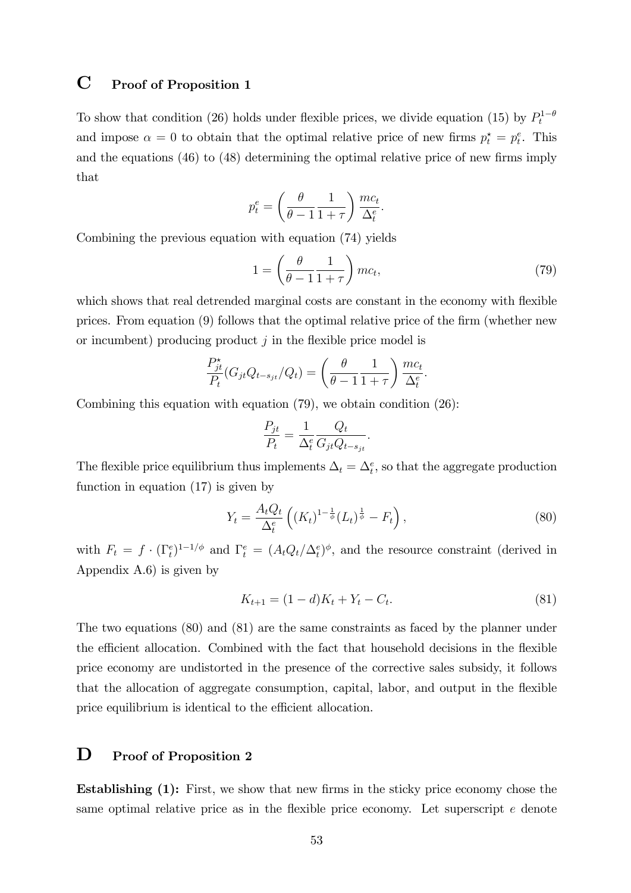# C Proof of Proposition 1

To show that condition (26) holds under flexible prices, we divide equation (15) by $P_t^{1-\theta}$ and impose $\alpha = 0$ to obtain that the optimal relative price of new firms $p_t^\star = p_t^e$. This and the equations (46) to (48) determining the optimal relative price of new firms imply that

$$p_t^e = \left(\frac{\theta}{\theta - 1}\frac{1}{1+\tau}\right)\frac{mc_t}{\Delta_t^e}.$$

Combining the previous equation with equation (74) yields

$$1 = \left(\frac{\theta}{\theta - 1}\frac{1}{1+\tau}\right) mc_t, \tag{79}$$

which shows that real detrended marginal costs are constant in the economy with flexible prices. From equation (9) follows that the optimal relative price of the firm (whether new or incumbent) producing product $j$ in the flexible price model is

$$\frac{P_{jt}^\star}{P_t}(G_{jt}Q_{t-s_{jt}}/Q_t) = \left(\frac{\theta}{\theta - 1}\frac{1}{1+\tau}\right)\frac{mc_t}{\Delta_t^e}.$$

Combining this equation with equation (79), we obtain condition (26):

$$\frac{P_{jt}}{P_t} = \frac{1}{\Delta_t^e}\frac{Q_t}{G_{jt}Q_{t-s_{jt}}}.$$

The flexible price equilibrium thus implements $\Delta_t = \Delta_t^e$, so that the aggregate production function in equation (17) is given by

$$Y_t = \frac{A_t Q_t}{\Delta_t^e}\left((K_t)^{1-\frac{1}{\phi}}(L_t)^{\frac{1}{\phi}} - F_t\right), \tag{80}$$

with $F_t = f \cdot (\Gamma_t^e)^{1-1/\phi}$ and $\Gamma_t^e = (A_t Q_t/\Delta_t^e)^\phi$, and the resource constraint (derived in Appendix A.6) is given by

$$K_{t+1} = (1-d)K_t + Y_t - C_t. \tag{81}$$

The two equations (80) and (81) are the same constraints as faced by the planner under the efficient allocation. Combined with the fact that household decisions in the flexible price economy are undistorted in the presence of the corrective sales subsidy, it follows that the allocation of aggregate consumption, capital, labor, and output in the flexible price equilibrium is identical to the efficient allocation.

# D Proof of Proposition 2

**Establishing (1):** First, we show that new firms in the sticky price economy chose the same optimal relative price as in the flexible price economy. Let superscript $e$ denote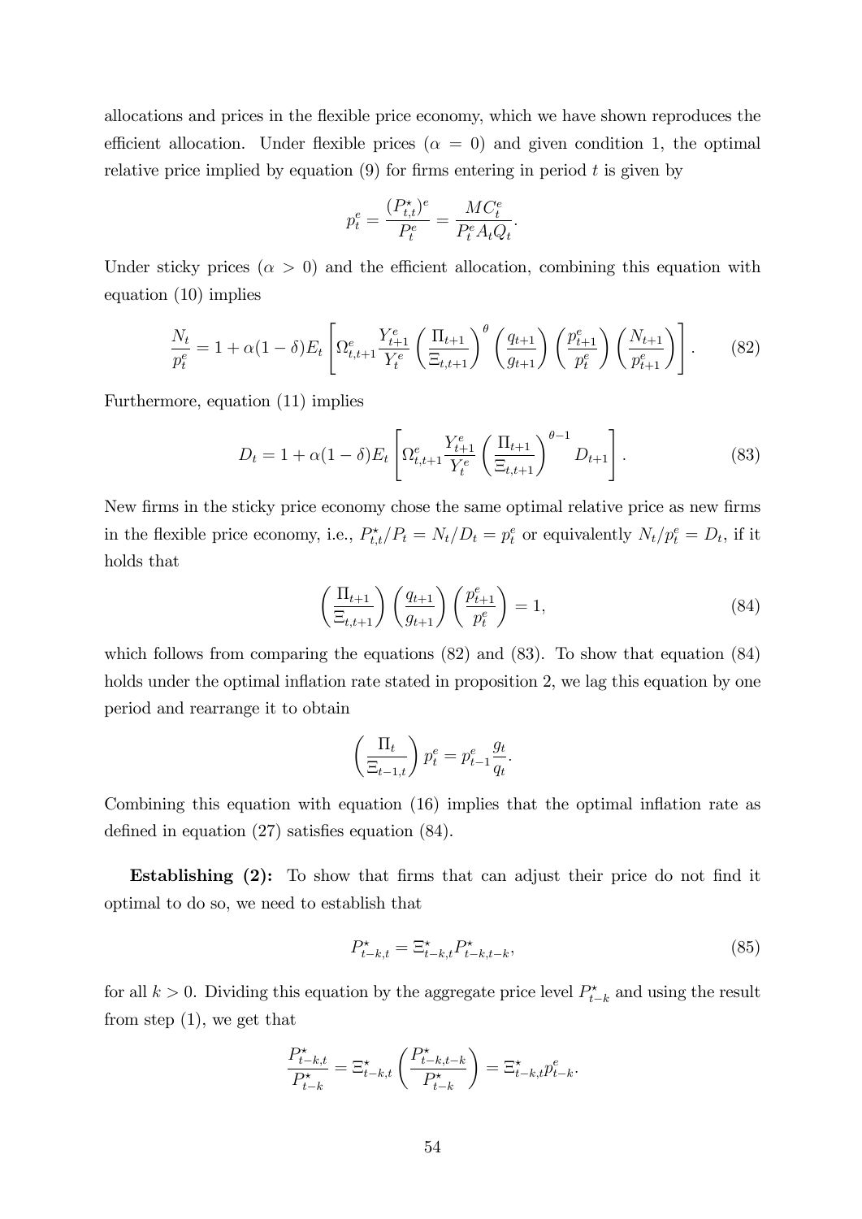allocations and prices in the flexible price economy, which we have shown reproduces the efficient allocation. Under flexible prices ($\alpha = 0$) and given condition 1, the optimal relative price implied by equation (9) for firms entering in period $t$ is given by

$$p_t^e = \frac{(P_{t,t}^\star)^e}{P_t^e} = \frac{MC_t^e}{P_t^e A_t Q_t}.$$

Under sticky prices ($\alpha > 0$) and the efficient allocation, combining this equation with equation (10) implies

$$\frac{N_t}{p_t^e} = 1 + \alpha(1-\delta) E_t \left[ \Omega_{t,t+1}^e \frac{Y_{t+1}^e}{Y_t^e} \left( \frac{\Pi_{t+1}}{\Xi_{t,t+1}} \right)^\theta \left( \frac{q_{t+1}}{g_{t+1}} \right) \left( \frac{p_{t+1}^e}{p_t^e} \right) \left( \frac{N_{t+1}}{p_{t+1}^e} \right) \right]. \tag{82}$$

Furthermore, equation (11) implies

$$D_t = 1 + \alpha(1-\delta) E_t \left[ \Omega_{t,t+1}^e \frac{Y_{t+1}^e}{Y_t^e} \left( \frac{\Pi_{t+1}}{\Xi_{t,t+1}} \right)^{\theta - 1} D_{t+1} \right]. \tag{83}$$

New firms in the sticky price economy chose the same optimal relative price as new firms in the flexible price economy, i.e., $P_{t,t}^\star / P_t = N_t / D_t = p_t^e$ or equivalently $N_t / p_t^e = D_t$, if it holds that

$$\left( \frac{\Pi_{t+1}}{\Xi_{t,t+1}} \right) \left( \frac{q_{t+1}}{g_{t+1}} \right) \left( \frac{p_{t+1}^e}{p_t^e} \right) = 1, \tag{84}$$

which follows from comparing the equations (82) and (83). To show that equation (84) holds under the optimal inflation rate stated in proposition 2, we lag this equation by one period and rearrange it to obtain

$$\left( \frac{\Pi_t}{\Xi_{t-1,t}} \right) p_t^e = p_{t-1}^e \frac{g_t}{q_t}.$$

Combining this equation with equation (16) implies that the optimal inflation rate as defined in equation (27) satisfies equation (84).

**Establishing (2):** To show that firms that can adjust their price do not find it optimal to do so, we need to establish that

$$P_{t-k,t}^\star = \Xi_{t-k,t}^\star P_{t-k,t-k}^\star, \tag{85}$$

for all $k > 0$. Dividing this equation by the aggregate price level $P_{t-k}^\star$ and using the result from step (1), we get that

$$\frac{P_{t-k,t}^\star}{P_{t-k}^\star} = \Xi_{t-k,t}^\star \left( \frac{P_{t-k,t-k}^\star}{P_{t-k}^\star} \right) = \Xi_{t-k,t}^\star p_{t-k}^e.$$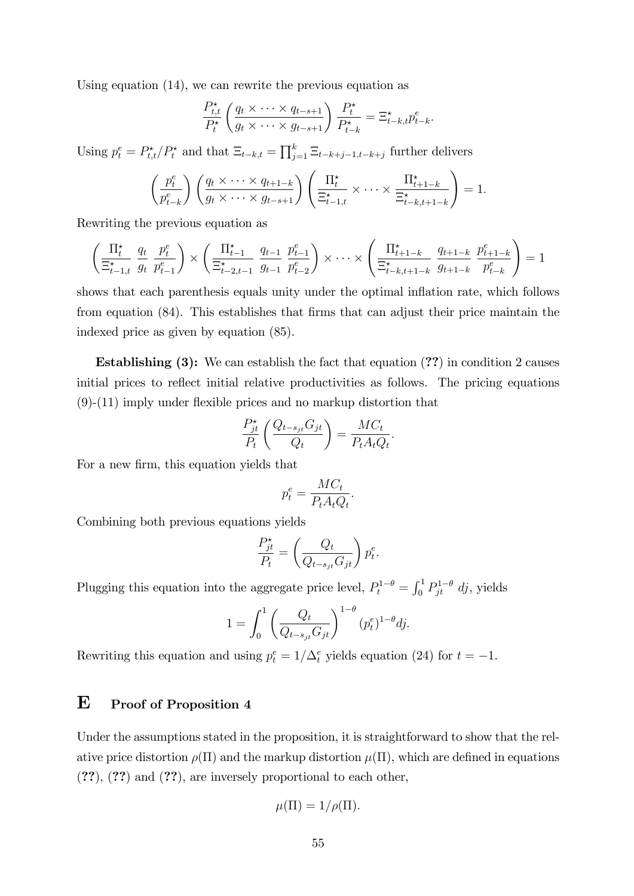Using equation (14), we can rewrite the previous equation as

$$\frac{P_{t,t}^{\star}}{P_t^{\star}}\left(\frac{q_t \times \cdots \times q_{t-s+1}}{g_t \times \cdots \times g_{t-s+1}}\right)\frac{P_t^{\star}}{P_{t-k}^{\star}} = \Xi_{t-k,t}^{\star} p_{t-k}^{e}.$$

Using $p_t^e = P_{t,t}^{\star}/P_t^{\star}$ and that $\Xi_{t-k,t} = \prod_{j=1}^{k} \Xi_{t-k+j-1,t-k+j}$ further delivers

$$\left(\frac{p_t^e}{p_{t-k}^e}\right)\left(\frac{q_t \times \cdots \times q_{t+1-k}}{g_t \times \cdots \times g_{t-s+1}}\right)\left(\frac{\Pi_t^{\star}}{\Xi_{t-1,t}^{\star}} \times \cdots \times \frac{\Pi_{t+1-k}^{\star}}{\Xi_{t-k,t+1-k}^{\star}}\right) = 1.$$

Rewriting the previous equation as

$$\left(\frac{\Pi_t^{\star}}{\Xi_{t-1,t}^{\star}}\ \frac{q_t}{g_t}\ \frac{p_t^e}{p_{t-1}^e}\right) \times \left(\frac{\Pi_{t-1}^{\star}}{\Xi_{t-2,t-1}^{\star}}\ \frac{q_{t-1}}{g_{t-1}}\ \frac{p_{t-1}^e}{p_{t-2}^e}\right) \times \cdots \times \left(\frac{\Pi_{t+1-k}^{\star}}{\Xi_{t-k,t+1-k}^{\star}}\ \frac{q_{t+1-k}}{g_{t+1-k}}\ \frac{p_{t+1-k}^e}{p_{t-k}^e}\right) = 1$$

shows that each parenthesis equals unity under the optimal inflation rate, which follows from equation (84). This establishes that firms that can adjust their price maintain the indexed price as given by equation (85).

**Establishing (3):** We can establish the fact that equation (??) in condition 2 causes initial prices to reflect initial relative productivities as follows. The pricing equations (9)-(11) imply under flexible prices and no markup distortion that

$$\frac{P_{jt}^{\star}}{P_t}\left(\frac{Q_{t-s_{jt}}G_{jt}}{Q_t}\right) = \frac{MC_t}{P_t A_t Q_t}.$$

For a new firm, this equation yields that

$$p_t^e = \frac{MC_t}{P_t A_t Q_t}.$$

Combining both previous equations yields

$$\frac{P_{jt}^{\star}}{P_t} = \left(\frac{Q_t}{Q_{t-s_{jt}}G_{jt}}\right) p_t^e.$$

Plugging this equation into the aggregate price level, $P_t^{1-\theta} = \int_0^1 P_{jt}^{1-\theta}\, dj$, yields

$$1 = \int_0^1 \left(\frac{Q_t}{Q_{t-s_{jt}}G_{jt}}\right)^{1-\theta} (p_t^e)^{1-\theta} dj.$$

Rewriting this equation and using $p_t^e = 1/\Delta_t^e$ yields equation (24) for $t = -1$.

# E Proof of Proposition 4

Under the assumptions stated in the proposition, it is straightforward to show that the relative price distortion $\rho(\Pi)$ and the markup distortion $\mu(\Pi)$, which are defined in equations (??), (??) and (??), are inversely proportional to each other,

$$\mu(\Pi) = 1/\rho(\Pi).$$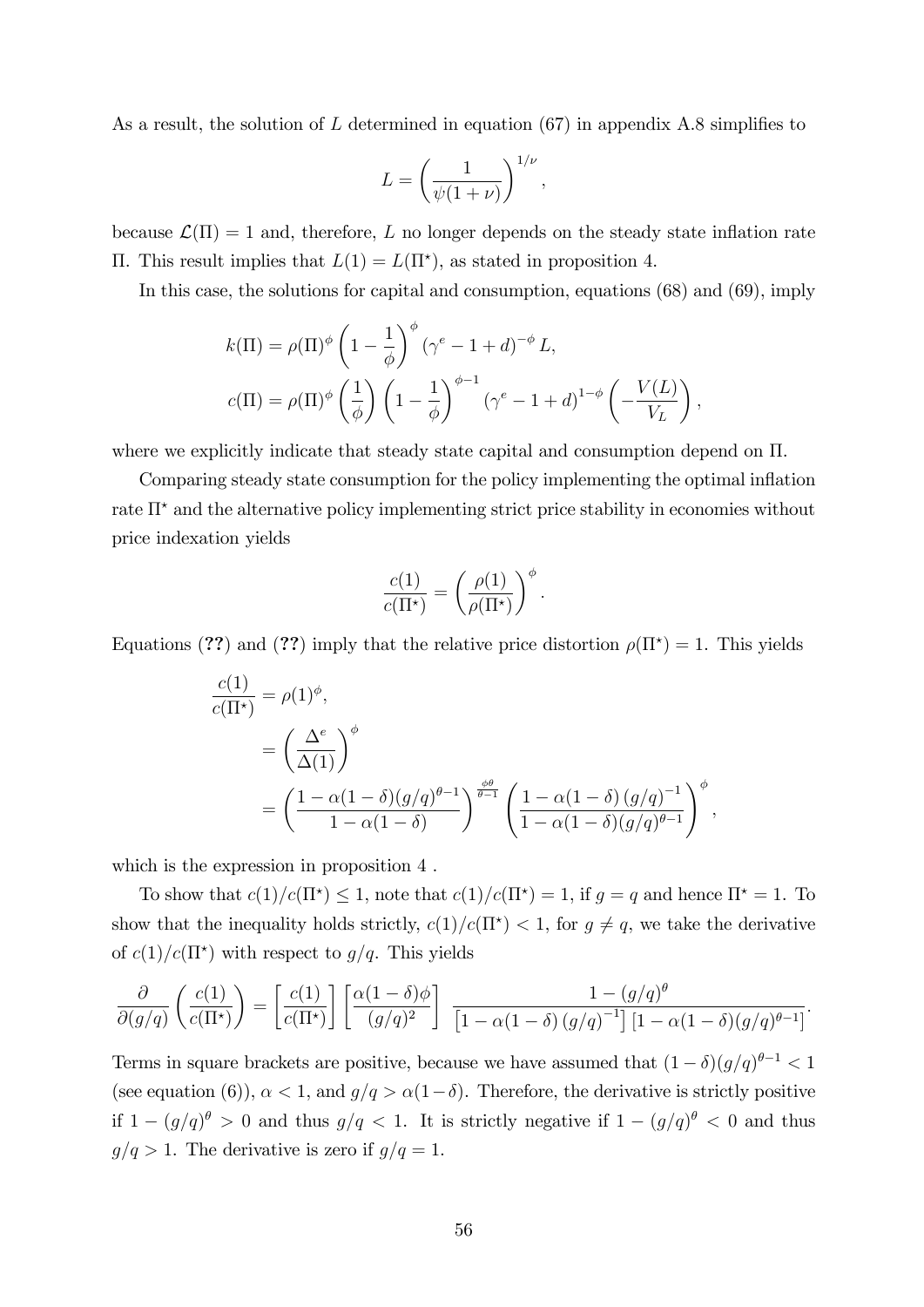As a result, the solution of $L$ determined in equation (67) in appendix A.8 simplifies to

$$L = \left(\frac{1}{\psi(1+\nu)}\right)^{1/\nu},$$

because $\mathcal{L}(\Pi) = 1$ and, therefore, $L$ no longer depends on the steady state inflation rate $\Pi$. This result implies that $L(1) = L(\Pi^{\star})$, as stated in proposition 4.

In this case, the solutions for capital and consumption, equations (68) and (69), imply

$$\begin{aligned}
k(\Pi) &= \rho(\Pi)^{\phi}\left(1-\frac{1}{\phi}\right)^{\phi}(\gamma^{e}-1+d)^{-\phi}L, \\
c(\Pi) &= \rho(\Pi)^{\phi}\left(\frac{1}{\phi}\right)\left(1-\frac{1}{\phi}\right)^{\phi-1}(\gamma^{e}-1+d)^{1-\phi}\left(-\frac{V(L)}{V_L}\right),
\end{aligned}$$

where we explicitly indicate that steady state capital and consumption depend on $\Pi$.

Comparing steady state consumption for the policy implementing the optimal inflation rate $\Pi^{\star}$ and the alternative policy implementing strict price stability in economies without price indexation yields

$$\frac{c(1)}{c(\Pi^{\star})} = \left(\frac{\rho(1)}{\rho(\Pi^{\star})}\right)^{\phi}.$$

Equations (**??**) and (**??**) imply that the relative price distortion $\rho(\Pi^{\star}) = 1$. This yields

$$\begin{aligned}
\frac{c(1)}{c(\Pi^{\star})} &= \rho(1)^{\phi}, \\
&= \left(\frac{\Delta^{e}}{\Delta(1)}\right)^{\phi} \\
&= \left(\frac{1-\alpha(1-\delta)(g/q)^{\theta-1}}{1-\alpha(1-\delta)}\right)^{\frac{\phi\theta}{\theta-1}}\left(\frac{1-\alpha(1-\delta)\,(g/q)^{-1}}{1-\alpha(1-\delta)(g/q)^{\theta-1}}\right)^{\phi},
\end{aligned}$$

which is the expression in proposition 4 .

To show that $c(1)/c(\Pi^{\star}) \leq 1$, note that $c(1)/c(\Pi^{\star}) = 1$, if $g = q$ and hence $\Pi^{\star} = 1$. To show that the inequality holds strictly, $c(1)/c(\Pi^{\star}) < 1$, for $g \neq q$, we take the derivative of $c(1)/c(\Pi^{\star})$ with respect to $g/q$. This yields

$$\frac{\partial}{\partial(g/q)}\left(\frac{c(1)}{c(\Pi^{\star})}\right) = \left[\frac{c(1)}{c(\Pi^{\star})}\right]\left[\frac{\alpha(1-\delta)\phi}{(g/q)^{2}}\right]\;\frac{1-(g/q)^{\theta}}{\left[1-\alpha(1-\delta)\,(g/q)^{-1}\right]\left[1-\alpha(1-\delta)(g/q)^{\theta-1}\right]}.$$

Terms in square brackets are positive, because we have assumed that $(1-\delta)(g/q)^{\theta-1} < 1$ (see equation (6)), $\alpha < 1$, and $g/q > \alpha(1-\delta)$. Therefore, the derivative is strictly positive if $1-(g/q)^{\theta} > 0$ and thus $g/q < 1$. It is strictly negative if $1-(g/q)^{\theta} < 0$ and thus $g/q > 1$. The derivative is zero if $g/q = 1$.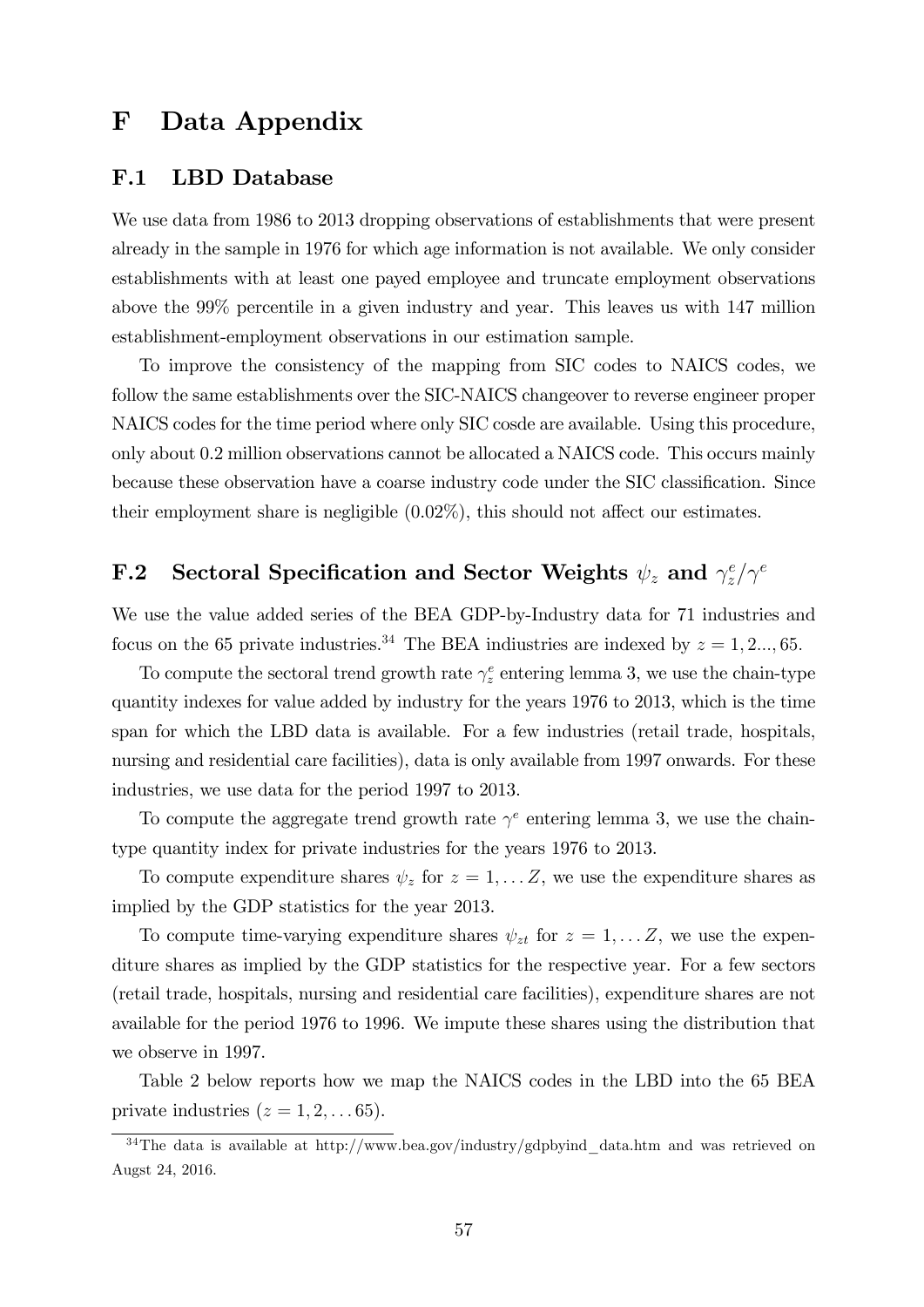# F Data Appendix

## F.1 LBD Database

We use data from 1986 to 2013 dropping observations of establishments that were present already in the sample in 1976 for which age information is not available. We only consider establishments with at least one payed employee and truncate employment observations above the 99% percentile in a given industry and year. This leaves us with 147 million establishment-employment observations in our estimation sample.

To improve the consistency of the mapping from SIC codes to NAICS codes, we follow the same establishments over the SIC-NAICS changeover to reverse engineer proper NAICS codes for the time period where only SIC cosde are available. Using this procedure, only about 0.2 million observations cannot be allocated a NAICS code. This occurs mainly because these observation have a coarse industry code under the SIC classification. Since their employment share is negligible (0.02%), this should not affect our estimates.

## F.2 Sectoral Specification and Sector Weights $\psi_z$ and $\gamma_z^e/\gamma^e$

We use the value added series of the BEA GDP-by-Industry data for 71 industries and focus on the 65 private industries.[34] The BEA indiustries are indexed by $z = 1, 2..., 65$.

To compute the sectoral trend growth rate $\gamma_z^e$ entering lemma 3, we use the chain-type quantity indexes for value added by industry for the years 1976 to 2013, which is the time span for which the LBD data is available. For a few industries (retail trade, hospitals, nursing and residential care facilities), data is only available from 1997 onwards. For these industries, we use data for the period 1997 to 2013.

To compute the aggregate trend growth rate $\gamma^e$ entering lemma 3, we use the chain-type quantity index for private industries for the years 1976 to 2013.

To compute expenditure shares $\psi_z$ for $z = 1, \ldots Z$, we use the expenditure shares as implied by the GDP statistics for the year 2013.

To compute time-varying expenditure shares $\psi_{zt}$ for $z = 1, \ldots Z$, we use the expenditure shares as implied by the GDP statistics for the respective year. For a few sectors (retail trade, hospitals, nursing and residential care facilities), expenditure shares are not available for the period 1976 to 1996. We impute these shares using the distribution that we observe in 1997.

Table 2 below reports how we map the NAICS codes in the LBD into the 65 BEA private industries ($z = 1, 2, \ldots 65$).

[34] The data is available at http://www.bea.gov/industry/gdpbyind_data.htm and was retrieved on Augst 24, 2016.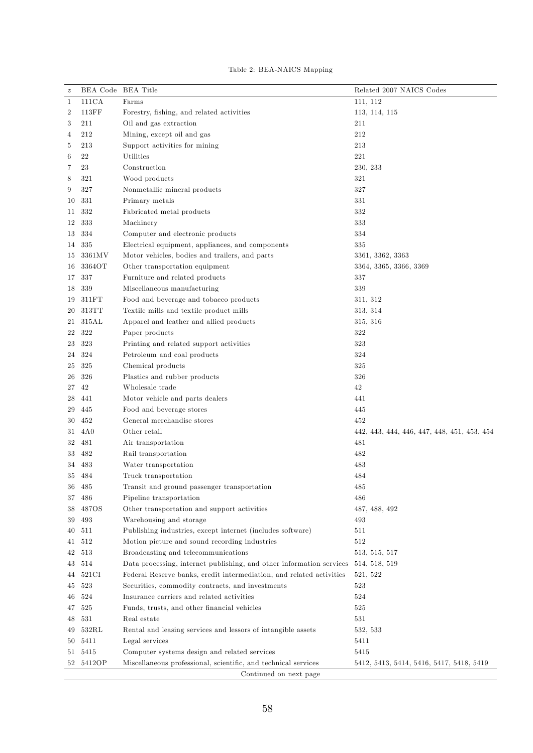Table 2: BEA-NAICS Mapping

| $z$ | BEA Code | BEA Title | Related 2007 NAICS Codes |
|---|---|---|---|
| 1 | 111CA | Farms | 111, 112 |
| 2 | 113FF | Forestry, fishing, and related activities | 113, 114, 115 |
| 3 | 211 | Oil and gas extraction | 211 |
| 4 | 212 | Mining, except oil and gas | 212 |
| 5 | 213 | Support activities for mining | 213 |
| 6 | 22 | Utilities | 221 |
| 7 | 23 | Construction | 230, 233 |
| 8 | 321 | Wood products | 321 |
| 9 | 327 | Nonmetallic mineral products | 327 |
| 10 | 331 | Primary metals | 331 |
| 11 | 332 | Fabricated metal products | 332 |
| 12 | 333 | Machinery | 333 |
| 13 | 334 | Computer and electronic products | 334 |
| 14 | 335 | Electrical equipment, appliances, and components | 335 |
| 15 | 3361MV | Motor vehicles, bodies and trailers, and parts | 3361, 3362, 3363 |
| 16 | 3364OT | Other transportation equipment | 3364, 3365, 3366, 3369 |
| 17 | 337 | Furniture and related products | 337 |
| 18 | 339 | Miscellaneous manufacturing | 339 |
| 19 | 311FT | Food and beverage and tobacco products | 311, 312 |
| 20 | 313TT | Textile mills and textile product mills | 313, 314 |
| 21 | 315AL | Apparel and leather and allied products | 315, 316 |
| 22 | 322 | Paper products | 322 |
| 23 | 323 | Printing and related support activities | 323 |
| 24 | 324 | Petroleum and coal products | 324 |
| 25 | 325 | Chemical products | 325 |
| 26 | 326 | Plastics and rubber products | 326 |
| 27 | 42 | Wholesale trade | 42 |
| 28 | 441 | Motor vehicle and parts dealers | 441 |
| 29 | 445 | Food and beverage stores | 445 |
| 30 | 452 | General merchandise stores | 452 |
| 31 | 4A0 | Other retail | 442, 443, 444, 446, 447, 448, 451, 453, 454 |
| 32 | 481 | Air transportation | 481 |
| 33 | 482 | Rail transportation | 482 |
| 34 | 483 | Water transportation | 483 |
| 35 | 484 | Truck transportation | 484 |
| 36 | 485 | Transit and ground passenger transportation | 485 |
| 37 | 486 | Pipeline transportation | 486 |
| 38 | 487OS | Other transportation and support activities | 487, 488, 492 |
| 39 | 493 | Warehousing and storage | 493 |
| 40 | 511 | Publishing industries, except internet (includes software) | 511 |
| 41 | 512 | Motion picture and sound recording industries | 512 |
| 42 | 513 | Broadcasting and telecommunications | 513, 515, 517 |
| 43 | 514 | Data processing, internet publishing, and other information services | 514, 518, 519 |
| 44 | 521CI | Federal Reserve banks, credit intermediation, and related activities | 521, 522 |
| 45 | 523 | Securities, commodity contracts, and investments | 523 |
| 46 | 524 | Insurance carriers and related activities | 524 |
| 47 | 525 | Funds, trusts, and other financial vehicles | 525 |
| 48 | 531 | Real estate | 531 |
| 49 | 532RL | Rental and leasing services and lessors of intangible assets | 532, 533 |
| 50 | 5411 | Legal services | 5411 |
| 51 | 5415 | Computer systems design and related services | 5415 |
| 52 | 5412OP | Miscellaneous professional, scientific, and technical services | 5412, 5413, 5414, 5416, 5417, 5418, 5419 |

Continued on next page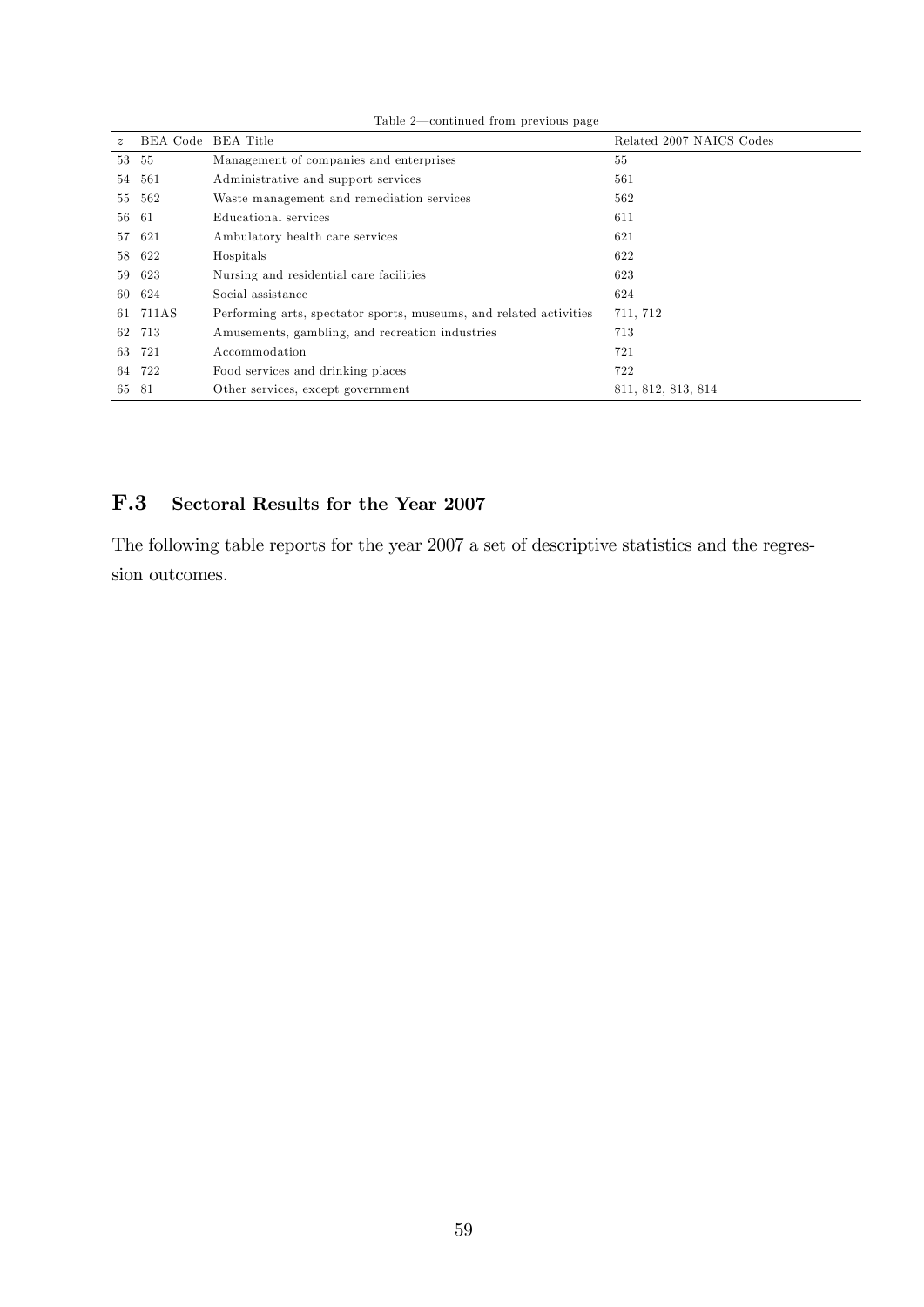Table 2—continued from previous page

| $z$ | BEA Code | BEA Title | Related 2007 NAICS Codes |
|---|---|---|---|
| 53 | 55 | Management of companies and enterprises | 55 |
| 54 | 561 | Administrative and support services | 561 |
| 55 | 562 | Waste management and remediation services | 562 |
| 56 | 61 | Educational services | 611 |
| 57 | 621 | Ambulatory health care services | 621 |
| 58 | 622 | Hospitals | 622 |
| 59 | 623 | Nursing and residential care facilities | 623 |
| 60 | 624 | Social assistance | 624 |
| 61 | 711AS | Performing arts, spectator sports, museums, and related activities | 711, 712 |
| 62 | 713 | Amusements, gambling, and recreation industries | 713 |
| 63 | 721 | Accommodation | 721 |
| 64 | 722 | Food services and drinking places | 722 |
| 65 | 81 | Other services, except government | 811, 812, 813, 814 |

## F.3 Sectoral Results for the Year 2007

The following table reports for the year 2007 a set of descriptive statistics and the regression outcomes.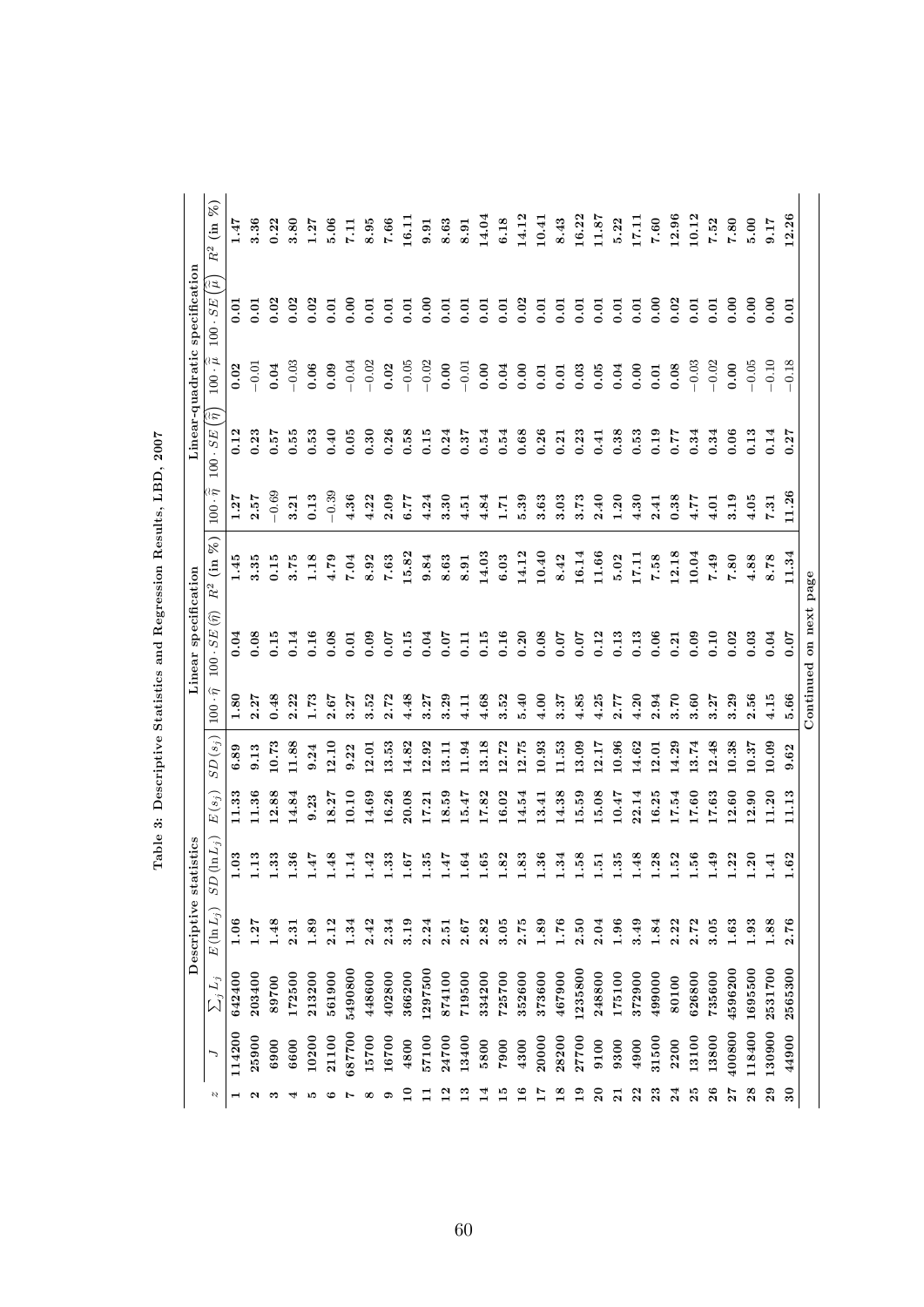# Table 3: Descriptive Statistics and Regression Results, LBD, 2007

| | Descriptive statistics | | | | | | Linear specification | | | Linear-quadratic specification | | | | |
|---|---|---|---|---|---|---|---|---|---|---|---|---|---|---|
| $z$ | $J$ | $\sum_j L_j$ | $E(\ln L_j)$ | $SD(\ln L_j)$ | $E(s_j)$ | $SD(s_j)$ | $100 \cdot \hat{\eta}$ | $100 \cdot SE(\hat{\eta})$ | $R^2$ (in %) | $100 \cdot \hat{\widetilde{\eta}}$ | $100 \cdot SE\left(\hat{\widetilde{\eta}}\right)$ | $100 \cdot \hat{\widetilde{\mu}}$ | $100 \cdot SE\left(\hat{\widetilde{\mu}}\right)$ | $R^2$ (in %) |
| 1 | 114200 | 642400 | 1.06 | 1.03 | 11.33 | 6.89 | 1.80 | 0.04 | 1.45 | 1.27 | 0.12 | 0.02 | 0.01 | 1.47 |
| 2 | 25900 | 203400 | 1.27 | 1.13 | 11.36 | 9.13 | 2.27 | 0.08 | 3.35 | 2.57 | 0.23 | −0.01 | 0.01 | 3.36 |
| 3 | 6900 | 89700 | 1.48 | 1.33 | 12.88 | 10.73 | 0.48 | 0.15 | 0.15 | −0.69 | 0.57 | 0.04 | 0.02 | 0.22 |
| 4 | 6600 | 172500 | 2.31 | 1.36 | 14.84 | 11.88 | 2.22 | 0.14 | 3.75 | 3.21 | 0.55 | −0.03 | 0.02 | 3.80 |
| 5 | 10200 | 213200 | 1.89 | 1.47 | 9.23 | 9.24 | 1.73 | 0.16 | 1.18 | 0.13 | 0.53 | 0.06 | 0.02 | 1.27 |
| 6 | 21100 | 561900 | 2.12 | 1.48 | 18.27 | 12.10 | 2.67 | 0.08 | 4.79 | −0.39 | 0.40 | 0.09 | 0.01 | 5.06 |
| 7 | 687700 | 5490800 | 1.34 | 1.14 | 10.10 | 9.22 | 3.27 | 0.01 | 7.04 | 4.36 | 0.05 | −0.04 | 0.00 | 7.11 |
| 8 | 15700 | 448600 | 2.42 | 1.42 | 14.69 | 12.01 | 3.52 | 0.09 | 8.92 | 4.22 | 0.30 | −0.02 | 0.01 | 8.95 |
| 9 | 16700 | 402800 | 2.34 | 1.33 | 16.26 | 13.53 | 2.72 | 0.07 | 7.63 | 2.09 | 0.26 | 0.02 | 0.01 | 7.66 |
| 10 | 4800 | 366200 | 3.19 | 1.67 | 20.08 | 14.82 | 4.48 | 0.15 | 15.82 | 6.77 | 0.58 | −0.05 | 0.01 | 16.11 |
| 11 | 57100 | 1297500 | 2.24 | 1.35 | 17.21 | 12.92 | 3.27 | 0.04 | 9.84 | 4.24 | 0.15 | −0.02 | 0.00 | 9.91 |
| 12 | 24700 | 874100 | 2.51 | 1.47 | 18.59 | 13.11 | 3.29 | 0.07 | 8.63 | 3.30 | 0.24 | 0.00 | 0.01 | 8.63 |
| 13 | 13400 | 719500 | 2.67 | 1.64 | 15.47 | 11.94 | 4.11 | 0.11 | 8.91 | 4.51 | 0.37 | −0.01 | 0.01 | 8.91 |
| 14 | 5800 | 334200 | 2.82 | 1.65 | 17.82 | 13.18 | 4.68 | 0.15 | 14.03 | 4.84 | 0.54 | 0.00 | 0.01 | 14.04 |
| 15 | 7900 | 725700 | 3.05 | 1.82 | 16.02 | 12.72 | 3.52 | 0.16 | 6.03 | 1.71 | 0.54 | 0.04 | 0.01 | 6.18 |
| 16 | 4300 | 352600 | 2.75 | 1.83 | 14.54 | 12.75 | 5.40 | 0.20 | 14.12 | 5.39 | 0.68 | 0.00 | 0.02 | 14.12 |
| 17 | 20000 | 373600 | 1.89 | 1.36 | 13.41 | 10.93 | 4.00 | 0.08 | 10.40 | 3.63 | 0.26 | 0.01 | 0.01 | 10.41 |
| 18 | 28200 | 467900 | 1.76 | 1.34 | 14.38 | 11.53 | 3.37 | 0.07 | 8.42 | 3.03 | 0.21 | 0.01 | 0.01 | 8.43 |
| 19 | 27700 | 1235800 | 2.50 | 1.58 | 15.59 | 13.09 | 4.85 | 0.07 | 16.14 | 3.73 | 0.23 | 0.03 | 0.01 | 16.22 |
| 20 | 9100 | 248800 | 2.04 | 1.51 | 15.08 | 12.17 | 4.25 | 0.12 | 11.66 | 2.40 | 0.41 | 0.05 | 0.01 | 11.87 |
| 21 | 9300 | 175100 | 1.96 | 1.35 | 10.47 | 10.96 | 2.77 | 0.13 | 5.02 | 1.20 | 0.38 | 0.04 | 0.01 | 5.22 |
| 22 | 4900 | 372900 | 3.49 | 1.48 | 22.14 | 14.62 | 4.20 | 0.13 | 17.11 | 4.30 | 0.53 | 0.00 | 0.01 | 17.11 |
| 23 | 31500 | 499000 | 1.84 | 1.28 | 16.25 | 12.01 | 2.94 | 0.06 | 7.58 | 2.41 | 0.19 | 0.01 | 0.00 | 7.60 |
| 24 | 2200 | 80100 | 2.22 | 1.52 | 17.54 | 14.29 | 3.70 | 0.21 | 12.18 | 0.38 | 0.77 | 0.08 | 0.02 | 12.96 |
| 25 | 13100 | 626800 | 2.72 | 1.56 | 17.60 | 13.74 | 3.60 | 0.09 | 10.04 | 4.77 | 0.34 | −0.03 | 0.01 | 10.12 |
| 26 | 13800 | 735600 | 3.05 | 1.49 | 17.63 | 12.48 | 3.27 | 0.10 | 7.49 | 4.01 | 0.34 | −0.02 | 0.01 | 7.52 |
| 27 | 400800 | 4596200 | 1.63 | 1.22 | 12.60 | 10.38 | 3.29 | 0.02 | 7.80 | 3.19 | 0.06 | 0.00 | 0.00 | 7.80 |
| 28 | 118400 | 1695500 | 1.93 | 1.20 | 12.90 | 10.37 | 2.56 | 0.03 | 4.88 | 4.05 | 0.13 | −0.05 | 0.00 | 5.00 |
| 29 | 130900 | 2531700 | 1.88 | 1.41 | 11.20 | 10.09 | 4.15 | 0.04 | 8.78 | 7.31 | 0.14 | −0.10 | 0.00 | 9.17 |
| 30 | 44900 | 2565300 | 2.76 | 1.62 | 11.13 | 9.62 | 5.66 | 0.07 | 11.34 | 11.26 | 0.27 | −0.18 | 0.01 | 12.26 |

Continued on next page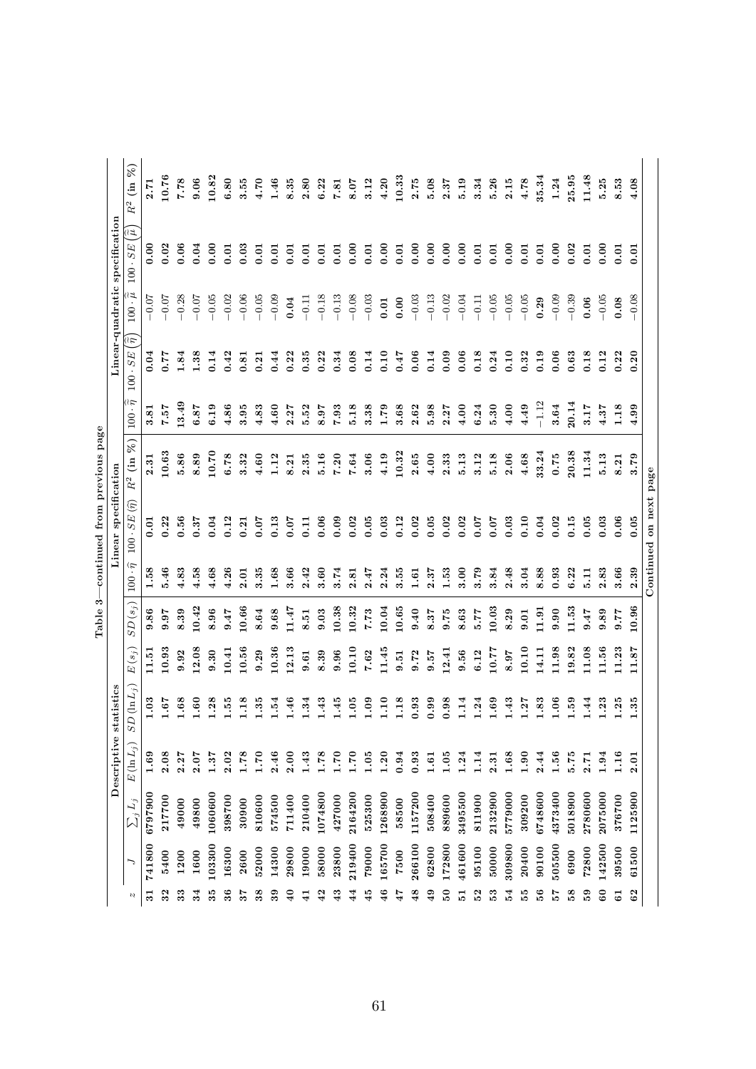**Table 3—continued from previous page**

| | Descriptive statistics | | | | | | Linear specification | | | Linear-quadratic specification | | | | |
|---|---|---|---|---|---|---|---|---|---|---|---|---|---|---|
| $z$ | $J$ | $\sum_j L_j$ | $E(\ln L_j)$ | $SD(\ln L_j)$ | $E(s_j)$ | $SD(s_j)$ | $100 \cdot \widehat{\eta}$ | $100 \cdot SE(\widehat{\eta})$ | $R^2$ (in %) | $100 \cdot \widehat{\widehat{\eta}}$ | $100 \cdot SE(\widehat{\widehat{\eta}})$ | $100 \cdot \widehat{\widehat{\mu}}$ | $100 \cdot SE(\widehat{\widehat{\mu}})$ | $R^2$ (in %) |
| 31 | 741800 | 6797900 | 1.69 | 1.03 | 11.51 | 9.86 | 1.58 | 0.01 | 2.31 | 3.81 | 0.04 | −0.07 | 0.00 | 2.71 |
| 32 | 5400 | 217700 | 2.08 | 1.67 | 10.93 | 9.97 | 5.46 | 0.22 | 10.63 | 7.57 | 0.77 | −0.07 | 0.02 | 10.76 |
| 33 | 1200 | 49000 | 2.27 | 1.68 | 9.92 | 8.39 | 4.83 | 0.56 | 5.86 | 13.49 | 1.84 | −0.28 | 0.06 | 7.78 |
| 34 | 1600 | 49800 | 2.07 | 1.60 | 12.08 | 10.42 | 4.58 | 0.37 | 8.89 | 6.87 | 1.38 | −0.07 | 0.04 | 9.06 |
| 35 | 103300 | 1060600 | 1.37 | 1.28 | 9.30 | 8.96 | 4.68 | 0.04 | 10.70 | 6.19 | 0.14 | −0.05 | 0.00 | 10.82 |
| 36 | 16300 | 398700 | 2.02 | 1.55 | 10.41 | 9.47 | 4.26 | 0.12 | 6.78 | 4.86 | 0.42 | −0.02 | 0.01 | 6.80 |
| 37 | 2600 | 30900 | 1.78 | 1.18 | 10.56 | 10.66 | 2.01 | 0.21 | 3.32 | 3.95 | 0.81 | −0.06 | 0.03 | 3.55 |
| 38 | 52000 | 810600 | 1.70 | 1.35 | 9.29 | 8.64 | 3.35 | 0.07 | 4.60 | 4.83 | 0.21 | −0.05 | 0.01 | 4.70 |
| 39 | 14300 | 574500 | 2.46 | 1.54 | 10.36 | 9.68 | 1.68 | 0.13 | 1.12 | 4.60 | 0.44 | −0.09 | 0.01 | 1.46 |
| 40 | 29800 | 711400 | 2.00 | 1.46 | 12.13 | 11.47 | 3.66 | 0.07 | 8.21 | 2.27 | 0.22 | 0.04 | 0.01 | 8.35 |
| 41 | 19000 | 210400 | 1.43 | 1.34 | 9.61 | 8.51 | 2.42 | 0.11 | 2.35 | 5.52 | 0.35 | −0.11 | 0.01 | 2.80 |
| 42 | 58000 | 1074800 | 1.78 | 1.43 | 8.39 | 9.03 | 3.60 | 0.06 | 5.16 | 8.97 | 0.22 | −0.18 | 0.01 | 6.22 |
| 43 | 23800 | 427000 | 1.70 | 1.45 | 9.96 | 10.38 | 3.74 | 0.09 | 7.20 | 7.93 | 0.34 | −0.13 | 0.01 | 7.81 |
| 44 | 219400 | 2164200 | 1.70 | 1.05 | 10.10 | 10.32 | 2.81 | 0.02 | 7.64 | 5.18 | 0.08 | −0.08 | 0.00 | 8.07 |
| 45 | 79000 | 525300 | 1.05 | 1.09 | 7.62 | 7.73 | 2.47 | 0.05 | 3.06 | 3.38 | 0.14 | −0.03 | 0.01 | 3.12 |
| 46 | 165700 | 1268900 | 1.20 | 1.10 | 11.45 | 10.04 | 2.24 | 0.03 | 4.19 | 1.79 | 0.10 | 0.01 | 0.00 | 4.20 |
| 47 | 7500 | 58500 | 0.94 | 1.18 | 9.51 | 10.65 | 3.55 | 0.12 | 10.32 | 3.68 | 0.47 | 0.00 | 0.01 | 10.33 |
| 48 | 266100 | 1157200 | 0.93 | 0.93 | 9.72 | 9.40 | 1.61 | 0.02 | 2.65 | 2.62 | 0.06 | −0.03 | 0.00 | 2.75 |
| 49 | 62800 | 508400 | 1.61 | 0.99 | 9.57 | 8.37 | 2.37 | 0.05 | 4.00 | 5.98 | 0.14 | −0.13 | 0.00 | 5.08 |
| 50 | 172800 | 889600 | 1.05 | 0.98 | 12.41 | 9.75 | 1.53 | 0.02 | 2.33 | 2.27 | 0.09 | −0.02 | 0.00 | 2.37 |
| 51 | 461600 | 3495500 | 1.24 | 1.14 | 9.56 | 8.63 | 3.00 | 0.02 | 5.13 | 4.00 | 0.06 | −0.04 | 0.00 | 5.19 |
| 52 | 95100 | 811900 | 1.14 | 1.24 | 6.12 | 5.77 | 3.79 | 0.07 | 3.12 | 6.24 | 0.18 | −0.11 | 0.01 | 3.34 |
| 53 | 50000 | 2132900 | 2.31 | 1.69 | 10.77 | 10.03 | 3.84 | 0.07 | 5.18 | 5.30 | 0.24 | −0.05 | 0.01 | 5.26 |
| 54 | 309800 | 5779000 | 1.68 | 1.43 | 8.97 | 8.29 | 2.48 | 0.03 | 2.06 | 4.00 | 0.10 | −0.05 | 0.00 | 2.15 |
| 55 | 20400 | 309200 | 1.90 | 1.27 | 10.10 | 9.01 | 3.04 | 0.10 | 4.68 | 4.49 | 0.32 | −0.05 | 0.01 | 4.78 |
| 56 | 90100 | 6748600 | 2.44 | 1.83 | 14.11 | 11.91 | 8.88 | 0.04 | 33.24 | −1.12 | 0.19 | 0.29 | 0.01 | 35.34 |
| 57 | 505500 | 4373400 | 1.56 | 1.06 | 11.98 | 9.90 | 0.93 | 0.02 | 0.75 | 3.64 | 0.06 | −0.09 | 0.00 | 1.24 |
| 58 | 6900 | 5018900 | 5.75 | 1.59 | 19.82 | 11.53 | 6.22 | 0.15 | 20.38 | 20.14 | 0.63 | −0.39 | 0.02 | 25.95 |
| 59 | 72800 | 2780600 | 2.71 | 1.44 | 11.08 | 9.47 | 5.11 | 0.05 | 11.34 | 3.17 | 0.18 | 0.06 | 0.01 | 11.48 |
| 60 | 142500 | 2075000 | 1.94 | 1.23 | 11.56 | 9.89 | 2.83 | 0.03 | 5.13 | 4.37 | 0.12 | −0.05 | 0.00 | 5.25 |
| 61 | 39500 | 376700 | 1.16 | 1.25 | 11.23 | 9.77 | 3.66 | 0.06 | 8.21 | 1.18 | 0.22 | 0.08 | 0.01 | 8.53 |
| 62 | 61500 | 1125900 | 2.01 | 1.35 | 11.87 | 10.96 | 2.39 | 0.05 | 3.79 | 4.99 | 0.20 | −0.08 | 0.01 | 4.08 |

Continued on next page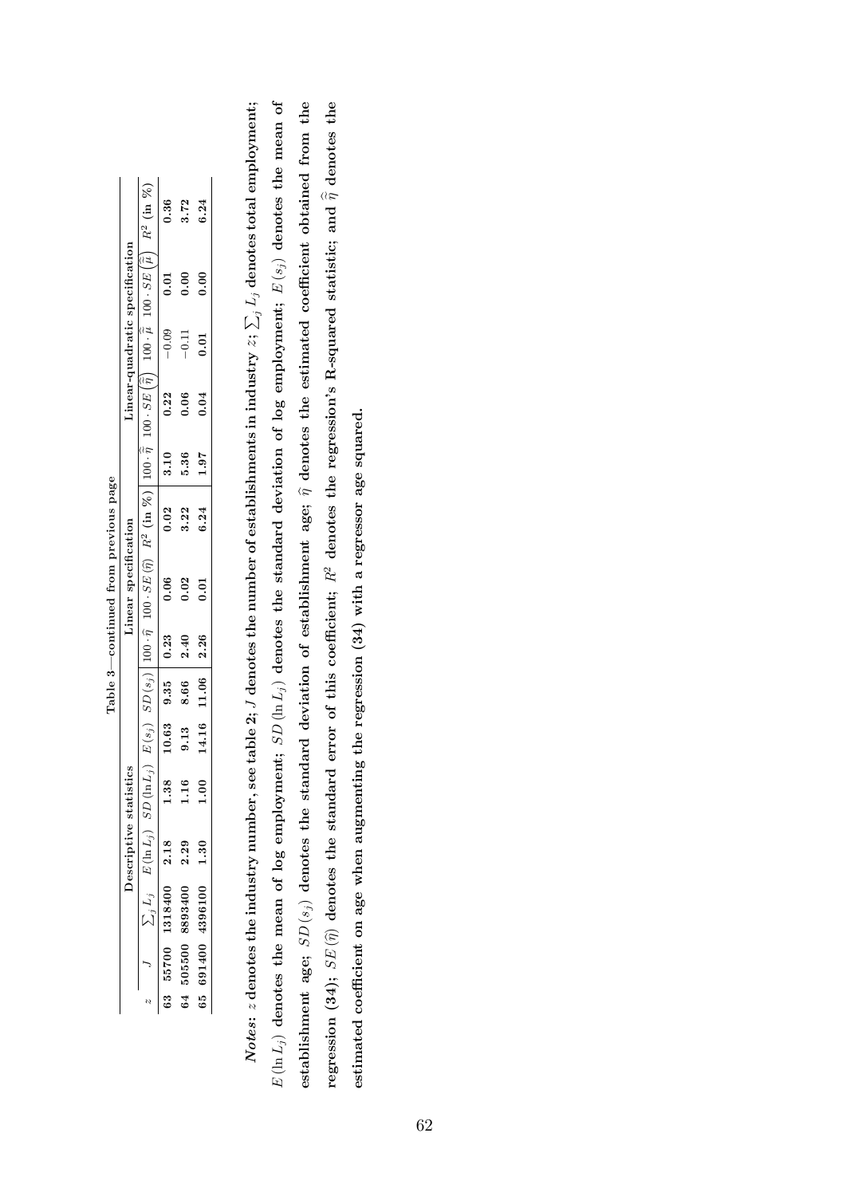**Table 3—continued from previous page**

| | Descriptive statistics | | | | | | Linear specification | | | Linear-quadratic specification | | | | |
|---|---|---|---|---|---|---|---|---|---|---|---|---|---|---|
| $z$ | $J$ | $\sum_j L_j$ | $E(\ln L_j)$ | $SD(\ln L_j)$ | $E(s_j)$ | $SD(s_j)$ | $100 \cdot \widehat{\eta}$ | $100 \cdot SE(\widehat{\eta})$ | $R^2$ (in %) | $100 \cdot \widehat{\widehat{\eta}}$ | $100 \cdot SE\left(\widehat{\widehat{\eta}}\right)$ | $100 \cdot \widehat{\widehat{\mu}}$ | $100 \cdot SE\left(\widehat{\widehat{\mu}}\right)$ | $R^2$ (in %) |
| 63 | 55700 | 1318400 | 2.18 | 1.38 | 10.63 | 9.35 | 0.23 | 0.06 | 0.02 | 3.10 | 0.22 | −0.09 | 0.01 | 0.36 |
| 64 | 505500 | 8893400 | 2.29 | 1.16 | 9.13 | 8.66 | 2.40 | 0.02 | 3.22 | 5.36 | 0.06 | −0.11 | 0.00 | 3.72 |
| 65 | 691400 | 4396100 | 1.30 | 1.00 | 14.16 | 11.06 | 2.26 | 0.01 | 6.24 | 1.97 | 0.04 | 0.01 | 0.00 | 6.24 |

***Notes:*** $z$ denotes the industry number, see table 2; $J$ denotes the number of establishments in industry $z$; $\sum_j L_j$ denotes total employment; $E(\ln L_j)$ denotes the mean of log employment; $SD(\ln L_j)$ denotes the standard deviation of log employment; $E(s_j)$ denotes the mean of establishment age; $SD(s_j)$ denotes the standard deviation of establishment age; $\widehat{\eta}$ denotes the estimated coefficient obtained from the regression (34); $SE(\widehat{\eta})$ denotes the standard error of this coefficient; $R^2$ denotes the regression's R-squared statistic; and $\widehat{\widehat{\eta}}$ denotes the estimated coefficient on age when augmenting the regression (34) with a regressor age squared.